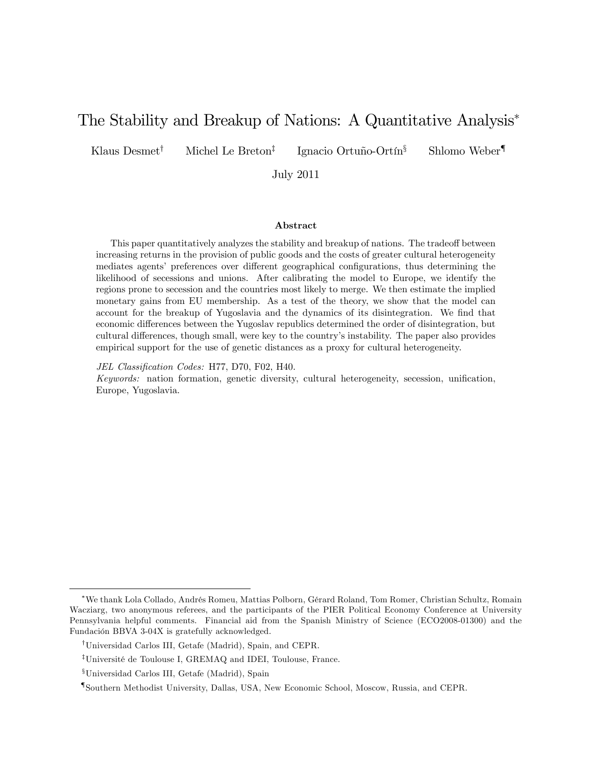# The Stability and Breakup of Nations: A Quantitative Analysis*

Klaus Desmet[†] Michel Le Breton[‡] Ignacio Ortuño-Ortín[§] Shlomo Weber[¶]

July 2011

### Abstract

This paper quantitatively analyzes the stability and breakup of nations. The tradeoff between increasing returns in the provision of public goods and the costs of greater cultural heterogeneity mediates agents' preferences over different geographical configurations, thus determining the likelihood of secessions and unions. After calibrating the model to Europe, we identify the regions prone to secession and the countries most likely to merge. We then estimate the implied monetary gains from EU membership. As a test of the theory, we show that the model can account for the breakup of Yugoslavia and the dynamics of its disintegration. We find that economic differences between the Yugoslav republics determined the order of disintegration, but cultural differences, though small, were key to the country's instability. The paper also provides empirical support for the use of genetic distances as a proxy for cultural heterogeneity.

*JEL Classification Codes:* H77, D70, F02, H40.
*Keywords:* nation formation, genetic diversity, cultural heterogeneity, secession, unification, Europe, Yugoslavia.

---

*We thank Lola Collado, Andrés Romeu, Mattias Polborn, Gérard Roland, Tom Romer, Christian Schultz, Romain Wacziarg, two anonymous referees, and the participants of the PIER Political Economy Conference at University Pennsylvania helpful comments. Financial aid from the Spanish Ministry of Science (ECO2008-01300) and the Fundación BBVA 3-04X is gratefully acknowledged.

[†] Universidad Carlos III, Getafe (Madrid), Spain, and CEPR.

[‡] Université de Toulouse I, GREMAQ and IDEI, Toulouse, France.

[§] Universidad Carlos III, Getafe (Madrid), Spain

[¶] Southern Methodist University, Dallas, USA, New Economic School, Moscow, Russia, and CEPR.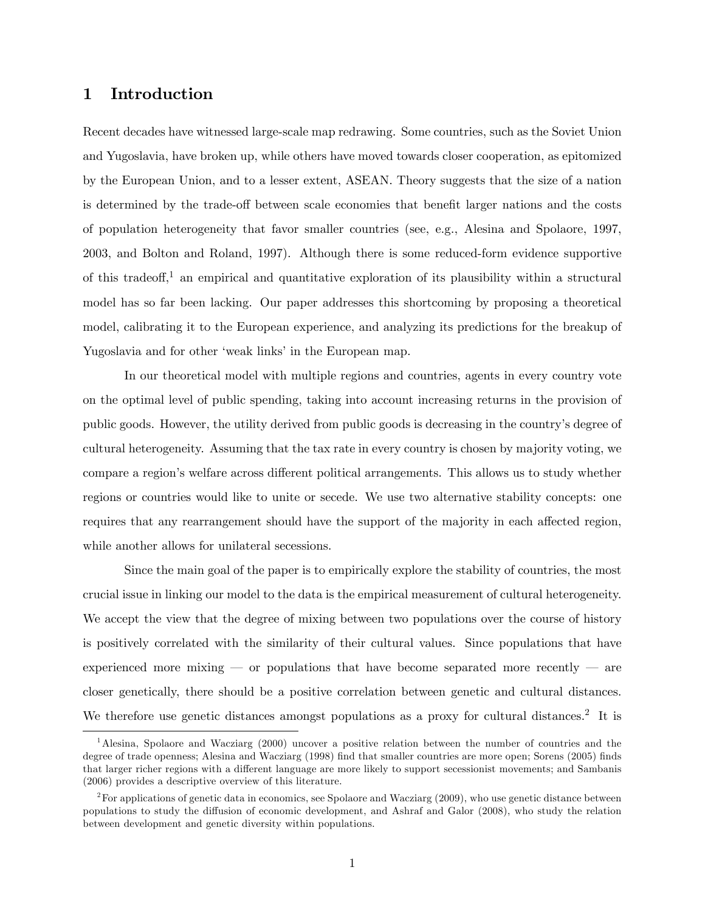# 1 Introduction

Recent decades have witnessed large-scale map redrawing. Some countries, such as the Soviet Union and Yugoslavia, have broken up, while others have moved towards closer cooperation, as epitomized by the European Union, and to a lesser extent, ASEAN. Theory suggests that the size of a nation is determined by the trade-off between scale economies that benefit larger nations and the costs of population heterogeneity that favor smaller countries (see, e.g., Alesina and Spolaore, 1997, 2003, and Bolton and Roland, 1997). Although there is some reduced-form evidence supportive of this tradeoff,[1] an empirical and quantitative exploration of its plausibility within a structural model has so far been lacking. Our paper addresses this shortcoming by proposing a theoretical model, calibrating it to the European experience, and analyzing its predictions for the breakup of Yugoslavia and for other 'weak links' in the European map.

In our theoretical model with multiple regions and countries, agents in every country vote on the optimal level of public spending, taking into account increasing returns in the provision of public goods. However, the utility derived from public goods is decreasing in the country's degree of cultural heterogeneity. Assuming that the tax rate in every country is chosen by majority voting, we compare a region's welfare across different political arrangements. This allows us to study whether regions or countries would like to unite or secede. We use two alternative stability concepts: one requires that any rearrangement should have the support of the majority in each affected region, while another allows for unilateral secessions.

Since the main goal of the paper is to empirically explore the stability of countries, the most crucial issue in linking our model to the data is the empirical measurement of cultural heterogeneity. We accept the view that the degree of mixing between two populations over the course of history is positively correlated with the similarity of their cultural values. Since populations that have experienced more mixing — or populations that have become separated more recently — are closer genetically, there should be a positive correlation between genetic and cultural distances. We therefore use genetic distances amongst populations as a proxy for cultural distances.[2] It is

[1] Alesina, Spolaore and Wacziarg (2000) uncover a positive relation between the number of countries and the degree of trade openness; Alesina and Wacziarg (1998) find that smaller countries are more open; Sorens (2005) finds that larger richer regions with a different language are more likely to support secessionist movements; and Sambanis (2006) provides a descriptive overview of this literature.

[2] For applications of genetic data in economics, see Spolaore and Wacziarg (2009), who use genetic distance between populations to study the diffusion of economic development, and Ashraf and Galor (2008), who study the relation between development and genetic diversity within populations.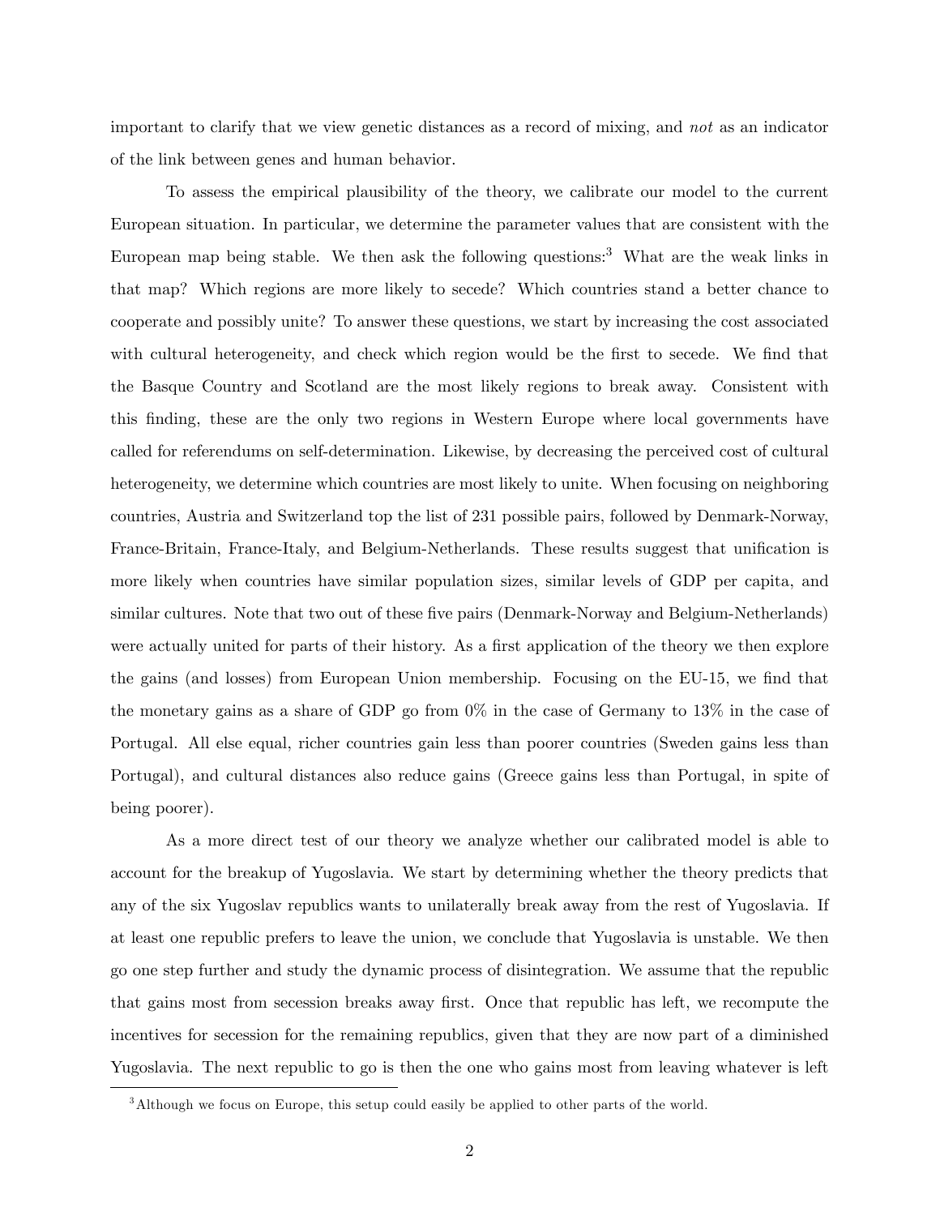important to clarify that we view genetic distances as a record of mixing, and *not* as an indicator of the link between genes and human behavior.

To assess the empirical plausibility of the theory, we calibrate our model to the current European situation. In particular, we determine the parameter values that are consistent with the European map being stable. We then ask the following questions:[3] What are the weak links in that map? Which regions are more likely to secede? Which countries stand a better chance to cooperate and possibly unite? To answer these questions, we start by increasing the cost associated with cultural heterogeneity, and check which region would be the first to secede. We find that the Basque Country and Scotland are the most likely regions to break away. Consistent with this finding, these are the only two regions in Western Europe where local governments have called for referendums on self-determination. Likewise, by decreasing the perceived cost of cultural heterogeneity, we determine which countries are most likely to unite. When focusing on neighboring countries, Austria and Switzerland top the list of 231 possible pairs, followed by Denmark-Norway, France-Britain, France-Italy, and Belgium-Netherlands. These results suggest that unification is more likely when countries have similar population sizes, similar levels of GDP per capita, and similar cultures. Note that two out of these five pairs (Denmark-Norway and Belgium-Netherlands) were actually united for parts of their history. As a first application of the theory we then explore the gains (and losses) from European Union membership. Focusing on the EU-15, we find that the monetary gains as a share of GDP go from 0% in the case of Germany to 13% in the case of Portugal. All else equal, richer countries gain less than poorer countries (Sweden gains less than Portugal), and cultural distances also reduce gains (Greece gains less than Portugal, in spite of being poorer).

As a more direct test of our theory we analyze whether our calibrated model is able to account for the breakup of Yugoslavia. We start by determining whether the theory predicts that any of the six Yugoslav republics wants to unilaterally break away from the rest of Yugoslavia. If at least one republic prefers to leave the union, we conclude that Yugoslavia is unstable. We then go one step further and study the dynamic process of disintegration. We assume that the republic that gains most from secession breaks away first. Once that republic has left, we recompute the incentives for secession for the remaining republics, given that they are now part of a diminished Yugoslavia. The next republic to go is then the one who gains most from leaving whatever is left

[3] Although we focus on Europe, this setup could easily be applied to other parts of the world.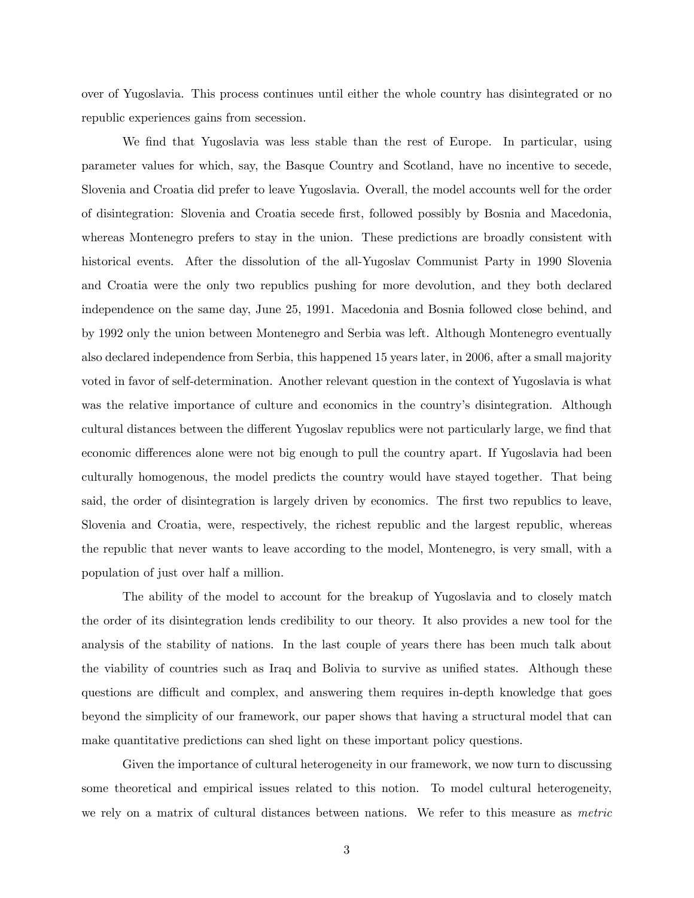over of Yugoslavia. This process continues until either the whole country has disintegrated or no republic experiences gains from secession.

We find that Yugoslavia was less stable than the rest of Europe. In particular, using parameter values for which, say, the Basque Country and Scotland, have no incentive to secede, Slovenia and Croatia did prefer to leave Yugoslavia. Overall, the model accounts well for the order of disintegration: Slovenia and Croatia secede first, followed possibly by Bosnia and Macedonia, whereas Montenegro prefers to stay in the union. These predictions are broadly consistent with historical events. After the dissolution of the all-Yugoslav Communist Party in 1990 Slovenia and Croatia were the only two republics pushing for more devolution, and they both declared independence on the same day, June 25, 1991. Macedonia and Bosnia followed close behind, and by 1992 only the union between Montenegro and Serbia was left. Although Montenegro eventually also declared independence from Serbia, this happened 15 years later, in 2006, after a small majority voted in favor of self-determination. Another relevant question in the context of Yugoslavia is what was the relative importance of culture and economics in the country's disintegration. Although cultural distances between the different Yugoslav republics were not particularly large, we find that economic differences alone were not big enough to pull the country apart. If Yugoslavia had been culturally homogenous, the model predicts the country would have stayed together. That being said, the order of disintegration is largely driven by economics. The first two republics to leave, Slovenia and Croatia, were, respectively, the richest republic and the largest republic, whereas the republic that never wants to leave according to the model, Montenegro, is very small, with a population of just over half a million.

The ability of the model to account for the breakup of Yugoslavia and to closely match the order of its disintegration lends credibility to our theory. It also provides a new tool for the analysis of the stability of nations. In the last couple of years there has been much talk about the viability of countries such as Iraq and Bolivia to survive as unified states. Although these questions are difficult and complex, and answering them requires in-depth knowledge that goes beyond the simplicity of our framework, our paper shows that having a structural model that can make quantitative predictions can shed light on these important policy questions.

Given the importance of cultural heterogeneity in our framework, we now turn to discussing some theoretical and empirical issues related to this notion. To model cultural heterogeneity, we rely on a matrix of cultural distances between nations. We refer to this measure as *metric*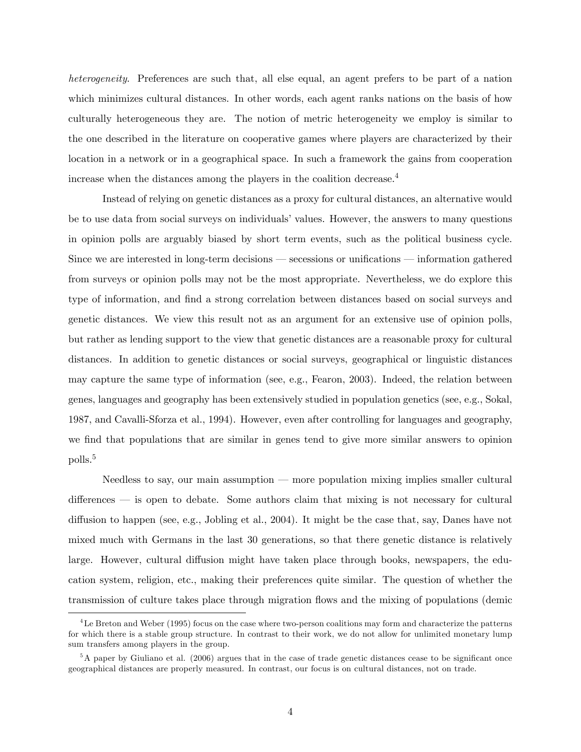*heterogeneity*. Preferences are such that, all else equal, an agent prefers to be part of a nation which minimizes cultural distances. In other words, each agent ranks nations on the basis of how culturally heterogeneous they are. The notion of metric heterogeneity we employ is similar to the one described in the literature on cooperative games where players are characterized by their location in a network or in a geographical space. In such a framework the gains from cooperation increase when the distances among the players in the coalition decrease.[4]

Instead of relying on genetic distances as a proxy for cultural distances, an alternative would be to use data from social surveys on individuals' values. However, the answers to many questions in opinion polls are arguably biased by short term events, such as the political business cycle. Since we are interested in long-term decisions — secessions or unifications — information gathered from surveys or opinion polls may not be the most appropriate. Nevertheless, we do explore this type of information, and find a strong correlation between distances based on social surveys and genetic distances. We view this result not as an argument for an extensive use of opinion polls, but rather as lending support to the view that genetic distances are a reasonable proxy for cultural distances. In addition to genetic distances or social surveys, geographical or linguistic distances may capture the same type of information (see, e.g., Fearon, 2003). Indeed, the relation between genes, languages and geography has been extensively studied in population genetics (see, e.g., Sokal, 1987, and Cavalli-Sforza et al., 1994). However, even after controlling for languages and geography, we find that populations that are similar in genes tend to give more similar answers to opinion polls.[5]

Needless to say, our main assumption — more population mixing implies smaller cultural differences — is open to debate. Some authors claim that mixing is not necessary for cultural diffusion to happen (see, e.g., Jobling et al., 2004). It might be the case that, say, Danes have not mixed much with Germans in the last 30 generations, so that there genetic distance is relatively large. However, cultural diffusion might have taken place through books, newspapers, the education system, religion, etc., making their preferences quite similar. The question of whether the transmission of culture takes place through migration flows and the mixing of populations (demic

[4] Le Breton and Weber (1995) focus on the case where two-person coalitions may form and characterize the patterns for which there is a stable group structure. In contrast to their work, we do not allow for unlimited monetary lump sum transfers among players in the group.

[5] A paper by Giuliano et al. (2006) argues that in the case of trade genetic distances cease to be significant once geographical distances are properly measured. In contrast, our focus is on cultural distances, not on trade.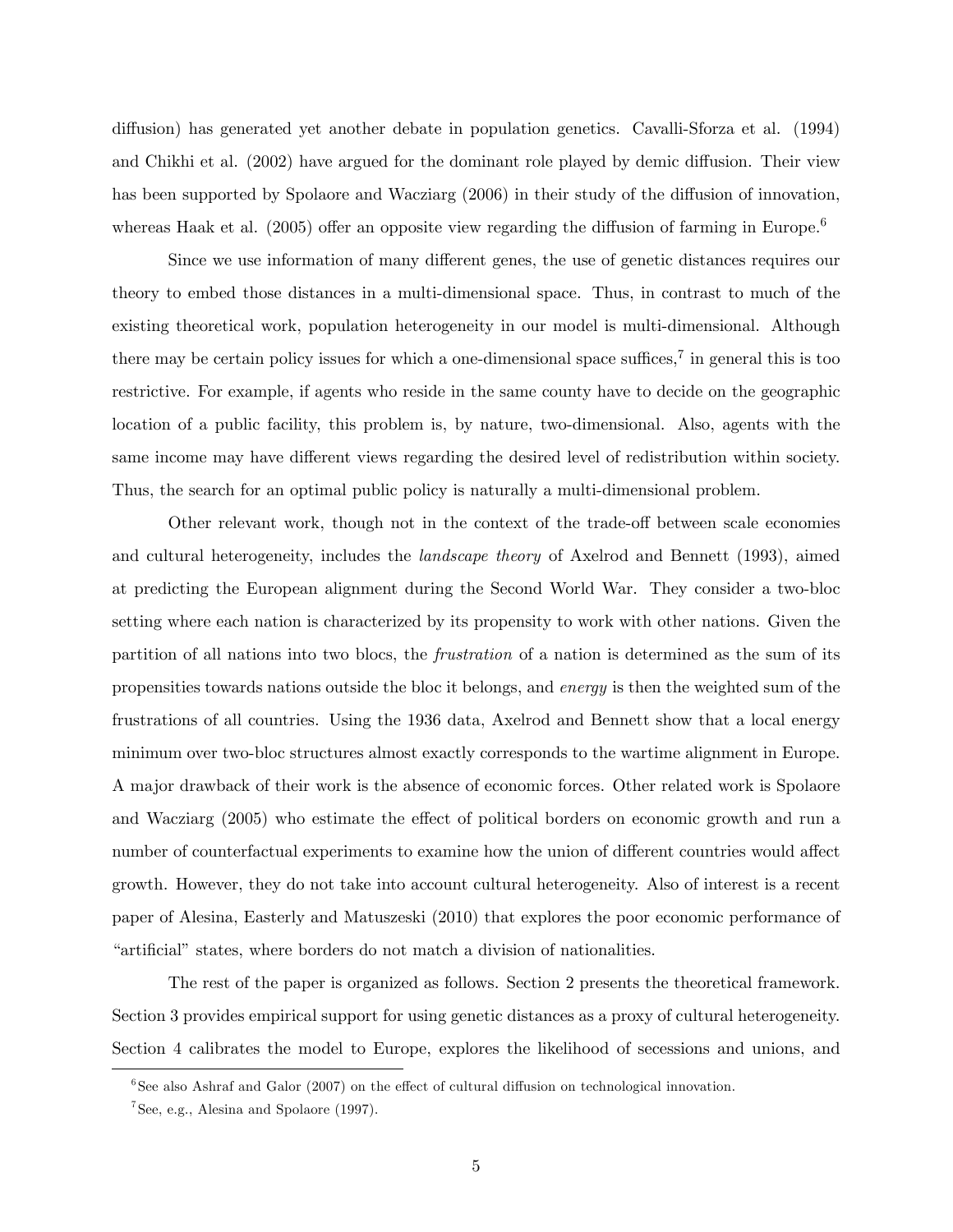diffusion) has generated yet another debate in population genetics. Cavalli-Sforza et al. (1994) and Chikhi et al. (2002) have argued for the dominant role played by demic diffusion. Their view has been supported by Spolaore and Wacziarg (2006) in their study of the diffusion of innovation, whereas Haak et al. (2005) offer an opposite view regarding the diffusion of farming in Europe.[6]

Since we use information of many different genes, the use of genetic distances requires our theory to embed those distances in a multi-dimensional space. Thus, in contrast to much of the existing theoretical work, population heterogeneity in our model is multi-dimensional. Although there may be certain policy issues for which a one-dimensional space suffices,[7] in general this is too restrictive. For example, if agents who reside in the same county have to decide on the geographic location of a public facility, this problem is, by nature, two-dimensional. Also, agents with the same income may have different views regarding the desired level of redistribution within society. Thus, the search for an optimal public policy is naturally a multi-dimensional problem.

Other relevant work, though not in the context of the trade-off between scale economies and cultural heterogeneity, includes the *landscape theory* of Axelrod and Bennett (1993), aimed at predicting the European alignment during the Second World War. They consider a two-bloc setting where each nation is characterized by its propensity to work with other nations. Given the partition of all nations into two blocs, the *frustration* of a nation is determined as the sum of its propensities towards nations outside the bloc it belongs, and *energy* is then the weighted sum of the frustrations of all countries. Using the 1936 data, Axelrod and Bennett show that a local energy minimum over two-bloc structures almost exactly corresponds to the wartime alignment in Europe. A major drawback of their work is the absence of economic forces. Other related work is Spolaore and Wacziarg (2005) who estimate the effect of political borders on economic growth and run a number of counterfactual experiments to examine how the union of different countries would affect growth. However, they do not take into account cultural heterogeneity. Also of interest is a recent paper of Alesina, Easterly and Matuszeski (2010) that explores the poor economic performance of "artificial" states, where borders do not match a division of nationalities.

The rest of the paper is organized as follows. Section 2 presents the theoretical framework. Section 3 provides empirical support for using genetic distances as a proxy of cultural heterogeneity. Section 4 calibrates the model to Europe, explores the likelihood of secessions and unions, and

[6] See also Ashraf and Galor (2007) on the effect of cultural diffusion on technological innovation.

[7] See, e.g., Alesina and Spolaore (1997).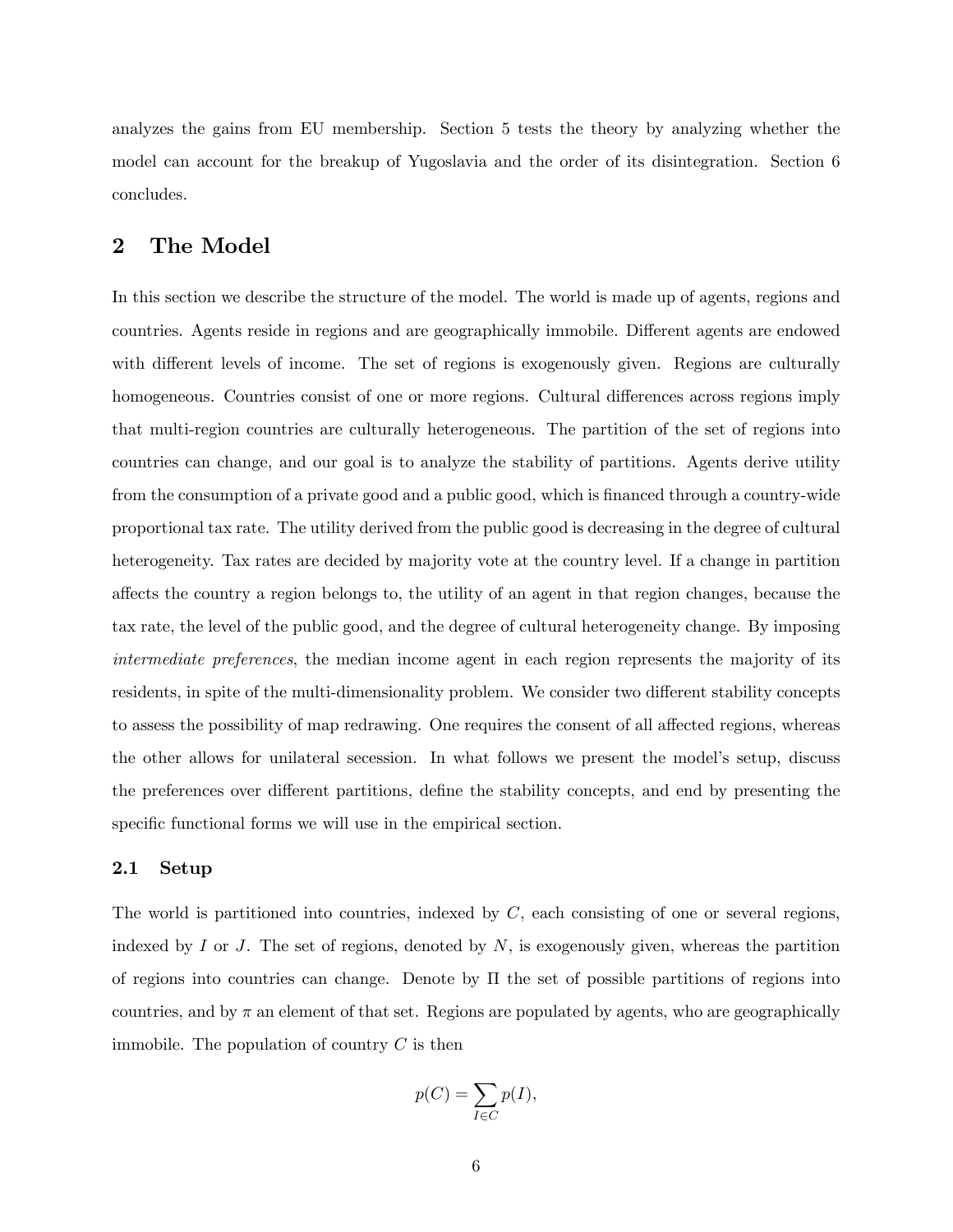analyzes the gains from EU membership. Section 5 tests the theory by analyzing whether the model can account for the breakup of Yugoslavia and the order of its disintegration. Section 6 concludes.

## 2 The Model

In this section we describe the structure of the model. The world is made up of agents, regions and countries. Agents reside in regions and are geographically immobile. Different agents are endowed with different levels of income. The set of regions is exogenously given. Regions are culturally homogeneous. Countries consist of one or more regions. Cultural differences across regions imply that multi-region countries are culturally heterogeneous. The partition of the set of regions into countries can change, and our goal is to analyze the stability of partitions. Agents derive utility from the consumption of a private good and a public good, which is financed through a country-wide proportional tax rate. The utility derived from the public good is decreasing in the degree of cultural heterogeneity. Tax rates are decided by majority vote at the country level. If a change in partition affects the country a region belongs to, the utility of an agent in that region changes, because the tax rate, the level of the public good, and the degree of cultural heterogeneity change. By imposing *intermediate preferences*, the median income agent in each region represents the majority of its residents, in spite of the multi-dimensionality problem. We consider two different stability concepts to assess the possibility of map redrawing. One requires the consent of all affected regions, whereas the other allows for unilateral secession. In what follows we present the model's setup, discuss the preferences over different partitions, define the stability concepts, and end by presenting the specific functional forms we will use in the empirical section.

### 2.1 Setup

The world is partitioned into countries, indexed by $C$, each consisting of one or several regions, indexed by $I$ or $J$. The set of regions, denoted by $N$, is exogenously given, whereas the partition of regions into countries can change. Denote by $\Pi$ the set of possible partitions of regions into countries, and by $\pi$ an element of that set. Regions are populated by agents, who are geographically immobile. The population of country $C$ is then

$$p(C) = \sum_{I \in C} p(I),$$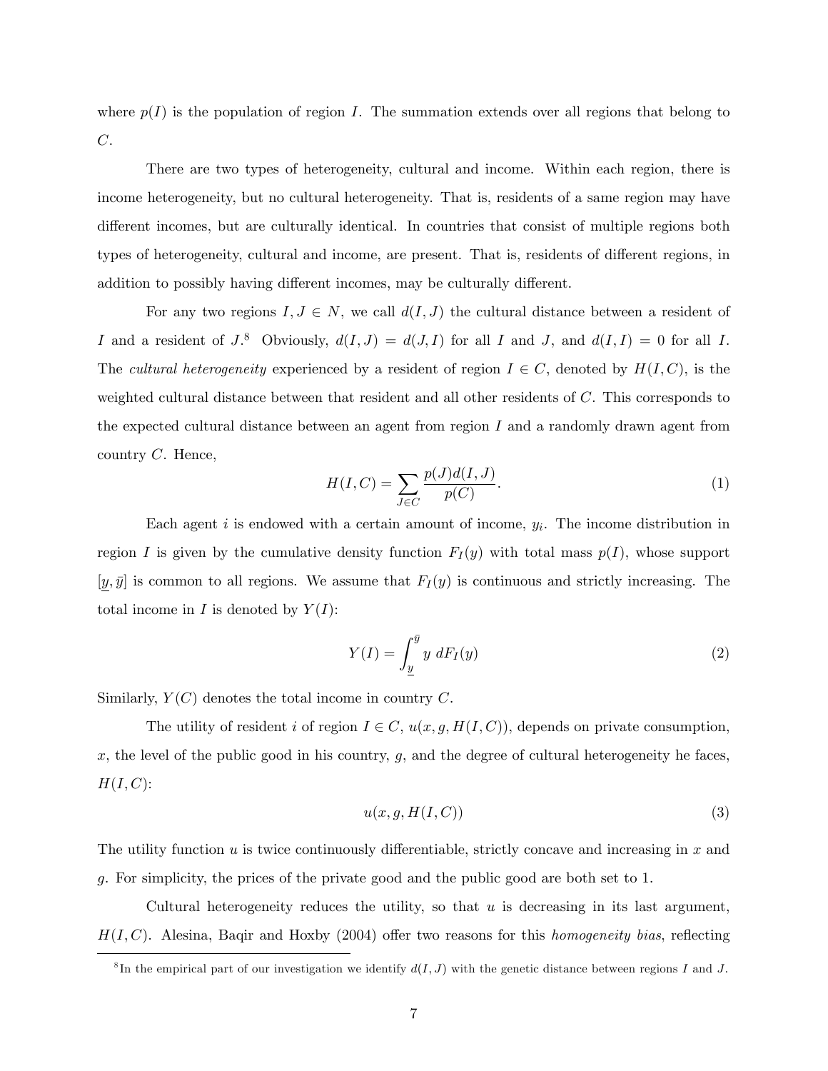where $p(I)$ is the population of region $I$. The summation extends over all regions that belong to $C$.

There are two types of heterogeneity, cultural and income. Within each region, there is income heterogeneity, but no cultural heterogeneity. That is, residents of a same region may have different incomes, but are culturally identical. In countries that consist of multiple regions both types of heterogeneity, cultural and income, are present. That is, residents of different regions, in addition to possibly having different incomes, may be culturally different.

For any two regions $I, J \in N$, we call $d(I, J)$ the cultural distance between a resident of $I$ and a resident of $J$.[8] Obviously, $d(I, J) = d(J, I)$ for all $I$ and $J$, and $d(I, I) = 0$ for all $I$. The *cultural heterogeneity* experienced by a resident of region $I \in C$, denoted by $H(I, C)$, is the weighted cultural distance between that resident and all other residents of $C$. This corresponds to the expected cultural distance between an agent from region $I$ and a randomly drawn agent from country $C$. Hence,

$$H(I, C) = \sum_{J \in C} \frac{p(J) d(I, J)}{p(C)}. \tag{1}$$

Each agent $i$ is endowed with a certain amount of income, $y_i$. The income distribution in region $I$ is given by the cumulative density function $F_I(y)$ with total mass $p(I)$, whose support $[\underline{y}, \bar{y}]$ is common to all regions. We assume that $F_I(y)$ is continuous and strictly increasing. The total income in $I$ is denoted by $Y(I)$:

$$Y(I) = \int_{\underline{y}}^{\bar{y}} y \; dF_I(y) \tag{2}$$

Similarly, $Y(C)$ denotes the total income in country $C$.

The utility of resident $i$ of region $I \in C$, $u(x, g, H(I, C))$, depends on private consumption, $x$, the level of the public good in his country, $g$, and the degree of cultural heterogeneity he faces, $H(I, C)$:

$$u(x, g, H(I, C)) \tag{3}$$

The utility function $u$ is twice continuously differentiable, strictly concave and increasing in $x$ and $g$. For simplicity, the prices of the private good and the public good are both set to 1.

Cultural heterogeneity reduces the utility, so that $u$ is decreasing in its last argument, $H(I, C)$. Alesina, Baqir and Hoxby (2004) offer two reasons for this *homogeneity bias*, reflecting

[8] In the empirical part of our investigation we identify $d(I, J)$ with the genetic distance between regions $I$ and $J$.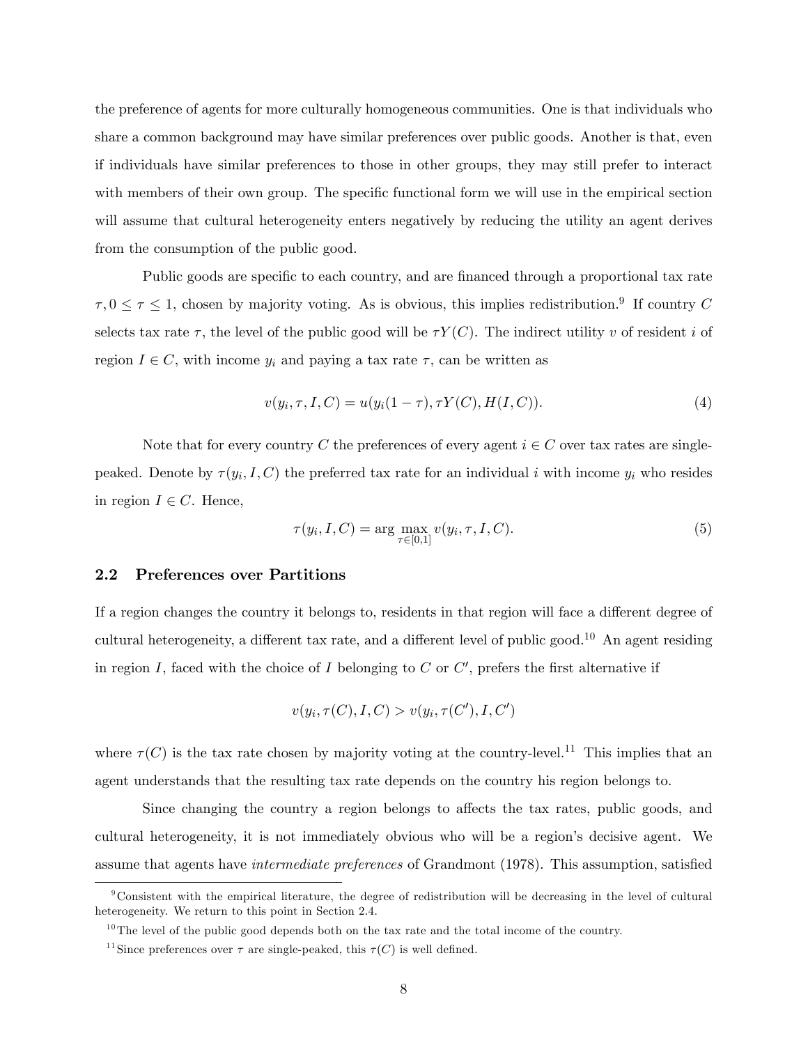the preference of agents for more culturally homogeneous communities. One is that individuals who share a common background may have similar preferences over public goods. Another is that, even if individuals have similar preferences to those in other groups, they may still prefer to interact with members of their own group. The specific functional form we will use in the empirical section will assume that cultural heterogeneity enters negatively by reducing the utility an agent derives from the consumption of the public good.

Public goods are specific to each country, and are financed through a proportional tax rate $\tau, 0 \leq \tau \leq 1$, chosen by majority voting. As is obvious, this implies redistribution.[9] If country $C$ selects tax rate $\tau$, the level of the public good will be $\tau Y(C)$. The indirect utility $v$ of resident $i$ of region $I \in C$, with income $y_i$ and paying a tax rate $\tau$, can be written as

$$v(y_i, \tau, I, C) = u(y_i(1-\tau), \tau Y(C), H(I, C)). \tag{4}$$

Note that for every country $C$ the preferences of every agent $i \in C$ over tax rates are single-peaked. Denote by $\tau(y_i, I, C)$ the preferred tax rate for an individual $i$ with income $y_i$ who resides in region $I \in C$. Hence,

$$\tau(y_i, I, C) = \arg\max_{\tau \in [0,1]} v(y_i, \tau, I, C). \tag{5}$$

## 2.2 Preferences over Partitions

If a region changes the country it belongs to, residents in that region will face a different degree of cultural heterogeneity, a different tax rate, and a different level of public good.[10] An agent residing in region $I$, faced with the choice of $I$ belonging to $C$ or $C'$, prefers the first alternative if

$$v(y_i, \tau(C), I, C) > v(y_i, \tau(C'), I, C')$$

where $\tau(C)$ is the tax rate chosen by majority voting at the country-level.[11] This implies that an agent understands that the resulting tax rate depends on the country his region belongs to.

Since changing the country a region belongs to affects the tax rates, public goods, and cultural heterogeneity, it is not immediately obvious who will be a region's decisive agent. We assume that agents have *intermediate preferences* of Grandmont (1978). This assumption, satisfied

[9] Consistent with the empirical literature, the degree of redistribution will be decreasing in the level of cultural heterogeneity. We return to this point in Section 2.4.

[10] The level of the public good depends both on the tax rate and the total income of the country.

[11] Since preferences over $\tau$ are single-peaked, this $\tau(C)$ is well defined.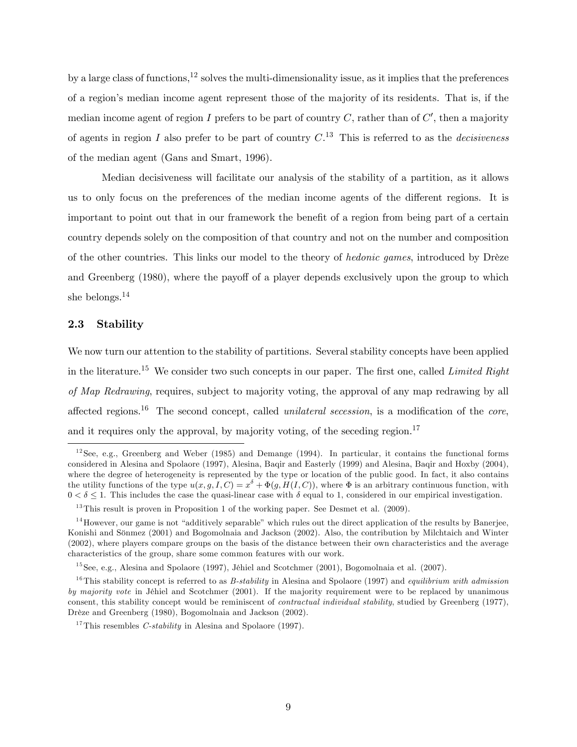by a large class of functions,[12] solves the multi-dimensionality issue, as it implies that the preferences of a region's median income agent represent those of the majority of its residents. That is, if the median income agent of region $I$ prefers to be part of country $C$, rather than of $C'$, then a majority of agents in region $I$ also prefer to be part of country $C$.[13] This is referred to as the *decisiveness* of the median agent (Gans and Smart, 1996).

Median decisiveness will facilitate our analysis of the stability of a partition, as it allows us to only focus on the preferences of the median income agents of the different regions. It is important to point out that in our framework the benefit of a region from being part of a certain country depends solely on the composition of that country and not on the number and composition of the other countries. This links our model to the theory of *hedonic games*, introduced by Drèze and Greenberg (1980), where the payoff of a player depends exclusively upon the group to which she belongs.[14]

### 2.3 Stability

We now turn our attention to the stability of partitions. Several stability concepts have been applied in the literature.[15] We consider two such concepts in our paper. The first one, called *Limited Right of Map Redrawing*, requires, subject to majority voting, the approval of any map redrawing by all affected regions.[16] The second concept, called *unilateral secession*, is a modification of the *core*, and it requires only the approval, by majority voting, of the seceding region.[17]

---

[12] See, e.g., Greenberg and Weber (1985) and Demange (1994). In particular, it contains the functional forms considered in Alesina and Spolaore (1997), Alesina, Baqir and Easterly (1999) and Alesina, Baqir and Hoxby (2004), where the degree of heterogeneity is represented by the type or location of the public good. In fact, it also contains the utility functions of the type $u(x, g, I, C) = x^{\delta} + \Phi(g, H(I, C))$, where $\Phi$ is an arbitrary continuous function, with $0 < \delta \leq 1$. This includes the case the quasi-linear case with $\delta$ equal to 1, considered in our empirical investigation.

[13] This result is proven in Proposition 1 of the working paper. See Desmet et al. (2009).

[14] However, our game is not "additively separable" which rules out the direct application of the results by Banerjee, Konishi and Sönmez (2001) and Bogomolnaia and Jackson (2002). Also, the contribution by Milchtaich and Winter (2002), where players compare groups on the basis of the distance between their own characteristics and the average characteristics of the group, share some common features with our work.

[15] See, e.g., Alesina and Spolaore (1997), Jéhiel and Scotchmer (2001), Bogomolnaia et al. (2007).

[16] This stability concept is referred to as *B-stability* in Alesina and Spolaore (1997) and *equilibrium with admission by majority vote* in Jéhiel and Scotchmer (2001). If the majority requirement were to be replaced by unanimous consent, this stability concept would be reminiscent of *contractual individual stability*, studied by Greenberg (1977), Drèze and Greenberg (1980), Bogomolnaia and Jackson (2002).

[17] This resembles *C-stability* in Alesina and Spolaore (1997).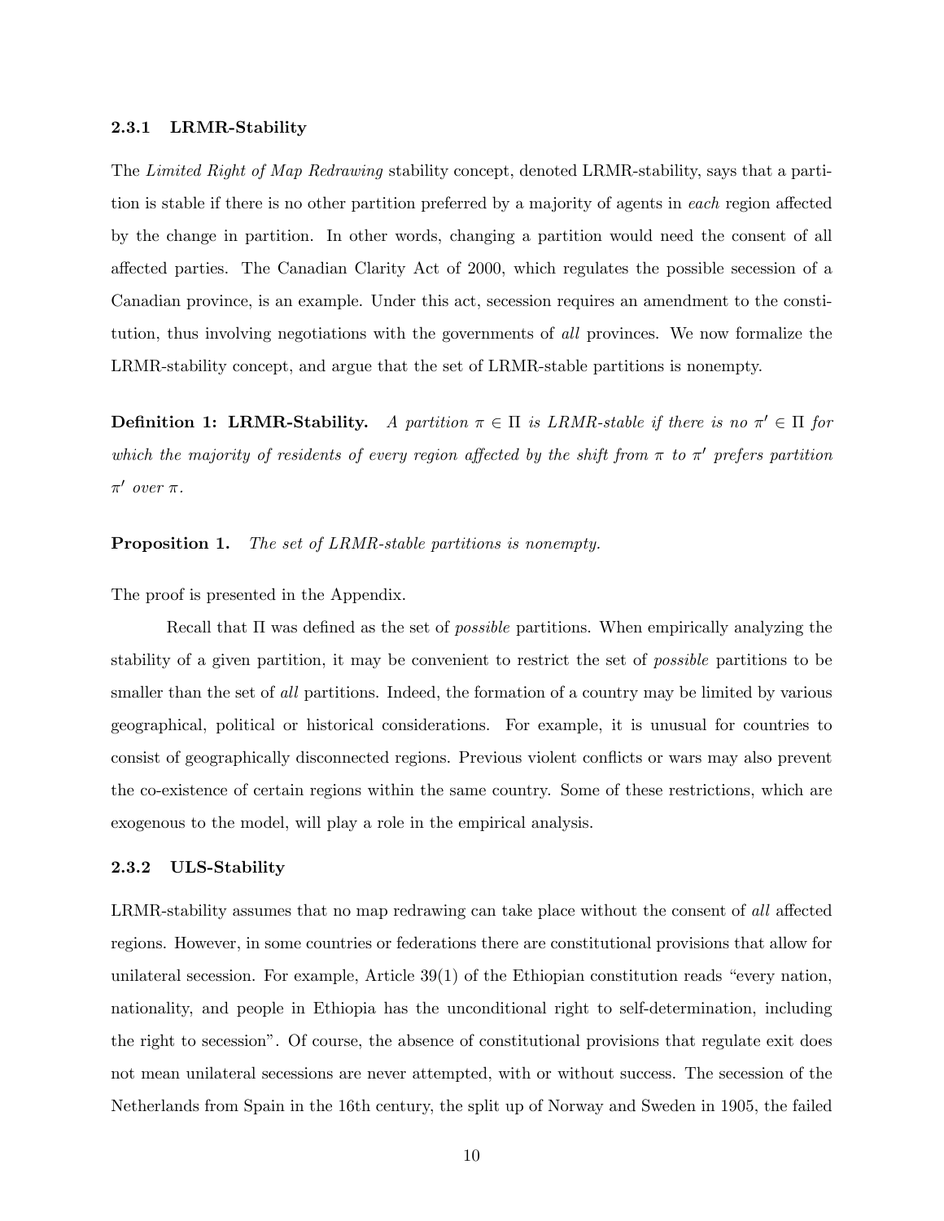### 2.3.1 LRMR-Stability

The *Limited Right of Map Redrawing* stability concept, denoted LRMR-stability, says that a partition is stable if there is no other partition preferred by a majority of agents in *each* region affected by the change in partition. In other words, changing a partition would need the consent of all affected parties. The Canadian Clarity Act of 2000, which regulates the possible secession of a Canadian province, is an example. Under this act, secession requires an amendment to the constitution, thus involving negotiations with the governments of *all* provinces. We now formalize the LRMR-stability concept, and argue that the set of LRMR-stable partitions is nonempty.

**Definition 1: LRMR-Stability.** *A partition $\pi \in \Pi$ is LRMR-stable if there is no $\pi' \in \Pi$ for which the majority of residents of every region affected by the shift from $\pi$ to $\pi'$ prefers partition $\pi'$ over $\pi$.*

**Proposition 1.** *The set of LRMR-stable partitions is nonempty.*

The proof is presented in the Appendix.

Recall that $\Pi$ was defined as the set of *possible* partitions. When empirically analyzing the stability of a given partition, it may be convenient to restrict the set of *possible* partitions to be smaller than the set of *all* partitions. Indeed, the formation of a country may be limited by various geographical, political or historical considerations. For example, it is unusual for countries to consist of geographically disconnected regions. Previous violent conflicts or wars may also prevent the co-existence of certain regions within the same country. Some of these restrictions, which are exogenous to the model, will play a role in the empirical analysis.

### 2.3.2 ULS-Stability

LRMR-stability assumes that no map redrawing can take place without the consent of *all* affected regions. However, in some countries or federations there are constitutional provisions that allow for unilateral secession. For example, Article 39(1) of the Ethiopian constitution reads "every nation, nationality, and people in Ethiopia has the unconditional right to self-determination, including the right to secession". Of course, the absence of constitutional provisions that regulate exit does not mean unilateral secessions are never attempted, with or without success. The secession of the Netherlands from Spain in the 16th century, the split up of Norway and Sweden in 1905, the failed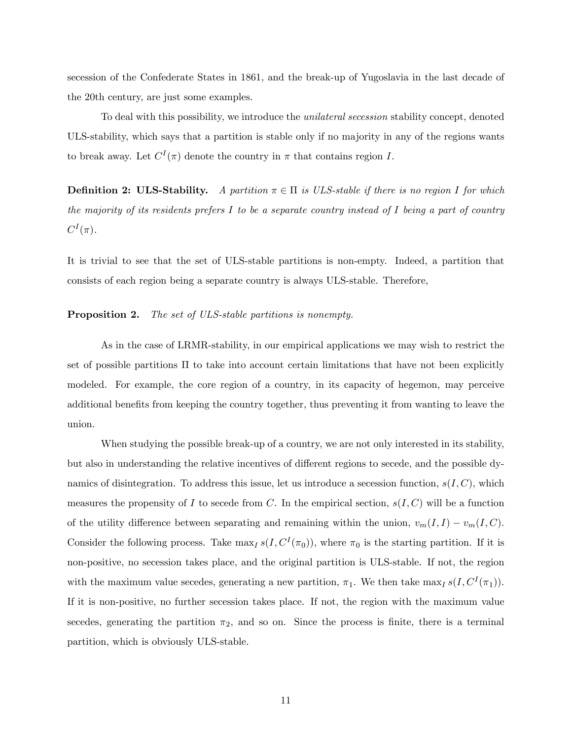secession of the Confederate States in 1861, and the break-up of Yugoslavia in the last decade of the 20th century, are just some examples.

To deal with this possibility, we introduce the *unilateral secession* stability concept, denoted ULS-stability, which says that a partition is stable only if no majority in any of the regions wants to break away. Let $C^I(\pi)$ denote the country in $\pi$ that contains region $I$.

**Definition 2: ULS-Stability.** *A partition $\pi \in \Pi$ is ULS-stable if there is no region $I$ for which the majority of its residents prefers $I$ to be a separate country instead of $I$ being a part of country $C^I(\pi)$.*

It is trivial to see that the set of ULS-stable partitions is non-empty. Indeed, a partition that consists of each region being a separate country is always ULS-stable. Therefore,

**Proposition 2.** *The set of ULS-stable partitions is nonempty.*

As in the case of LRMR-stability, in our empirical applications we may wish to restrict the set of possible partitions $\Pi$ to take into account certain limitations that have not been explicitly modeled. For example, the core region of a country, in its capacity of hegemon, may perceive additional benefits from keeping the country together, thus preventing it from wanting to leave the union.

When studying the possible break-up of a country, we are not only interested in its stability, but also in understanding the relative incentives of different regions to secede, and the possible dynamics of disintegration. To address this issue, let us introduce a secession function, $s(I, C)$, which measures the propensity of $I$ to secede from $C$. In the empirical section, $s(I, C)$ will be a function of the utility difference between separating and remaining within the union, $v_m(I, I) - v_m(I, C)$. Consider the following process. Take $\max_I s(I, C^I(\pi_0))$, where $\pi_0$ is the starting partition. If it is non-positive, no secession takes place, and the original partition is ULS-stable. If not, the region with the maximum value secedes, generating a new partition, $\pi_1$. We then take $\max_I s(I, C^I(\pi_1))$. If it is non-positive, no further secession takes place. If not, the region with the maximum value secedes, generating the partition $\pi_2$, and so on. Since the process is finite, there is a terminal partition, which is obviously ULS-stable.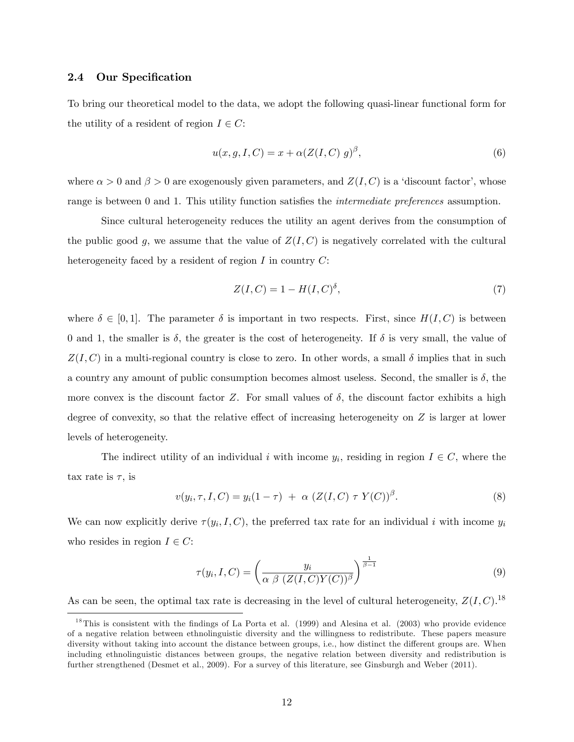### 2.4 Our Specification

To bring our theoretical model to the data, we adopt the following quasi-linear functional form for the utility of a resident of region $I \in C$:

$$u(x, g, I, C) = x + \alpha(Z(I, C)\ g)^{\beta}, \tag{6}$$

where $\alpha > 0$ and $\beta > 0$ are exogenously given parameters, and $Z(I, C)$ is a 'discount factor', whose range is between 0 and 1. This utility function satisfies the *intermediate preferences* assumption.

Since cultural heterogeneity reduces the utility an agent derives from the consumption of the public good $g$, we assume that the value of $Z(I, C)$ is negatively correlated with the cultural heterogeneity faced by a resident of region $I$ in country $C$:

$$Z(I, C) = 1 - H(I, C)^{\delta}, \tag{7}$$

where $\delta \in [0, 1]$. The parameter $\delta$ is important in two respects. First, since $H(I, C)$ is between 0 and 1, the smaller is $\delta$, the greater is the cost of heterogeneity. If $\delta$ is very small, the value of $Z(I, C)$ in a multi-regional country is close to zero. In other words, a small $\delta$ implies that in such a country any amount of public consumption becomes almost useless. Second, the smaller is $\delta$, the more convex is the discount factor $Z$. For small values of $\delta$, the discount factor exhibits a high degree of convexity, so that the relative effect of increasing heterogeneity on $Z$ is larger at lower levels of heterogeneity.

The indirect utility of an individual $i$ with income $y_i$, residing in region $I \in C$, where the tax rate is $\tau$, is

$$v(y_i, \tau, I, C) = y_i(1 - \tau)\ +\ \alpha\ (Z(I, C)\ \tau\ Y(C))^{\beta}. \tag{8}$$

We can now explicitly derive $\tau(y_i, I, C)$, the preferred tax rate for an individual $i$ with income $y_i$ who resides in region $I \in C$:

$$\tau(y_i, I, C) = \left( \frac{y_i}{\alpha\ \beta\ (Z(I, C) Y(C))^{\beta}} \right)^{\frac{1}{\beta - 1}} \tag{9}$$

As can be seen, the optimal tax rate is decreasing in the level of cultural heterogeneity, $Z(I, C)$.[18]

[18] This is consistent with the findings of La Porta et al. (1999) and Alesina et al. (2003) who provide evidence of a negative relation between ethnolinguistic diversity and the willingness to redistribute. These papers measure diversity without taking into account the distance between groups, i.e., how distinct the different groups are. When including ethnolinguistic distances between groups, the negative relation between diversity and redistribution is further strengthened (Desmet et al., 2009). For a survey of this literature, see Ginsburgh and Weber (2011).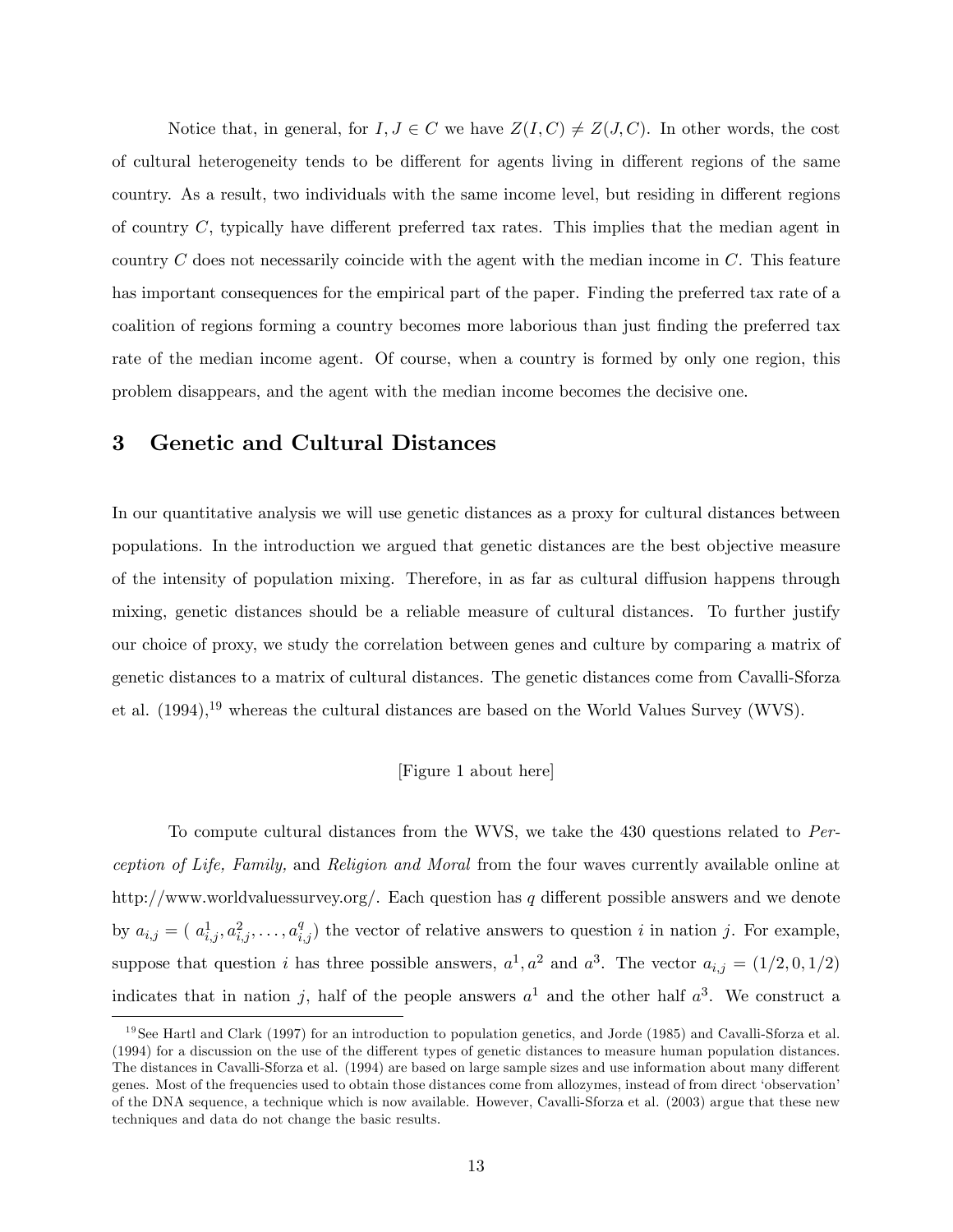Notice that, in general, for $I, J \in C$ we have $Z(I, C) \neq Z(J, C)$. In other words, the cost of cultural heterogeneity tends to be different for agents living in different regions of the same country. As a result, two individuals with the same income level, but residing in different regions of country $C$, typically have different preferred tax rates. This implies that the median agent in country $C$ does not necessarily coincide with the agent with the median income in $C$. This feature has important consequences for the empirical part of the paper. Finding the preferred tax rate of a coalition of regions forming a country becomes more laborious than just finding the preferred tax rate of the median income agent. Of course, when a country is formed by only one region, this problem disappears, and the agent with the median income becomes the decisive one.

# 3 Genetic and Cultural Distances

In our quantitative analysis we will use genetic distances as a proxy for cultural distances between populations. In the introduction we argued that genetic distances are the best objective measure of the intensity of population mixing. Therefore, in as far as cultural diffusion happens through mixing, genetic distances should be a reliable measure of cultural distances. To further justify our choice of proxy, we study the correlation between genes and culture by comparing a matrix of genetic distances to a matrix of cultural distances. The genetic distances come from Cavalli-Sforza et al. (1994),[19] whereas the cultural distances are based on the World Values Survey (WVS).

[Figure 1 about here]

To compute cultural distances from the WVS, we take the 430 questions related to *Perception of Life, Family,* and *Religion and Moral* from the four waves currently available online at http://www.worldvaluessurvey.org/. Each question has $q$ different possible answers and we denote by $a_{i,j} = (\ a^1_{i,j}, a^2_{i,j}, \ldots, a^q_{i,j})$ the vector of relative answers to question $i$ in nation $j$. For example, suppose that question $i$ has three possible answers, $a^1, a^2$ and $a^3$. The vector $a_{i,j} = (1/2, 0, 1/2)$ indicates that in nation $j$, half of the people answers $a^1$ and the other half $a^3$. We construct a

[19] See Hartl and Clark (1997) for an introduction to population genetics, and Jorde (1985) and Cavalli-Sforza et al. (1994) for a discussion on the use of the different types of genetic distances to measure human population distances. The distances in Cavalli-Sforza et al. (1994) are based on large sample sizes and use information about many different genes. Most of the frequencies used to obtain those distances come from allozymes, instead of from direct 'observation' of the DNA sequence, a technique which is now available. However, Cavalli-Sforza et al. (2003) argue that these new techniques and data do not change the basic results.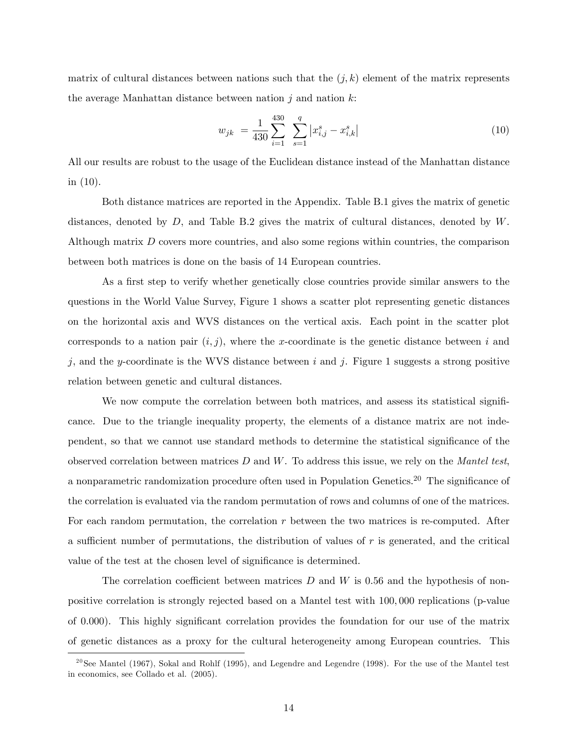matrix of cultural distances between nations such that the $(j, k)$ element of the matrix represents the average Manhattan distance between nation $j$ and nation $k$:

$$w_{jk} = \frac{1}{430} \sum_{i=1}^{430} \sum_{s=1}^{q} \left| x_{i,j}^{s} - x_{i,k}^{s} \right| \tag{10}$$

All our results are robust to the usage of the Euclidean distance instead of the Manhattan distance in (10).

Both distance matrices are reported in the Appendix. Table B.1 gives the matrix of genetic distances, denoted by $D$, and Table B.2 gives the matrix of cultural distances, denoted by $W$. Although matrix $D$ covers more countries, and also some regions within countries, the comparison between both matrices is done on the basis of 14 European countries.

As a first step to verify whether genetically close countries provide similar answers to the questions in the World Value Survey, Figure 1 shows a scatter plot representing genetic distances on the horizontal axis and WVS distances on the vertical axis. Each point in the scatter plot corresponds to a nation pair $(i, j)$, where the $x$-coordinate is the genetic distance between $i$ and $j$, and the $y$-coordinate is the WVS distance between $i$ and $j$. Figure 1 suggests a strong positive relation between genetic and cultural distances.

We now compute the correlation between both matrices, and assess its statistical significance. Due to the triangle inequality property, the elements of a distance matrix are not independent, so that we cannot use standard methods to determine the statistical significance of the observed correlation between matrices $D$ and $W$. To address this issue, we rely on the *Mantel test*, a nonparametric randomization procedure often used in Population Genetics.[20] The significance of the correlation is evaluated via the random permutation of rows and columns of one of the matrices. For each random permutation, the correlation $r$ between the two matrices is re-computed. After a sufficient number of permutations, the distribution of values of $r$ is generated, and the critical value of the test at the chosen level of significance is determined.

The correlation coefficient between matrices $D$ and $W$ is 0.56 and the hypothesis of non-positive correlation is strongly rejected based on a Mantel test with 100,000 replications (p-value of 0.000). This highly significant correlation provides the foundation for our use of the matrix of genetic distances as a proxy for the cultural heterogeneity among European countries. This

[20] See Mantel (1967), Sokal and Rohlf (1995), and Legendre and Legendre (1998). For the use of the Mantel test in economics, see Collado et al. (2005).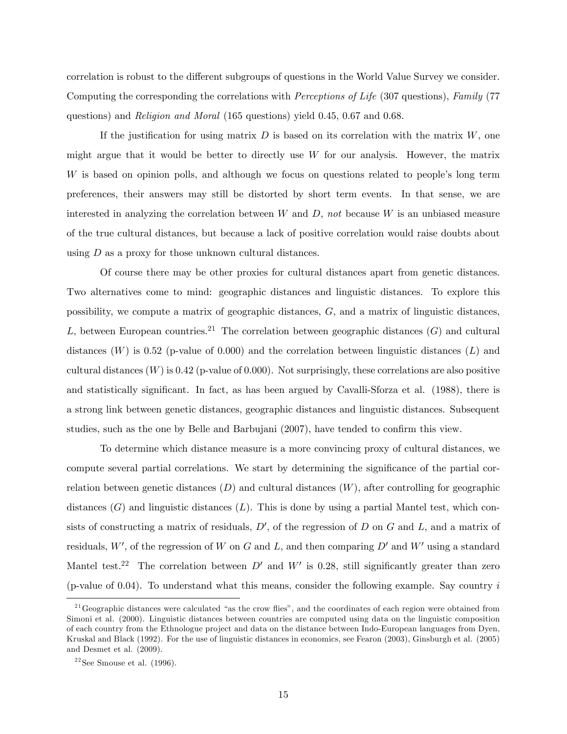correlation is robust to the different subgroups of questions in the World Value Survey we consider. Computing the corresponding the correlations with *Perceptions of Life* (307 questions), *Family* (77 questions) and *Religion and Moral* (165 questions) yield 0.45, 0.67 and 0.68.

If the justification for using matrix $D$ is based on its correlation with the matrix $W$, one might argue that it would be better to directly use $W$ for our analysis. However, the matrix $W$ is based on opinion polls, and although we focus on questions related to people's long term preferences, their answers may still be distorted by short term events. In that sense, we are interested in analyzing the correlation between $W$ and $D$, *not* because $W$ is an unbiased measure of the true cultural distances, but because a lack of positive correlation would raise doubts about using $D$ as a proxy for those unknown cultural distances.

Of course there may be other proxies for cultural distances apart from genetic distances. Two alternatives come to mind: geographic distances and linguistic distances. To explore this possibility, we compute a matrix of geographic distances, $G$, and a matrix of linguistic distances, $L$, between European countries.[21] The correlation between geographic distances ($G$) and cultural distances ($W$) is 0.52 (p-value of 0.000) and the correlation between linguistic distances ($L$) and cultural distances ($W$) is 0.42 (p-value of 0.000). Not surprisingly, these correlations are also positive and statistically significant. In fact, as has been argued by Cavalli-Sforza et al. (1988), there is a strong link between genetic distances, geographic distances and linguistic distances. Subsequent studies, such as the one by Belle and Barbujani (2007), have tended to confirm this view.

To determine which distance measure is a more convincing proxy of cultural distances, we compute several partial correlations. We start by determining the significance of the partial correlation between genetic distances ($D$) and cultural distances ($W$), after controlling for geographic distances ($G$) and linguistic distances ($L$). This is done by using a partial Mantel test, which consists of constructing a matrix of residuals, $D'$, of the regression of $D$ on $G$ and $L$, and a matrix of residuals, $W'$, of the regression of $W$ on $G$ and $L$, and then comparing $D'$ and $W'$ using a standard Mantel test.[22] The correlation between $D'$ and $W'$ is 0.28, still significantly greater than zero (p-value of 0.04). To understand what this means, consider the following example. Say country $i$

[21] Geographic distances were calculated "as the crow flies", and the coordinates of each region were obtained from Simoni et al. (2000). Linguistic distances between countries are computed using data on the linguistic composition of each country from the Ethnologue project and data on the distance between Indo-European languages from Dyen, Kruskal and Black (1992). For the use of linguistic distances in economics, see Fearon (2003), Ginsburgh et al. (2005) and Desmet et al. (2009).

[22] See Smouse et al. (1996).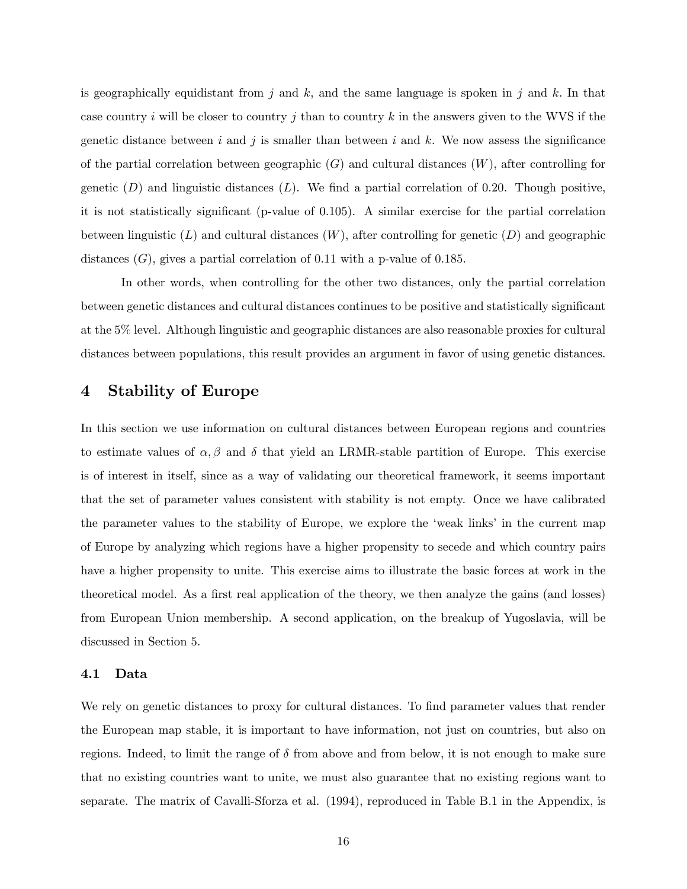is geographically equidistant from $j$ and $k$, and the same language is spoken in $j$ and $k$. In that case country $i$ will be closer to country $j$ than to country $k$ in the answers given to the WVS if the genetic distance between $i$ and $j$ is smaller than between $i$ and $k$. We now assess the significance of the partial correlation between geographic ($G$) and cultural distances ($W$), after controlling for genetic ($D$) and linguistic distances ($L$). We find a partial correlation of 0.20. Though positive, it is not statistically significant (p-value of 0.105). A similar exercise for the partial correlation between linguistic ($L$) and cultural distances ($W$), after controlling for genetic ($D$) and geographic distances ($G$), gives a partial correlation of 0.11 with a p-value of 0.185.

In other words, when controlling for the other two distances, only the partial correlation between genetic distances and cultural distances continues to be positive and statistically significant at the 5% level. Although linguistic and geographic distances are also reasonable proxies for cultural distances between populations, this result provides an argument in favor of using genetic distances.

# 4 Stability of Europe

In this section we use information on cultural distances between European regions and countries to estimate values of $\alpha, \beta$ and $\delta$ that yield an LRMR-stable partition of Europe. This exercise is of interest in itself, since as a way of validating our theoretical framework, it seems important that the set of parameter values consistent with stability is not empty. Once we have calibrated the parameter values to the stability of Europe, we explore the 'weak links' in the current map of Europe by analyzing which regions have a higher propensity to secede and which country pairs have a higher propensity to unite. This exercise aims to illustrate the basic forces at work in the theoretical model. As a first real application of the theory, we then analyze the gains (and losses) from European Union membership. A second application, on the breakup of Yugoslavia, will be discussed in Section 5.

## 4.1 Data

We rely on genetic distances to proxy for cultural distances. To find parameter values that render the European map stable, it is important to have information, not just on countries, but also on regions. Indeed, to limit the range of $\delta$ from above and from below, it is not enough to make sure that no existing countries want to unite, we must also guarantee that no existing regions want to separate. The matrix of Cavalli-Sforza et al. (1994), reproduced in Table B.1 in the Appendix, is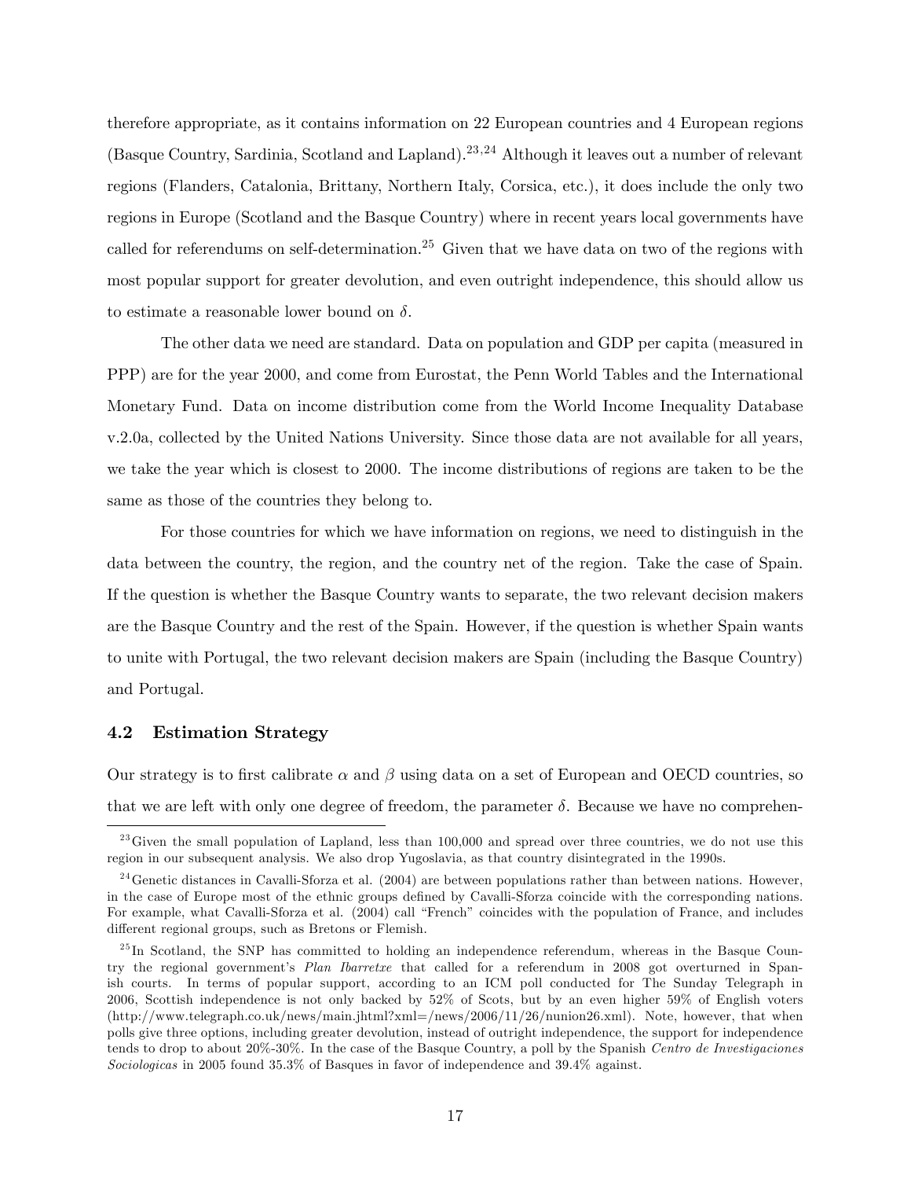therefore appropriate, as it contains information on 22 European countries and 4 European regions (Basque Country, Sardinia, Scotland and Lapland).[23,24] Although it leaves out a number of relevant regions (Flanders, Catalonia, Brittany, Northern Italy, Corsica, etc.), it does include the only two regions in Europe (Scotland and the Basque Country) where in recent years local governments have called for referendums on self-determination.[25] Given that we have data on two of the regions with most popular support for greater devolution, and even outright independence, this should allow us to estimate a reasonable lower bound on $\delta$.

The other data we need are standard. Data on population and GDP per capita (measured in PPP) are for the year 2000, and come from Eurostat, the Penn World Tables and the International Monetary Fund. Data on income distribution come from the World Income Inequality Database v.2.0a, collected by the United Nations University. Since those data are not available for all years, we take the year which is closest to 2000. The income distributions of regions are taken to be the same as those of the countries they belong to.

For those countries for which we have information on regions, we need to distinguish in the data between the country, the region, and the country net of the region. Take the case of Spain. If the question is whether the Basque Country wants to separate, the two relevant decision makers are the Basque Country and the rest of the Spain. However, if the question is whether Spain wants to unite with Portugal, the two relevant decision makers are Spain (including the Basque Country) and Portugal.

### 4.2 Estimation Strategy

Our strategy is to first calibrate $\alpha$ and $\beta$ using data on a set of European and OECD countries, so that we are left with only one degree of freedom, the parameter $\delta$. Because we have no comprehen-

[23] Given the small population of Lapland, less than 100,000 and spread over three countries, we do not use this region in our subsequent analysis. We also drop Yugoslavia, as that country disintegrated in the 1990s.

[24] Genetic distances in Cavalli-Sforza et al. (2004) are between populations rather than between nations. However, in the case of Europe most of the ethnic groups defined by Cavalli-Sforza coincide with the corresponding nations. For example, what Cavalli-Sforza et al. (2004) call "French" coincides with the population of France, and includes different regional groups, such as Bretons or Flemish.

[25] In Scotland, the SNP has committed to holding an independence referendum, whereas in the Basque Country the regional government's *Plan Ibarretxe* that called for a referendum in 2008 got overturned in Spanish courts. In terms of popular support, according to an ICM poll conducted for The Sunday Telegraph in 2006, Scottish independence is not only backed by 52% of Scots, but by an even higher 59% of English voters (http://www.telegraph.co.uk/news/main.jhtml?xml=/news/2006/11/26/nunion26.xml). Note, however, that when polls give three options, including greater devolution, instead of outright independence, the support for independence tends to drop to about 20%-30%. In the case of the Basque Country, a poll by the Spanish *Centro de Investigaciones Sociologicas* in 2005 found 35.3% of Basques in favor of independence and 39.4% against.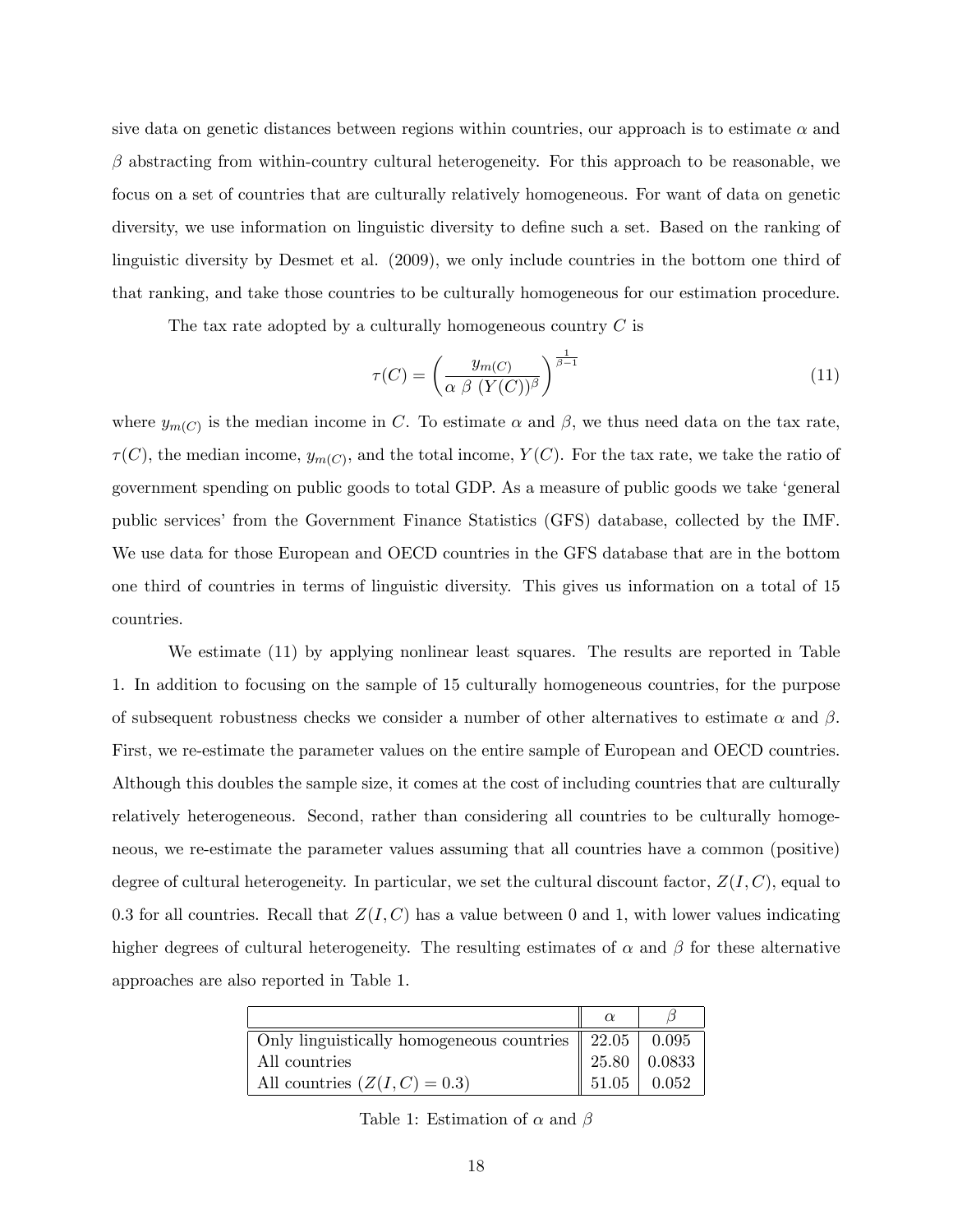sive data on genetic distances between regions within countries, our approach is to estimate $\alpha$ and $\beta$ abstracting from within-country cultural heterogeneity. For this approach to be reasonable, we focus on a set of countries that are culturally relatively homogeneous. For want of data on genetic diversity, we use information on linguistic diversity to define such a set. Based on the ranking of linguistic diversity by Desmet et al. (2009), we only include countries in the bottom one third of that ranking, and take those countries to be culturally homogeneous for our estimation procedure.

The tax rate adopted by a culturally homogeneous country $C$ is

$$\tau(C) = \left( \frac{y_{m(C)}}{\alpha \ \beta \ (Y(C))^{\beta}} \right)^{\frac{1}{\beta - 1}} \tag{11}$$

where $y_{m(C)}$ is the median income in $C$. To estimate $\alpha$ and $\beta$, we thus need data on the tax rate, $\tau(C)$, the median income, $y_{m(C)}$, and the total income, $Y(C)$. For the tax rate, we take the ratio of government spending on public goods to total GDP. As a measure of public goods we take 'general public services' from the Government Finance Statistics (GFS) database, collected by the IMF. We use data for those European and OECD countries in the GFS database that are in the bottom one third of countries in terms of linguistic diversity. This gives us information on a total of 15 countries.

We estimate (11) by applying nonlinear least squares. The results are reported in Table 1. In addition to focusing on the sample of 15 culturally homogeneous countries, for the purpose of subsequent robustness checks we consider a number of other alternatives to estimate $\alpha$ and $\beta$. First, we re-estimate the parameter values on the entire sample of European and OECD countries. Although this doubles the sample size, it comes at the cost of including countries that are culturally relatively heterogeneous. Second, rather than considering all countries to be culturally homogeneous, we re-estimate the parameter values assuming that all countries have a common (positive) degree of cultural heterogeneity. In particular, we set the cultural discount factor, $Z(I,C)$, equal to 0.3 for all countries. Recall that $Z(I,C)$ has a value between 0 and 1, with lower values indicating higher degrees of cultural heterogeneity. The resulting estimates of $\alpha$ and $\beta$ for these alternative approaches are also reported in Table 1.

| | $\alpha$ | $\beta$ |
|---|---|---|
| Only linguistically homogeneous countries | 22.05 | 0.095 |
| All countries | 25.80 | 0.0833 |
| All countries ($Z(I,C) = 0.3$) | 51.05 | 0.052 |

Table 1: Estimation of $\alpha$ and $\beta$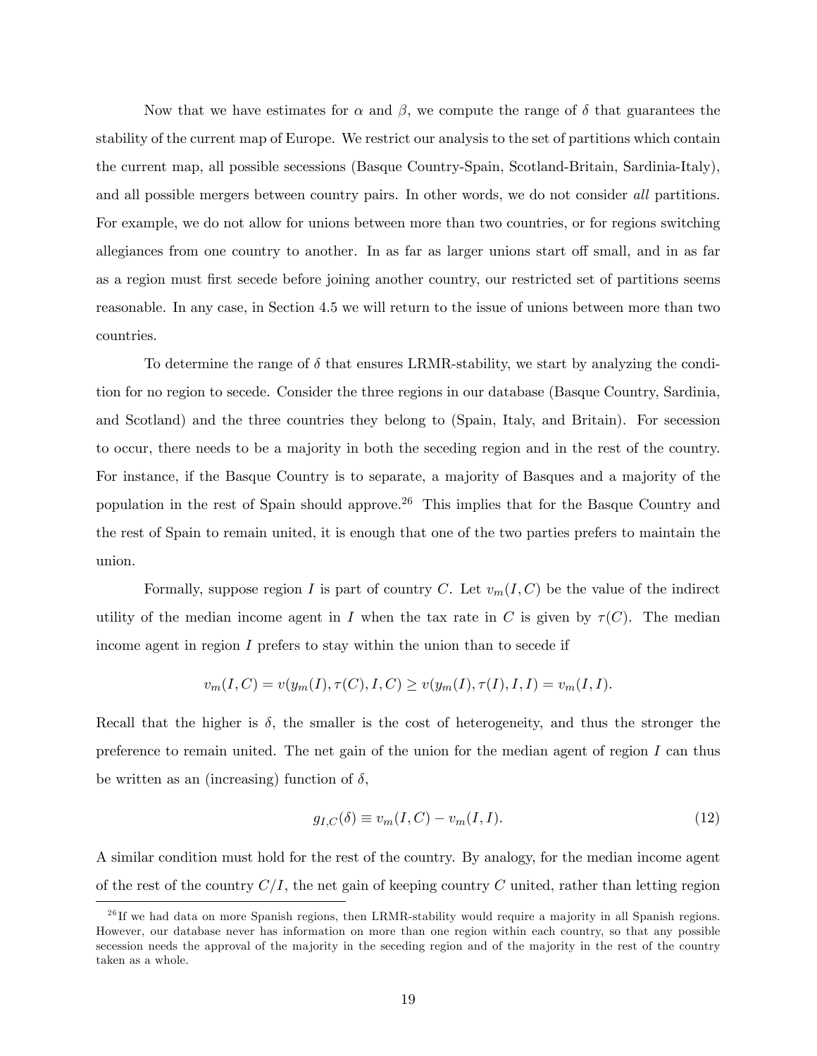Now that we have estimates for $\alpha$ and $\beta$, we compute the range of $\delta$ that guarantees the stability of the current map of Europe. We restrict our analysis to the set of partitions which contain the current map, all possible secessions (Basque Country-Spain, Scotland-Britain, Sardinia-Italy), and all possible mergers between country pairs. In other words, we do not consider *all* partitions. For example, we do not allow for unions between more than two countries, or for regions switching allegiances from one country to another. In as far as larger unions start off small, and in as far as a region must first secede before joining another country, our restricted set of partitions seems reasonable. In any case, in Section 4.5 we will return to the issue of unions between more than two countries.

To determine the range of $\delta$ that ensures LRMR-stability, we start by analyzing the condition for no region to secede. Consider the three regions in our database (Basque Country, Sardinia, and Scotland) and the three countries they belong to (Spain, Italy, and Britain). For secession to occur, there needs to be a majority in both the seceding region and in the rest of the country. For instance, if the Basque Country is to separate, a majority of Basques and a majority of the population in the rest of Spain should approve.[26] This implies that for the Basque Country and the rest of Spain to remain united, it is enough that one of the two parties prefers to maintain the union.

Formally, suppose region $I$ is part of country $C$. Let $v_m(I, C)$ be the value of the indirect utility of the median income agent in $I$ when the tax rate in $C$ is given by $\tau(C)$. The median income agent in region $I$ prefers to stay within the union than to secede if

$$v_m(I, C) = v(y_m(I), \tau(C), I, C) \geq v(y_m(I), \tau(I), I, I) = v_m(I, I).$$

Recall that the higher is $\delta$, the smaller is the cost of heterogeneity, and thus the stronger the preference to remain united. The net gain of the union for the median agent of region $I$ can thus be written as an (increasing) function of $\delta$,

$$g_{I,C}(\delta) \equiv v_m(I, C) - v_m(I, I). \tag{12}$$

A similar condition must hold for the rest of the country. By analogy, for the median income agent of the rest of the country $C/I$, the net gain of keeping country $C$ united, rather than letting region

[26] If we had data on more Spanish regions, then LRMR-stability would require a majority in all Spanish regions. However, our database never has information on more than one region within each country, so that any possible secession needs the approval of the majority in the seceding region and of the majority in the rest of the country taken as a whole.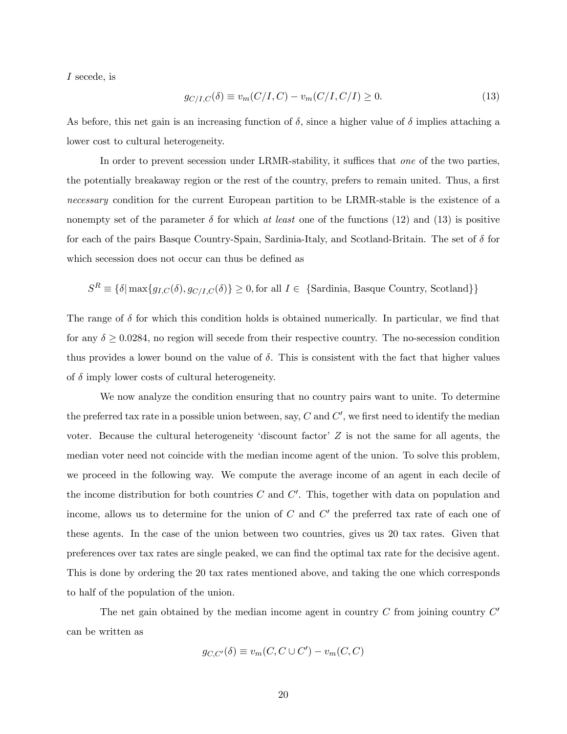$I$ secede, is

$$g_{C/I,C}(\delta) \equiv v_m(C/I, C) - v_m(C/I, C/I) \geq 0. \tag{13}$$

As before, this net gain is an increasing function of $\delta$, since a higher value of $\delta$ implies attaching a lower cost to cultural heterogeneity.

In order to prevent secession under LRMR-stability, it suffices that *one* of the two parties, the potentially breakaway region or the rest of the country, prefers to remain united. Thus, a first *necessary* condition for the current European partition to be LRMR-stable is the existence of a nonempty set of the parameter $\delta$ for which *at least* one of the functions (12) and (13) is positive for each of the pairs Basque Country-Spain, Sardinia-Italy, and Scotland-Britain. The set of $\delta$ for which secession does not occur can thus be defined as

$$S^R \equiv \{\delta | \max\{g_{I,C}(\delta), g_{C/I,C}(\delta)\} \geq 0, \text{for all } I \in \ \{\text{Sardinia, Basque Country, Scotland}\}\}$$

The range of $\delta$ for which this condition holds is obtained numerically. In particular, we find that for any $\delta \geq 0.0284$, no region will secede from their respective country. The no-secession condition thus provides a lower bound on the value of $\delta$. This is consistent with the fact that higher values of $\delta$ imply lower costs of cultural heterogeneity.

We now analyze the condition ensuring that no country pairs want to unite. To determine the preferred tax rate in a possible union between, say, $C$ and $C'$, we first need to identify the median voter. Because the cultural heterogeneity 'discount factor' $Z$ is not the same for all agents, the median voter need not coincide with the median income agent of the union. To solve this problem, we proceed in the following way. We compute the average income of an agent in each decile of the income distribution for both countries $C$ and $C'$. This, together with data on population and income, allows us to determine for the union of $C$ and $C'$ the preferred tax rate of each one of these agents. In the case of the union between two countries, gives us 20 tax rates. Given that preferences over tax rates are single peaked, we can find the optimal tax rate for the decisive agent. This is done by ordering the 20 tax rates mentioned above, and taking the one which corresponds to half of the population of the union.

The net gain obtained by the median income agent in country $C$ from joining country $C'$ can be written as

$$g_{C,C'}(\delta) \equiv v_m(C, C \cup C') - v_m(C, C)$$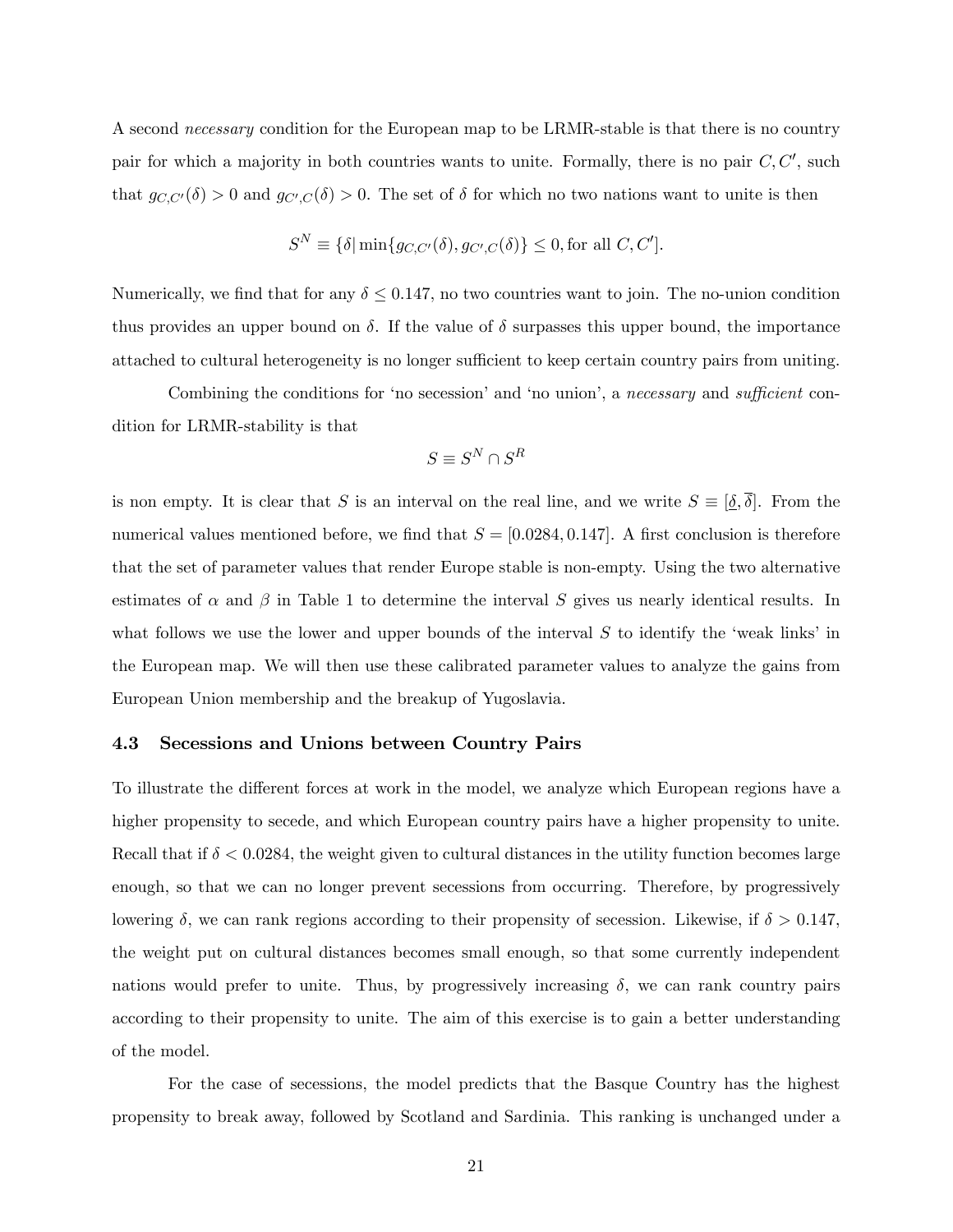A second *necessary* condition for the European map to be LRMR-stable is that there is no country pair for which a majority in both countries wants to unite. Formally, there is no pair $C, C'$, such that $g_{C,C'}(\delta) > 0$ and $g_{C',C}(\delta) > 0$. The set of $\delta$ for which no two nations want to unite is then

$$S^N \equiv \{\delta | \min\{g_{C,C'}(\delta), g_{C',C}(\delta)\} \leq 0, \text{for all } C, C'].$$

Numerically, we find that for any $\delta \leq 0.147$, no two countries want to join. The no-union condition thus provides an upper bound on $\delta$. If the value of $\delta$ surpasses this upper bound, the importance attached to cultural heterogeneity is no longer sufficient to keep certain country pairs from uniting.

Combining the conditions for 'no secession' and 'no union', a *necessary* and *sufficient* condition for LRMR-stability is that

$$S \equiv S^N \cap S^R$$

is non empty. It is clear that $S$ is an interval on the real line, and we write $S \equiv [\underline{\delta}, \overline{\delta}]$. From the numerical values mentioned before, we find that $S = [0.0284, 0.147]$. A first conclusion is therefore that the set of parameter values that render Europe stable is non-empty. Using the two alternative estimates of $\alpha$ and $\beta$ in Table 1 to determine the interval $S$ gives us nearly identical results. In what follows we use the lower and upper bounds of the interval $S$ to identify the 'weak links' in the European map. We will then use these calibrated parameter values to analyze the gains from European Union membership and the breakup of Yugoslavia.

### 4.3 Secessions and Unions between Country Pairs

To illustrate the different forces at work in the model, we analyze which European regions have a higher propensity to secede, and which European country pairs have a higher propensity to unite. Recall that if $\delta < 0.0284$, the weight given to cultural distances in the utility function becomes large enough, so that we can no longer prevent secessions from occurring. Therefore, by progressively lowering $\delta$, we can rank regions according to their propensity of secession. Likewise, if $\delta > 0.147$, the weight put on cultural distances becomes small enough, so that some currently independent nations would prefer to unite. Thus, by progressively increasing $\delta$, we can rank country pairs according to their propensity to unite. The aim of this exercise is to gain a better understanding of the model.

For the case of secessions, the model predicts that the Basque Country has the highest propensity to break away, followed by Scotland and Sardinia. This ranking is unchanged under a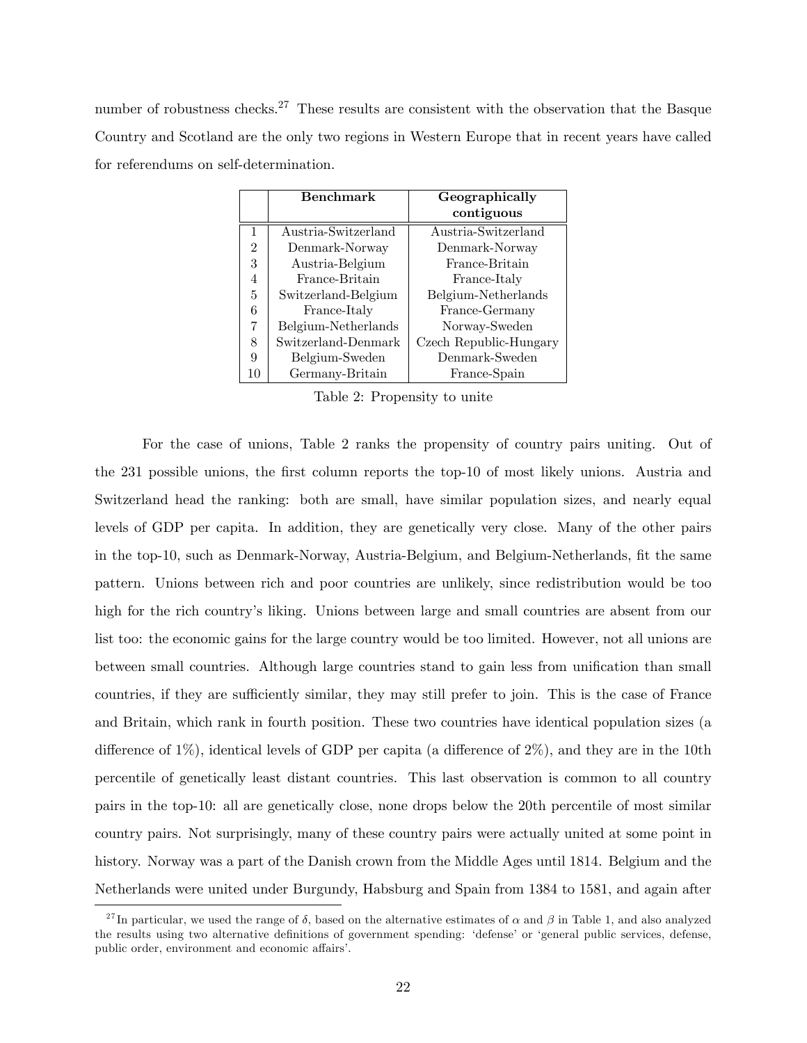number of robustness checks.[27] These results are consistent with the observation that the Basque Country and Scotland are the only two regions in Western Europe that in recent years have called for referendums on self-determination.

| | **Benchmark** | **Geographically contiguous** |
|---|---|---|
| 1 | Austria-Switzerland | Austria-Switzerland |
| 2 | Denmark-Norway | Denmark-Norway |
| 3 | Austria-Belgium | France-Britain |
| 4 | France-Britain | France-Italy |
| 5 | Switzerland-Belgium | Belgium-Netherlands |
| 6 | France-Italy | France-Germany |
| 7 | Belgium-Netherlands | Norway-Sweden |
| 8 | Switzerland-Denmark | Czech Republic-Hungary |
| 9 | Belgium-Sweden | Denmark-Sweden |
| 10 | Germany-Britain | France-Spain |

Table 2: Propensity to unite

For the case of unions, Table 2 ranks the propensity of country pairs uniting. Out of the 231 possible unions, the first column reports the top-10 of most likely unions. Austria and Switzerland head the ranking: both are small, have similar population sizes, and nearly equal levels of GDP per capita. In addition, they are genetically very close. Many of the other pairs in the top-10, such as Denmark-Norway, Austria-Belgium, and Belgium-Netherlands, fit the same pattern. Unions between rich and poor countries are unlikely, since redistribution would be too high for the rich country's liking. Unions between large and small countries are absent from our list too: the economic gains for the large country would be too limited. However, not all unions are between small countries. Although large countries stand to gain less from unification than small countries, if they are sufficiently similar, they may still prefer to join. This is the case of France and Britain, which rank in fourth position. These two countries have identical population sizes (a difference of 1%), identical levels of GDP per capita (a difference of 2%), and they are in the 10th percentile of genetically least distant countries. This last observation is common to all country pairs in the top-10: all are genetically close, none drops below the 20th percentile of most similar country pairs. Not surprisingly, many of these country pairs were actually united at some point in history. Norway was a part of the Danish crown from the Middle Ages until 1814. Belgium and the Netherlands were united under Burgundy, Habsburg and Spain from 1384 to 1581, and again after

[27] In particular, we used the range of $\delta$, based on the alternative estimates of $\alpha$ and $\beta$ in Table 1, and also analyzed the results using two alternative definitions of government spending: 'defense' or 'general public services, defense, public order, environment and economic affairs'.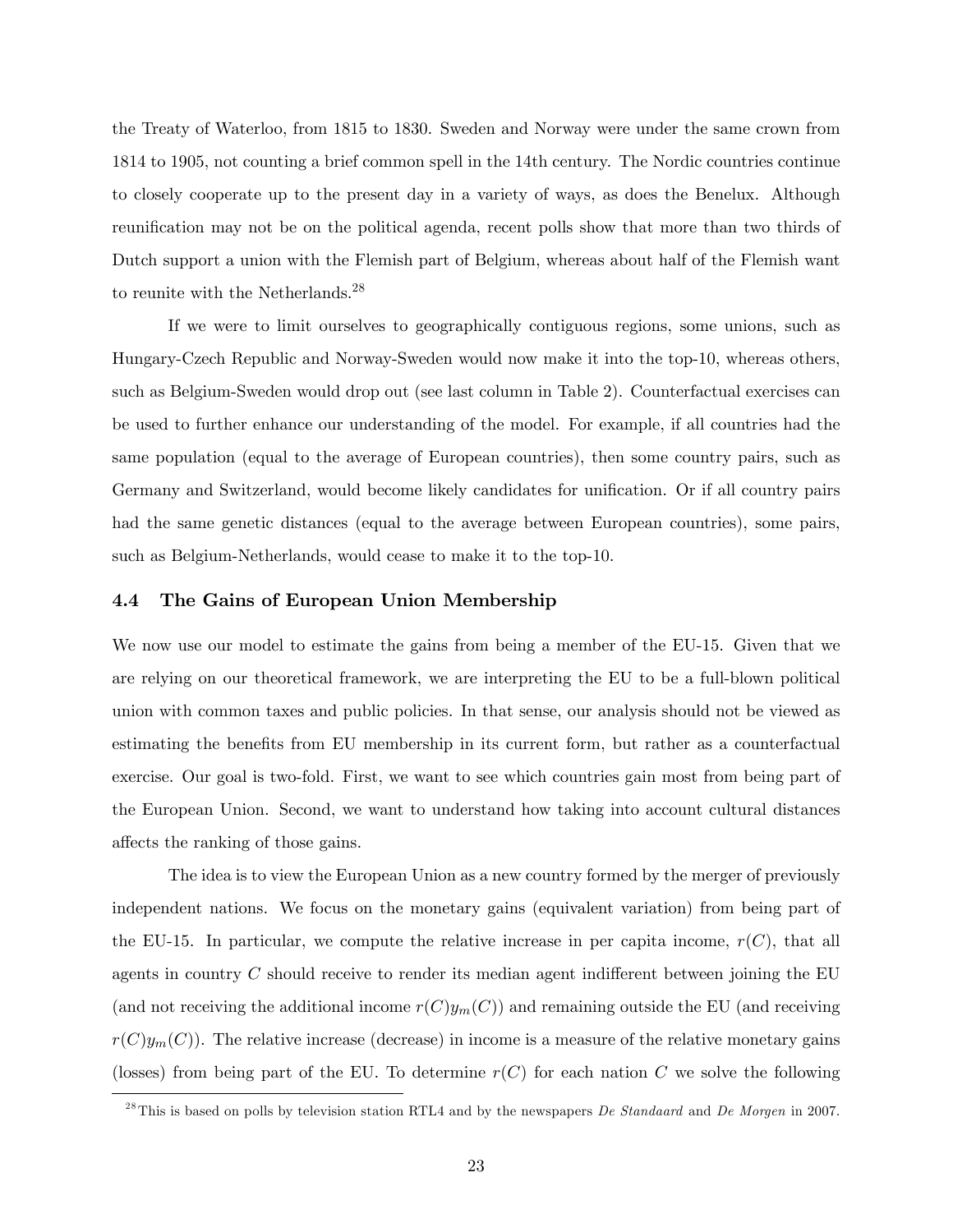the Treaty of Waterloo, from 1815 to 1830. Sweden and Norway were under the same crown from 1814 to 1905, not counting a brief common spell in the 14th century. The Nordic countries continue to closely cooperate up to the present day in a variety of ways, as does the Benelux. Although reunification may not be on the political agenda, recent polls show that more than two thirds of Dutch support a union with the Flemish part of Belgium, whereas about half of the Flemish want to reunite with the Netherlands.[28]

If we were to limit ourselves to geographically contiguous regions, some unions, such as Hungary-Czech Republic and Norway-Sweden would now make it into the top-10, whereas others, such as Belgium-Sweden would drop out (see last column in Table 2). Counterfactual exercises can be used to further enhance our understanding of the model. For example, if all countries had the same population (equal to the average of European countries), then some country pairs, such as Germany and Switzerland, would become likely candidates for unification. Or if all country pairs had the same genetic distances (equal to the average between European countries), some pairs, such as Belgium-Netherlands, would cease to make it to the top-10.

### 4.4 The Gains of European Union Membership

We now use our model to estimate the gains from being a member of the EU-15. Given that we are relying on our theoretical framework, we are interpreting the EU to be a full-blown political union with common taxes and public policies. In that sense, our analysis should not be viewed as estimating the benefits from EU membership in its current form, but rather as a counterfactual exercise. Our goal is two-fold. First, we want to see which countries gain most from being part of the European Union. Second, we want to understand how taking into account cultural distances affects the ranking of those gains.

The idea is to view the European Union as a new country formed by the merger of previously independent nations. We focus on the monetary gains (equivalent variation) from being part of the EU-15. In particular, we compute the relative increase in per capita income, $r(C)$, that all agents in country $C$ should receive to render its median agent indifferent between joining the EU (and not receiving the additional income $r(C)y_m(C)$) and remaining outside the EU (and receiving $r(C)y_m(C)$). The relative increase (decrease) in income is a measure of the relative monetary gains (losses) from being part of the EU. To determine $r(C)$ for each nation $C$ we solve the following

[28] This is based on polls by television station RTL4 and by the newspapers *De Standaard* and *De Morgen* in 2007.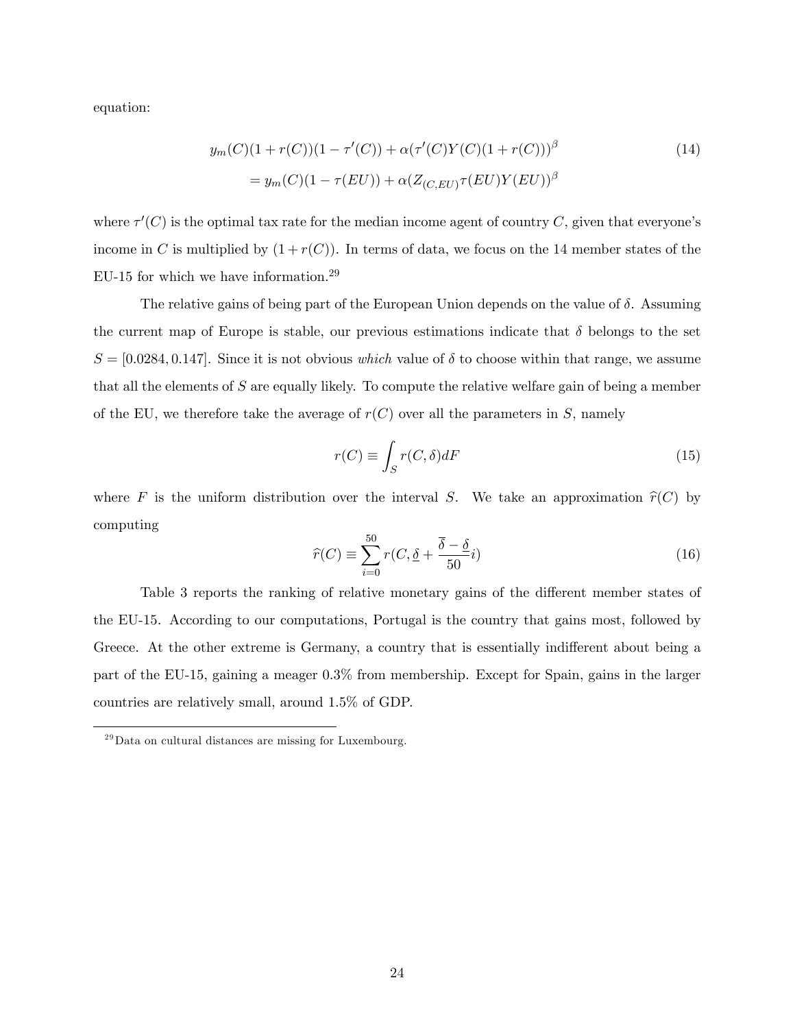equation:

$$
\begin{aligned}
& y_m(C)(1+r(C))(1-\tau'(C)) + \alpha(\tau'(C)Y(C)(1+r(C)))^{\beta} \\
&= y_m(C)(1-\tau(EU)) + \alpha(Z_{(C,EU)}\tau(EU)Y(EU))^{\beta}
\end{aligned}
\tag{14}
$$

where $\tau'(C)$ is the optimal tax rate for the median income agent of country $C$, given that everyone's income in $C$ is multiplied by $(1+r(C))$. In terms of data, we focus on the 14 member states of the EU-15 for which we have information.[29]

The relative gains of being part of the European Union depends on the value of $\delta$. Assuming the current map of Europe is stable, our previous estimations indicate that $\delta$ belongs to the set $S = [0.0284, 0.147]$. Since it is not obvious *which* value of $\delta$ to choose within that range, we assume that all the elements of $S$ are equally likely. To compute the relative welfare gain of being a member of the EU, we therefore take the average of $r(C)$ over all the parameters in $S$, namely

$$
r(C) \equiv \int_S r(C,\delta)dF \tag{15}
$$

where $F$ is the uniform distribution over the interval $S$. We take an approximation $\widehat{r}(C)$ by computing

$$
\widehat{r}(C) \equiv \sum_{i=0}^{50} r(C, \underline{\delta} + \frac{\overline{\delta} - \underline{\delta}}{50} i) \tag{16}
$$

Table 3 reports the ranking of relative monetary gains of the different member states of the EU-15. According to our computations, Portugal is the country that gains most, followed by Greece. At the other extreme is Germany, a country that is essentially indifferent about being a part of the EU-15, gaining a meager 0.3% from membership. Except for Spain, gains in the larger countries are relatively small, around 1.5% of GDP.

[29] Data on cultural distances are missing for Luxembourg.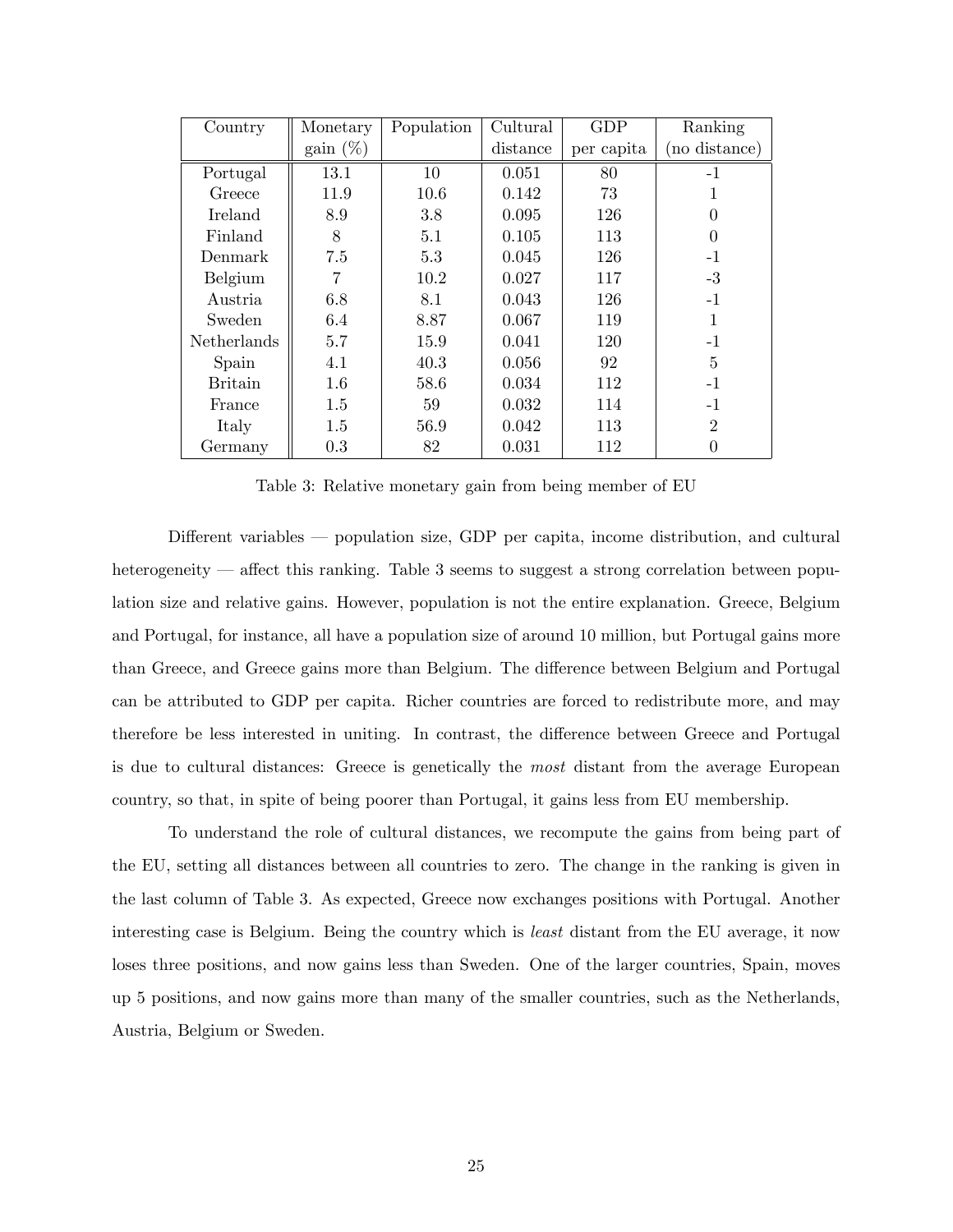| Country | Monetary gain (%) | Population | Cultural distance | GDP per capita | Ranking (no distance) |
|---|---|---|---|---|---|
| Portugal | 13.1 | 10 | 0.051 | 80 | -1 |
| Greece | 11.9 | 10.6 | 0.142 | 73 | 1 |
| Ireland | 8.9 | 3.8 | 0.095 | 126 | 0 |
| Finland | 8 | 5.1 | 0.105 | 113 | 0 |
| Denmark | 7.5 | 5.3 | 0.045 | 126 | -1 |
| Belgium | 7 | 10.2 | 0.027 | 117 | -3 |
| Austria | 6.8 | 8.1 | 0.043 | 126 | -1 |
| Sweden | 6.4 | 8.87 | 0.067 | 119 | 1 |
| Netherlands | 5.7 | 15.9 | 0.041 | 120 | -1 |
| Spain | 4.1 | 40.3 | 0.056 | 92 | 5 |
| Britain | 1.6 | 58.6 | 0.034 | 112 | -1 |
| France | 1.5 | 59 | 0.032 | 114 | -1 |
| Italy | 1.5 | 56.9 | 0.042 | 113 | 2 |
| Germany | 0.3 | 82 | 0.031 | 112 | 0 |

Table 3: Relative monetary gain from being member of EU

Different variables — population size, GDP per capita, income distribution, and cultural heterogeneity — affect this ranking. Table 3 seems to suggest a strong correlation between population size and relative gains. However, population is not the entire explanation. Greece, Belgium and Portugal, for instance, all have a population size of around 10 million, but Portugal gains more than Greece, and Greece gains more than Belgium. The difference between Belgium and Portugal can be attributed to GDP per capita. Richer countries are forced to redistribute more, and may therefore be less interested in uniting. In contrast, the difference between Greece and Portugal is due to cultural distances: Greece is genetically the *most* distant from the average European country, so that, in spite of being poorer than Portugal, it gains less from EU membership.

To understand the role of cultural distances, we recompute the gains from being part of the EU, setting all distances between all countries to zero. The change in the ranking is given in the last column of Table 3. As expected, Greece now exchanges positions with Portugal. Another interesting case is Belgium. Being the country which is *least* distant from the EU average, it now loses three positions, and now gains less than Sweden. One of the larger countries, Spain, moves up 5 positions, and now gains more than many of the smaller countries, such as the Netherlands, Austria, Belgium or Sweden.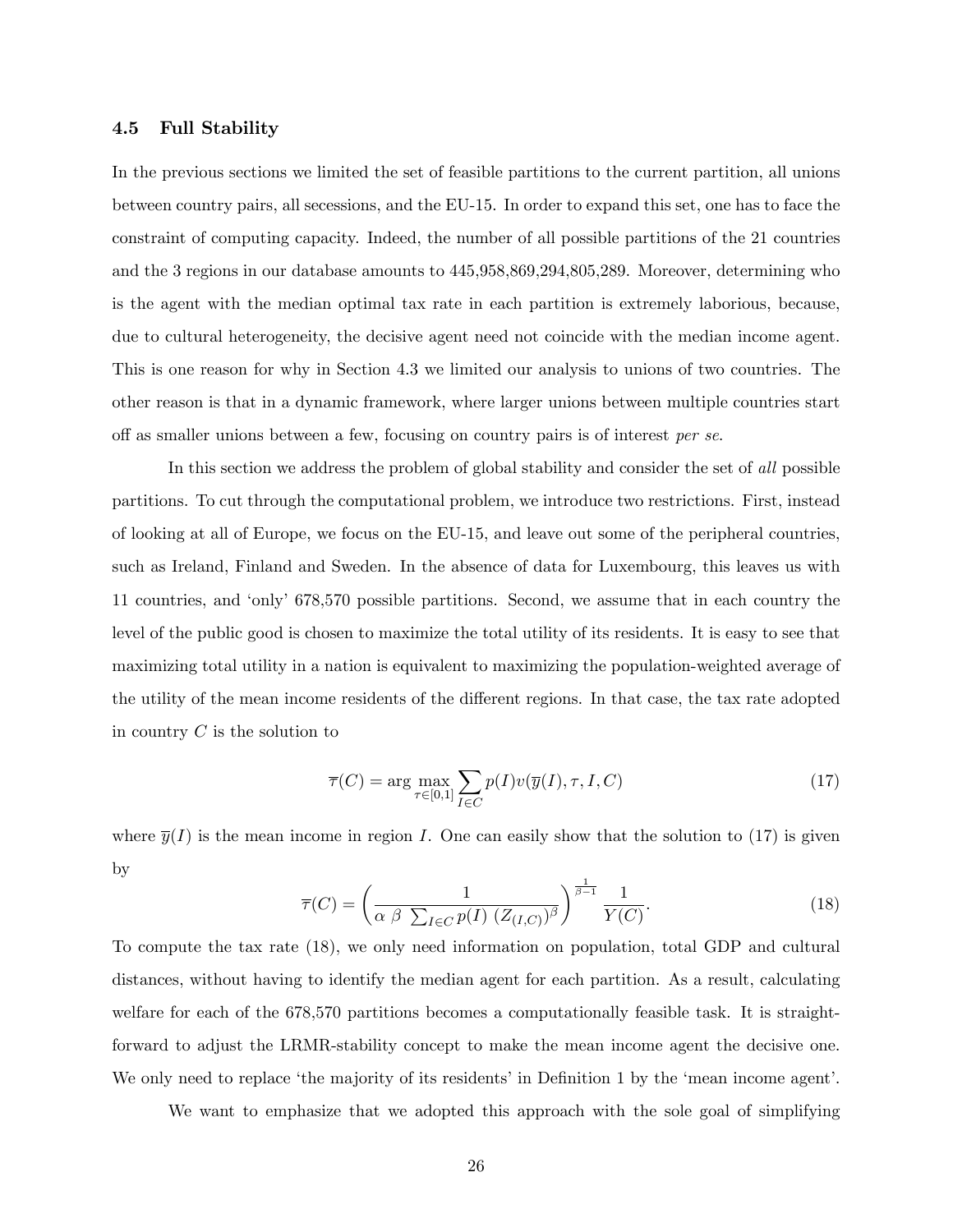### 4.5 Full Stability

In the previous sections we limited the set of feasible partitions to the current partition, all unions between country pairs, all secessions, and the EU-15. In order to expand this set, one has to face the constraint of computing capacity. Indeed, the number of all possible partitions of the 21 countries and the 3 regions in our database amounts to 445,958,869,294,805,289. Moreover, determining who is the agent with the median optimal tax rate in each partition is extremely laborious, because, due to cultural heterogeneity, the decisive agent need not coincide with the median income agent. This is one reason for why in Section 4.3 we limited our analysis to unions of two countries. The other reason is that in a dynamic framework, where larger unions between multiple countries start off as smaller unions between a few, focusing on country pairs is of interest *per se*.

In this section we address the problem of global stability and consider the set of *all* possible partitions. To cut through the computational problem, we introduce two restrictions. First, instead of looking at all of Europe, we focus on the EU-15, and leave out some of the peripheral countries, such as Ireland, Finland and Sweden. In the absence of data for Luxembourg, this leaves us with 11 countries, and 'only' 678,570 possible partitions. Second, we assume that in each country the level of the public good is chosen to maximize the total utility of its residents. It is easy to see that maximizing total utility in a nation is equivalent to maximizing the population-weighted average of the utility of the mean income residents of the different regions. In that case, the tax rate adopted in country $C$ is the solution to

$$\overline{\tau}(C) = \arg\max_{\tau \in [0,1]} \sum_{I \in C} p(I) v(\overline{y}(I), \tau, I, C) \tag{17}$$

where $\overline{y}(I)$ is the mean income in region $I$. One can easily show that the solution to (17) is given by

$$\overline{\tau}(C) = \left( \frac{1}{\alpha \ \beta \ \sum_{I \in C} p(I) \ (Z_{(I,C)})^{\beta}} \right)^{\frac{1}{\beta - 1}} \frac{1}{Y(C)}. \tag{18}$$

To compute the tax rate (18), we only need information on population, total GDP and cultural distances, without having to identify the median agent for each partition. As a result, calculating welfare for each of the 678,570 partitions becomes a computationally feasible task. It is straightforward to adjust the LRMR-stability concept to make the mean income agent the decisive one. We only need to replace 'the majority of its residents' in Definition 1 by the 'mean income agent'.

We want to emphasize that we adopted this approach with the sole goal of simplifying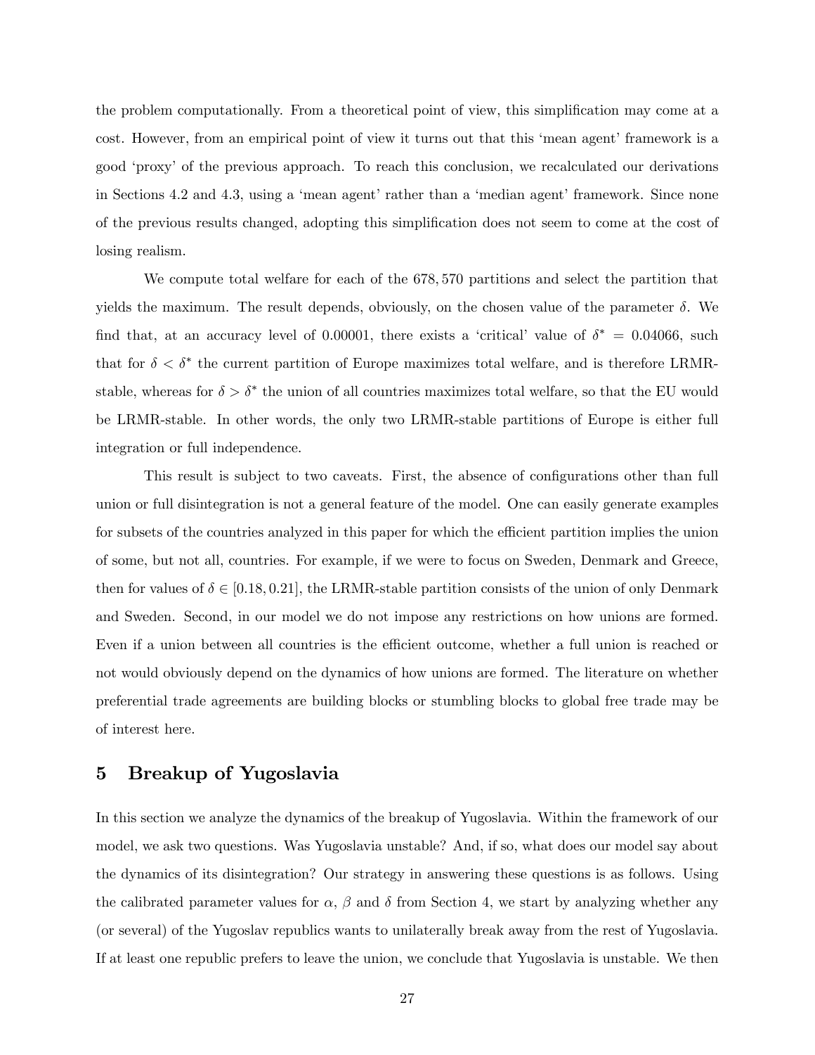the problem computationally. From a theoretical point of view, this simplification may come at a cost. However, from an empirical point of view it turns out that this 'mean agent' framework is a good 'proxy' of the previous approach. To reach this conclusion, we recalculated our derivations in Sections 4.2 and 4.3, using a 'mean agent' rather than a 'median agent' framework. Since none of the previous results changed, adopting this simplification does not seem to come at the cost of losing realism.

We compute total welfare for each of the 678,570 partitions and select the partition that yields the maximum. The result depends, obviously, on the chosen value of the parameter $\delta$. We find that, at an accuracy level of 0.00001, there exists a 'critical' value of $\delta^* = 0.04066$, such that for $\delta < \delta^*$ the current partition of Europe maximizes total welfare, and is therefore LRMR-stable, whereas for $\delta > \delta^*$ the union of all countries maximizes total welfare, so that the EU would be LRMR-stable. In other words, the only two LRMR-stable partitions of Europe is either full integration or full independence.

This result is subject to two caveats. First, the absence of configurations other than full union or full disintegration is not a general feature of the model. One can easily generate examples for subsets of the countries analyzed in this paper for which the efficient partition implies the union of some, but not all, countries. For example, if we were to focus on Sweden, Denmark and Greece, then for values of $\delta \in [0.18, 0.21]$, the LRMR-stable partition consists of the union of only Denmark and Sweden. Second, in our model we do not impose any restrictions on how unions are formed. Even if a union between all countries is the efficient outcome, whether a full union is reached or not would obviously depend on the dynamics of how unions are formed. The literature on whether preferential trade agreements are building blocks or stumbling blocks to global free trade may be of interest here.

# 5 Breakup of Yugoslavia

In this section we analyze the dynamics of the breakup of Yugoslavia. Within the framework of our model, we ask two questions. Was Yugoslavia unstable? And, if so, what does our model say about the dynamics of its disintegration? Our strategy in answering these questions is as follows. Using the calibrated parameter values for $\alpha$, $\beta$ and $\delta$ from Section 4, we start by analyzing whether any (or several) of the Yugoslav republics wants to unilaterally break away from the rest of Yugoslavia. If at least one republic prefers to leave the union, we conclude that Yugoslavia is unstable. We then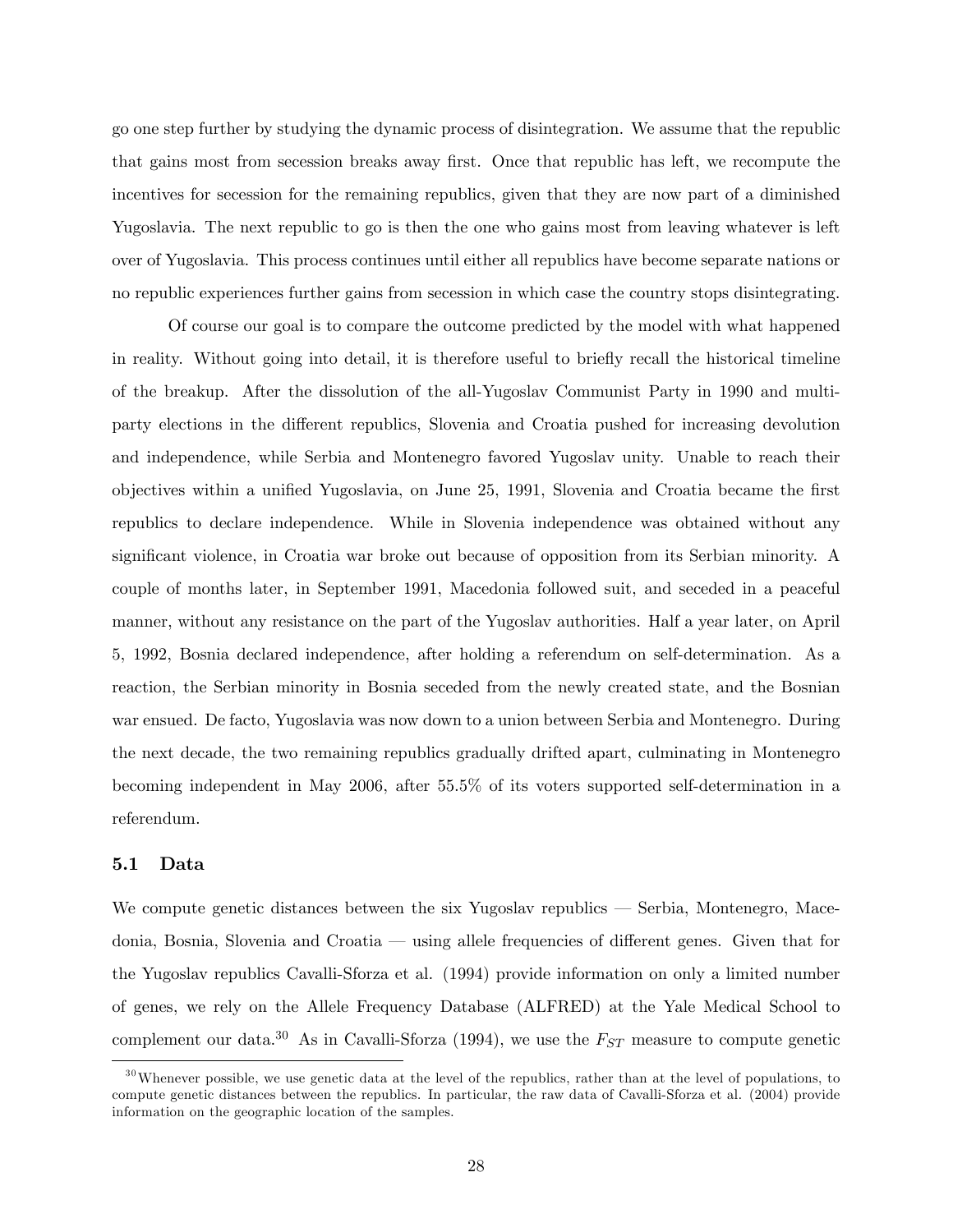go one step further by studying the dynamic process of disintegration. We assume that the republic that gains most from secession breaks away first. Once that republic has left, we recompute the incentives for secession for the remaining republics, given that they are now part of a diminished Yugoslavia. The next republic to go is then the one who gains most from leaving whatever is left over of Yugoslavia. This process continues until either all republics have become separate nations or no republic experiences further gains from secession in which case the country stops disintegrating.

Of course our goal is to compare the outcome predicted by the model with what happened in reality. Without going into detail, it is therefore useful to briefly recall the historical timeline of the breakup. After the dissolution of the all-Yugoslav Communist Party in 1990 and multi-party elections in the different republics, Slovenia and Croatia pushed for increasing devolution and independence, while Serbia and Montenegro favored Yugoslav unity. Unable to reach their objectives within a unified Yugoslavia, on June 25, 1991, Slovenia and Croatia became the first republics to declare independence. While in Slovenia independence was obtained without any significant violence, in Croatia war broke out because of opposition from its Serbian minority. A couple of months later, in September 1991, Macedonia followed suit, and seceded in a peaceful manner, without any resistance on the part of the Yugoslav authorities. Half a year later, on April 5, 1992, Bosnia declared independence, after holding a referendum on self-determination. As a reaction, the Serbian minority in Bosnia seceded from the newly created state, and the Bosnian war ensued. De facto, Yugoslavia was now down to a union between Serbia and Montenegro. During the next decade, the two remaining republics gradually drifted apart, culminating in Montenegro becoming independent in May 2006, after 55.5% of its voters supported self-determination in a referendum.

### 5.1 Data

We compute genetic distances between the six Yugoslav republics — Serbia, Montenegro, Macedonia, Bosnia, Slovenia and Croatia — using allele frequencies of different genes. Given that for the Yugoslav republics Cavalli-Sforza et al. (1994) provide information on only a limited number of genes, we rely on the Allele Frequency Database (ALFRED) at the Yale Medical School to complement our data.[30] As in Cavalli-Sforza (1994), we use the $F_{ST}$ measure to compute genetic

[30] Whenever possible, we use genetic data at the level of the republics, rather than at the level of populations, to compute genetic distances between the republics. In particular, the raw data of Cavalli-Sforza et al. (2004) provide information on the geographic location of the samples.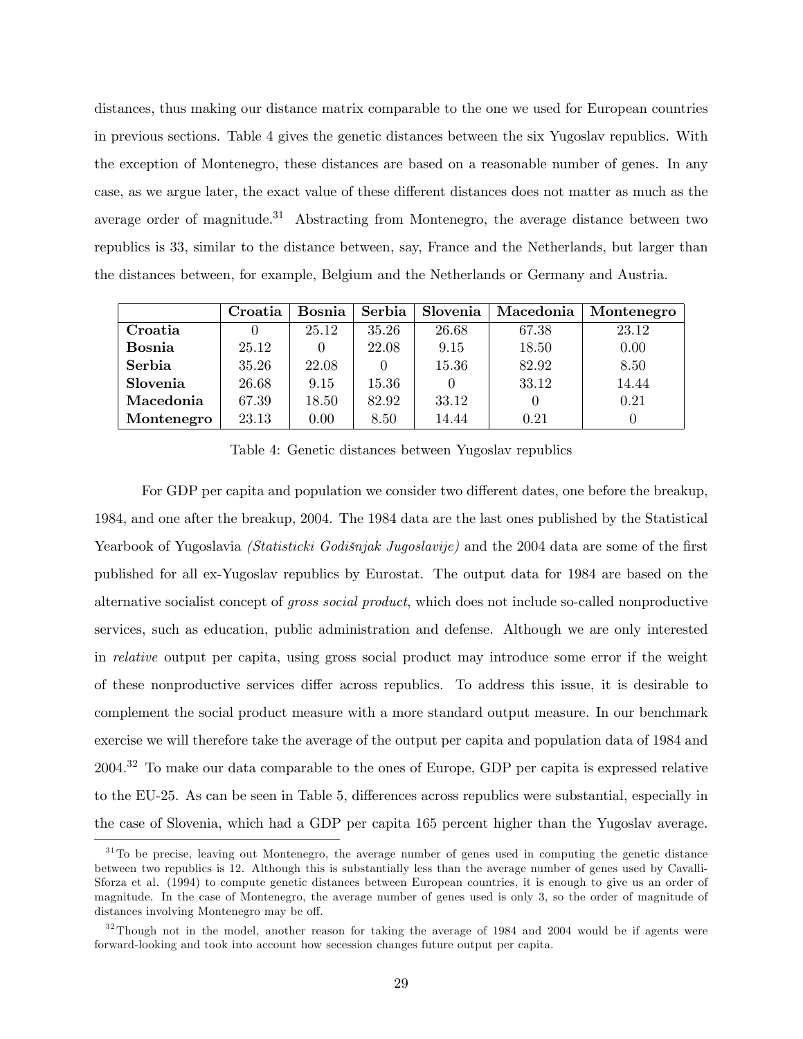distances, thus making our distance matrix comparable to the one we used for European countries in previous sections. Table 4 gives the genetic distances between the six Yugoslav republics. With the exception of Montenegro, these distances are based on a reasonable number of genes. In any case, as we argue later, the exact value of these different distances does not matter as much as the average order of magnitude.[31] Abstracting from Montenegro, the average distance between two republics is 33, similar to the distance between, say, France and the Netherlands, but larger than the distances between, for example, Belgium and the Netherlands or Germany and Austria.

| | **Croatia** | **Bosnia** | **Serbia** | **Slovenia** | **Macedonia** | **Montenegro** |
|---|---|---|---|---|---|---|
| **Croatia** | 0 | 25.12 | 35.26 | 26.68 | 67.38 | 23.12 |
| **Bosnia** | 25.12 | 0 | 22.08 | 9.15 | 18.50 | 0.00 |
| **Serbia** | 35.26 | 22.08 | 0 | 15.36 | 82.92 | 8.50 |
| **Slovenia** | 26.68 | 9.15 | 15.36 | 0 | 33.12 | 14.44 |
| **Macedonia** | 67.39 | 18.50 | 82.92 | 33.12 | 0 | 0.21 |
| **Montenegro** | 23.13 | 0.00 | 8.50 | 14.44 | 0.21 | 0 |

Table 4: Genetic distances between Yugoslav republics

For GDP per capita and population we consider two different dates, one before the breakup, 1984, and one after the breakup, 2004. The 1984 data are the last ones published by the Statistical Yearbook of Yugoslavia *(Statisticki Godišnjak Jugoslavije)* and the 2004 data are some of the first published for all ex-Yugoslav republics by Eurostat. The output data for 1984 are based on the alternative socialist concept of *gross social product*, which does not include so-called nonproductive services, such as education, public administration and defense. Although we are only interested in *relative* output per capita, using gross social product may introduce some error if the weight of these nonproductive services differ across republics. To address this issue, it is desirable to complement the social product measure with a more standard output measure. In our benchmark exercise we will therefore take the average of the output per capita and population data of 1984 and 2004.[32] To make our data comparable to the ones of Europe, GDP per capita is expressed relative to the EU-25. As can be seen in Table 5, differences across republics were substantial, especially in the case of Slovenia, which had a GDP per capita 165 percent higher than the Yugoslav average.

[31] To be precise, leaving out Montenegro, the average number of genes used in computing the genetic distance between two republics is 12. Although this is substantially less than the average number of genes used by Cavalli-Sforza et al. (1994) to compute genetic distances between European countries, it is enough to give us an order of magnitude. In the case of Montenegro, the average number of genes used is only 3, so the order of magnitude of distances involving Montenegro may be off.

[32] Though not in the model, another reason for taking the average of 1984 and 2004 would be if agents were forward-looking and took into account how secession changes future output per capita.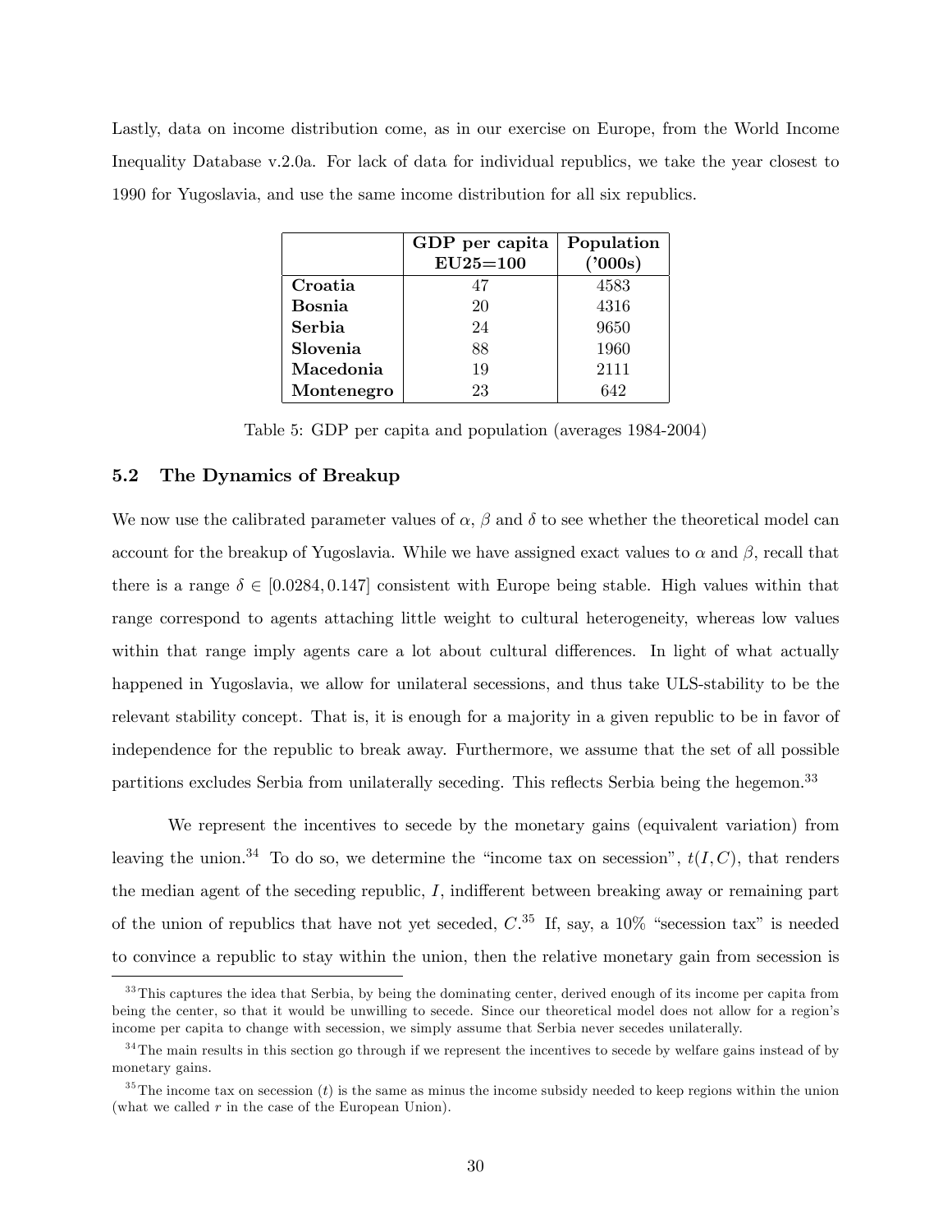Lastly, data on income distribution come, as in our exercise on Europe, from the World Income Inequality Database v.2.0a. For lack of data for individual republics, we take the year closest to 1990 for Yugoslavia, and use the same income distribution for all six republics.

| | **GDP per capita EU25=100** | **Population ('000s)** |
|---|---|---|
| **Croatia** | 47 | 4583 |
| **Bosnia** | 20 | 4316 |
| **Serbia** | 24 | 9650 |
| **Slovenia** | 88 | 1960 |
| **Macedonia** | 19 | 2111 |
| **Montenegro** | 23 | 642 |

Table 5: GDP per capita and population (averages 1984-2004)

### 5.2 The Dynamics of Breakup

We now use the calibrated parameter values of $\alpha$, $\beta$ and $\delta$ to see whether the theoretical model can account for the breakup of Yugoslavia. While we have assigned exact values to $\alpha$ and $\beta$, recall that there is a range $\delta \in [0.0284, 0.147]$ consistent with Europe being stable. High values within that range correspond to agents attaching little weight to cultural heterogeneity, whereas low values within that range imply agents care a lot about cultural differences. In light of what actually happened in Yugoslavia, we allow for unilateral secessions, and thus take ULS-stability to be the relevant stability concept. That is, it is enough for a majority in a given republic to be in favor of independence for the republic to break away. Furthermore, we assume that the set of all possible partitions excludes Serbia from unilaterally seceding. This reflects Serbia being the hegemon.[33]

We represent the incentives to secede by the monetary gains (equivalent variation) from leaving the union.[34] To do so, we determine the "income tax on secession", $t(I, C)$, that renders the median agent of the seceding republic, $I$, indifferent between breaking away or remaining part of the union of republics that have not yet seceded, $C$.[35] If, say, a 10% "secession tax" is needed to convince a republic to stay within the union, then the relative monetary gain from secession is

[33] This captures the idea that Serbia, by being the dominating center, derived enough of its income per capita from being the center, so that it would be unwilling to secede. Since our theoretical model does not allow for a region's income per capita to change with secession, we simply assume that Serbia never secedes unilaterally.

[34] The main results in this section go through if we represent the incentives to secede by welfare gains instead of by monetary gains.

[35] The income tax on secession ($t$) is the same as minus the income subsidy needed to keep regions within the union (what we called $r$ in the case of the European Union).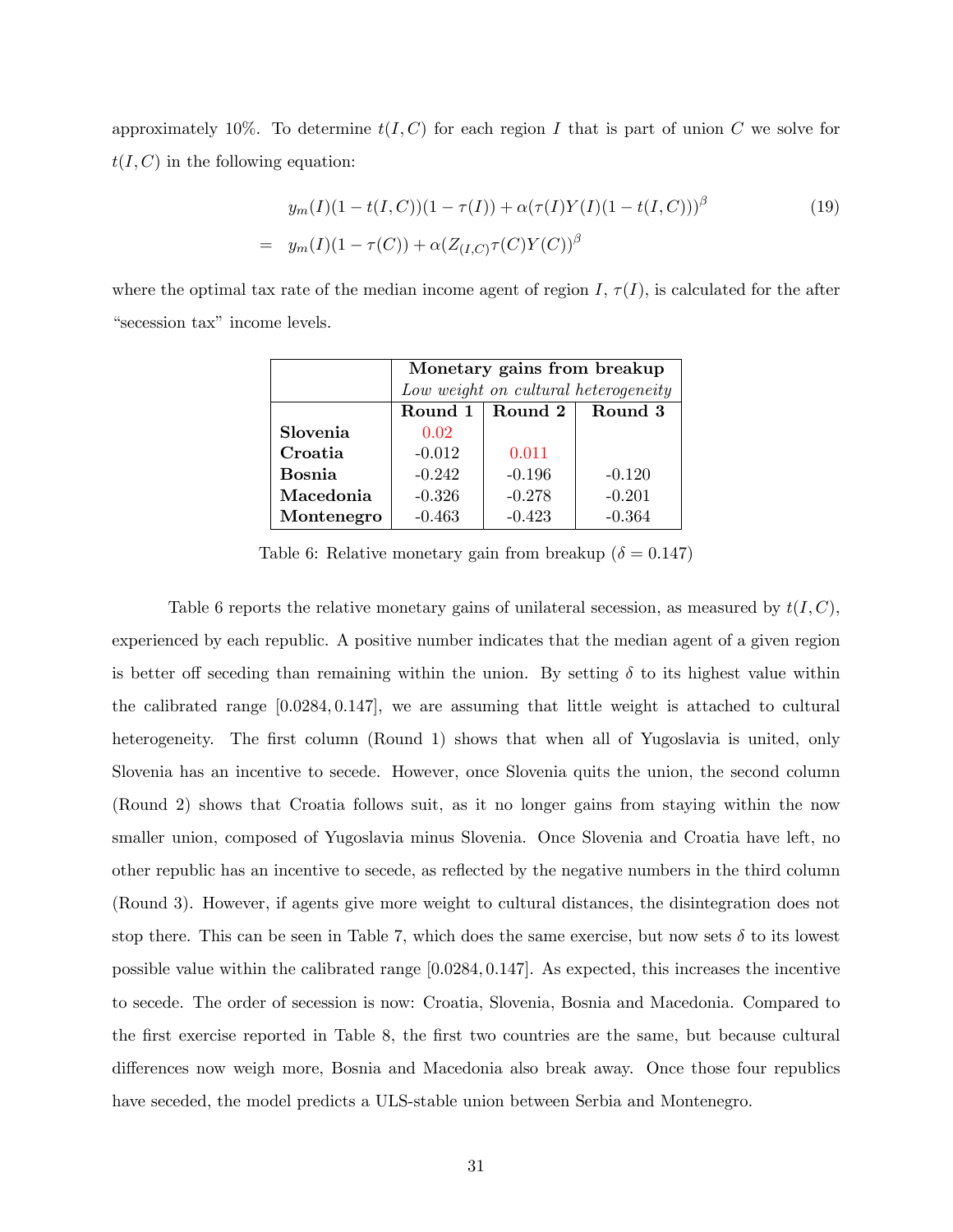approximately 10%. To determine $t(I,C)$ for each region $I$ that is part of union $C$ we solve for $t(I,C)$ in the following equation:

$$
\begin{aligned}
& y_m(I)(1-t(I,C))(1-\tau(I)) + \alpha(\tau(I)Y(I)(1-t(I,C)))^{\beta} \\
= \;& y_m(I)(1-\tau(C)) + \alpha(Z_{(I,C)}\tau(C)Y(C))^{\beta}
\end{aligned}
\tag{19}
$$

where the optimal tax rate of the median income agent of region $I$, $\tau(I)$, is calculated for the after "secession tax" income levels.

| | **Monetary gains from breakup** *Low weight on cultural heterogeneity* | | |
|---|---|---|---|
| | **Round 1** | **Round 2** | **Round 3** |
| **Slovenia** | 0.02 | | |
| **Croatia** | -0.012 | 0.011 | |
| **Bosnia** | -0.242 | -0.196 | -0.120 |
| **Macedonia** | -0.326 | -0.278 | -0.201 |
| **Montenegro** | -0.463 | -0.423 | -0.364 |

Table 6: Relative monetary gain from breakup ($\delta = 0.147$)

Table 6 reports the relative monetary gains of unilateral secession, as measured by $t(I,C)$, experienced by each republic. A positive number indicates that the median agent of a given region is better off seceding than remaining within the union. By setting $\delta$ to its highest value within the calibrated range $[0.0284, 0.147]$, we are assuming that little weight is attached to cultural heterogeneity. The first column (Round 1) shows that when all of Yugoslavia is united, only Slovenia has an incentive to secede. However, once Slovenia quits the union, the second column (Round 2) shows that Croatia follows suit, as it no longer gains from staying within the now smaller union, composed of Yugoslavia minus Slovenia. Once Slovenia and Croatia have left, no other republic has an incentive to secede, as reflected by the negative numbers in the third column (Round 3). However, if agents give more weight to cultural distances, the disintegration does not stop there. This can be seen in Table 7, which does the same exercise, but now sets $\delta$ to its lowest possible value within the calibrated range $[0.0284, 0.147]$. As expected, this increases the incentive to secede. The order of secession is now: Croatia, Slovenia, Bosnia and Macedonia. Compared to the first exercise reported in Table 8, the first two countries are the same, but because cultural differences now weigh more, Bosnia and Macedonia also break away. Once those four republics have seceded, the model predicts a ULS-stable union between Serbia and Montenegro.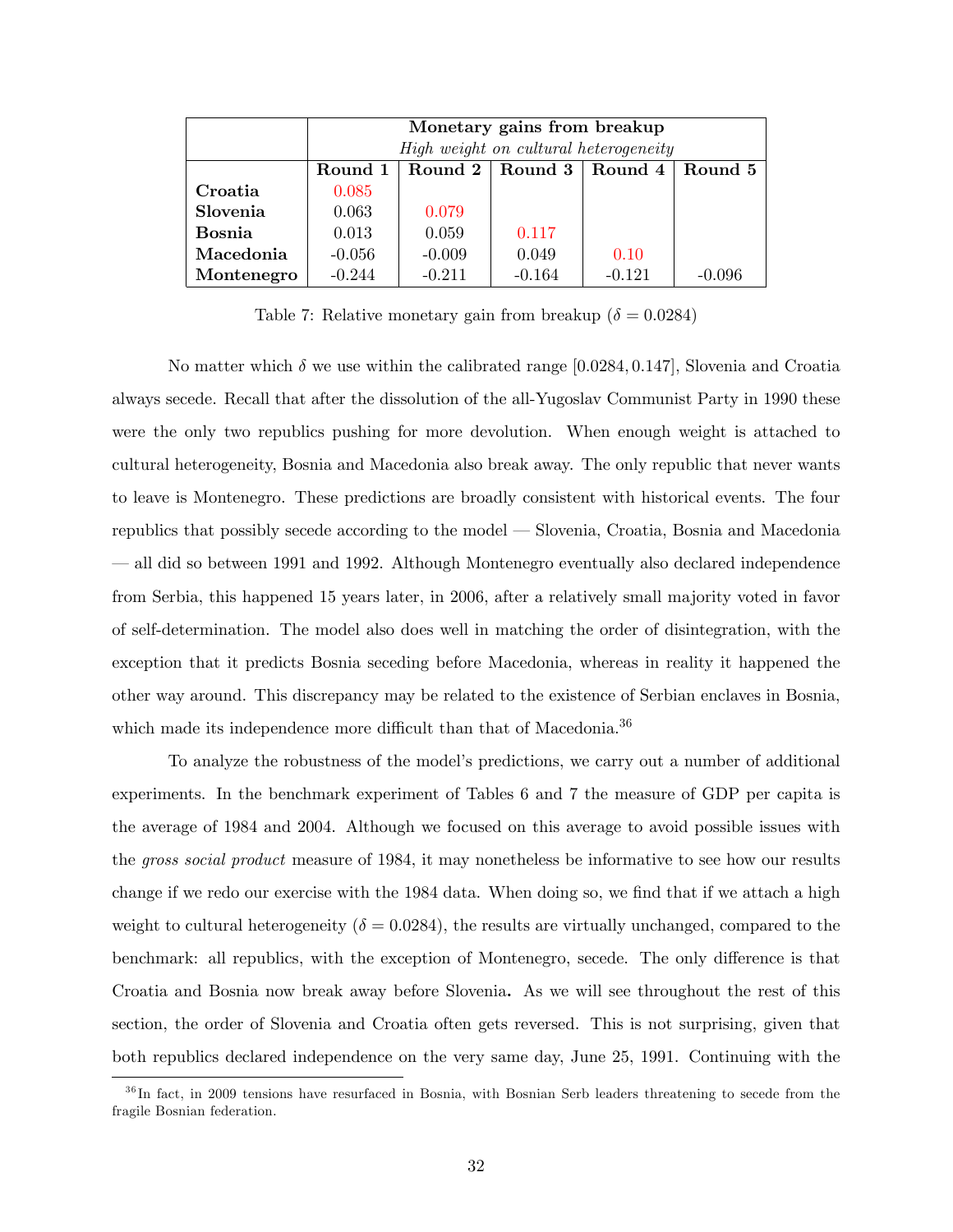| | **Monetary gains from breakup** | | | | |
|---|---|---|---|---|---|
| | *High weight on cultural heterogeneity* | | | | |
| | **Round 1** | **Round 2** | **Round 3** | **Round 4** | **Round 5** |
| **Croatia** | 0.085 | | | | |
| **Slovenia** | 0.063 | 0.079 | | | |
| **Bosnia** | 0.013 | 0.059 | 0.117 | | |
| **Macedonia** | -0.056 | -0.009 | 0.049 | 0.10 | |
| **Montenegro** | -0.244 | -0.211 | -0.164 | -0.121 | -0.096 |

Table 7: Relative monetary gain from breakup ($\delta = 0.0284$)

No matter which $\delta$ we use within the calibrated range $[0.0284, 0.147]$, Slovenia and Croatia always secede. Recall that after the dissolution of the all-Yugoslav Communist Party in 1990 these were the only two republics pushing for more devolution. When enough weight is attached to cultural heterogeneity, Bosnia and Macedonia also break away. The only republic that never wants to leave is Montenegro. These predictions are broadly consistent with historical events. The four republics that possibly secede according to the model — Slovenia, Croatia, Bosnia and Macedonia — all did so between 1991 and 1992. Although Montenegro eventually also declared independence from Serbia, this happened 15 years later, in 2006, after a relatively small majority voted in favor of self-determination. The model also does well in matching the order of disintegration, with the exception that it predicts Bosnia seceding before Macedonia, whereas in reality it happened the other way around. This discrepancy may be related to the existence of Serbian enclaves in Bosnia, which made its independence more difficult than that of Macedonia.[36]

To analyze the robustness of the model's predictions, we carry out a number of additional experiments. In the benchmark experiment of Tables 6 and 7 the measure of GDP per capita is the average of 1984 and 2004. Although we focused on this average to avoid possible issues with the *gross social product* measure of 1984, it may nonetheless be informative to see how our results change if we redo our exercise with the 1984 data. When doing so, we find that if we attach a high weight to cultural heterogeneity ($\delta = 0.0284$), the results are virtually unchanged, compared to the benchmark: all republics, with the exception of Montenegro, secede. The only difference is that Croatia and Bosnia now break away before Slovenia. As we will see throughout the rest of this section, the order of Slovenia and Croatia often gets reversed. This is not surprising, given that both republics declared independence on the very same day, June 25, 1991. Continuing with the

[36] In fact, in 2009 tensions have resurfaced in Bosnia, with Bosnian Serb leaders threatening to secede from the fragile Bosnian federation.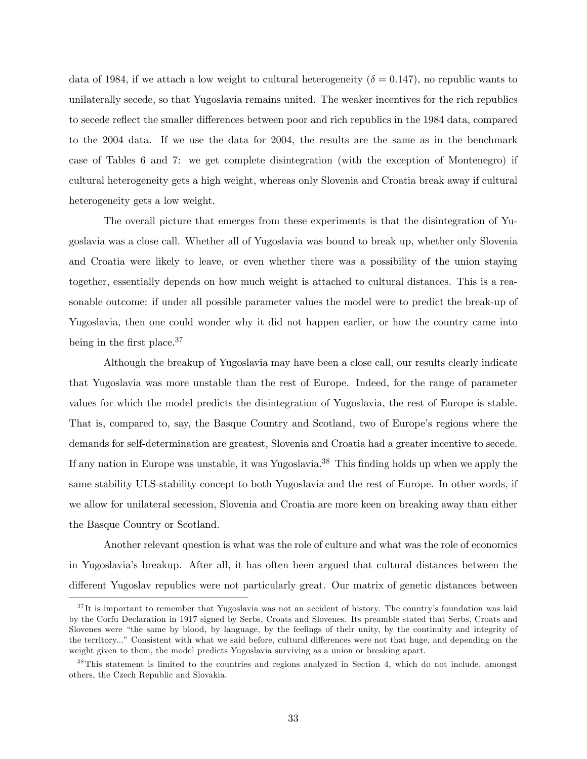data of 1984, if we attach a low weight to cultural heterogeneity ($\delta = 0.147$), no republic wants to unilaterally secede, so that Yugoslavia remains united. The weaker incentives for the rich republics to secede reflect the smaller differences between poor and rich republics in the 1984 data, compared to the 2004 data. If we use the data for 2004, the results are the same as in the benchmark case of Tables 6 and 7: we get complete disintegration (with the exception of Montenegro) if cultural heterogeneity gets a high weight, whereas only Slovenia and Croatia break away if cultural heterogeneity gets a low weight.

The overall picture that emerges from these experiments is that the disintegration of Yugoslavia was a close call. Whether all of Yugoslavia was bound to break up, whether only Slovenia and Croatia were likely to leave, or even whether there was a possibility of the union staying together, essentially depends on how much weight is attached to cultural distances. This is a reasonable outcome: if under all possible parameter values the model were to predict the break-up of Yugoslavia, then one could wonder why it did not happen earlier, or how the country came into being in the first place.[37]

Although the breakup of Yugoslavia may have been a close call, our results clearly indicate that Yugoslavia was more unstable than the rest of Europe. Indeed, for the range of parameter values for which the model predicts the disintegration of Yugoslavia, the rest of Europe is stable. That is, compared to, say, the Basque Country and Scotland, two of Europe's regions where the demands for self-determination are greatest, Slovenia and Croatia had a greater incentive to secede. If any nation in Europe was unstable, it was Yugoslavia.[38] This finding holds up when we apply the same stability ULS-stability concept to both Yugoslavia and the rest of Europe. In other words, if we allow for unilateral secession, Slovenia and Croatia are more keen on breaking away than either the Basque Country or Scotland.

Another relevant question is what was the role of culture and what was the role of economics in Yugoslavia's breakup. After all, it has often been argued that cultural distances between the different Yugoslav republics were not particularly great. Our matrix of genetic distances between

[37] It is important to remember that Yugoslavia was not an accident of history. The country's foundation was laid by the Corfu Declaration in 1917 signed by Serbs, Croats and Slovenes. Its preamble stated that Serbs, Croats and Slovenes were "the same by blood, by language, by the feelings of their unity, by the continuity and integrity of the territory..." Consistent with what we said before, cultural differences were not that huge, and depending on the weight given to them, the model predicts Yugoslavia surviving as a union or breaking apart.

[38] This statement is limited to the countries and regions analyzed in Section 4, which do not include, amongst others, the Czech Republic and Slovakia.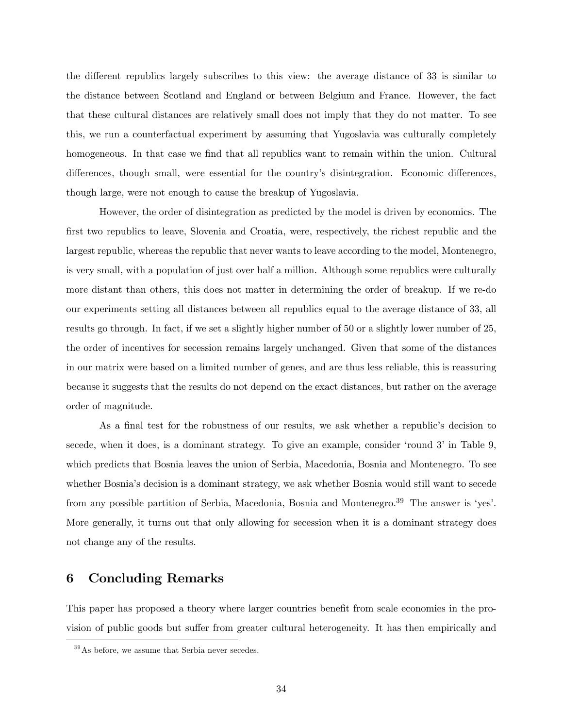the different republics largely subscribes to this view: the average distance of 33 is similar to the distance between Scotland and England or between Belgium and France. However, the fact that these cultural distances are relatively small does not imply that they do not matter. To see this, we run a counterfactual experiment by assuming that Yugoslavia was culturally completely homogeneous. In that case we find that all republics want to remain within the union. Cultural differences, though small, were essential for the country's disintegration. Economic differences, though large, were not enough to cause the breakup of Yugoslavia.

However, the order of disintegration as predicted by the model is driven by economics. The first two republics to leave, Slovenia and Croatia, were, respectively, the richest republic and the largest republic, whereas the republic that never wants to leave according to the model, Montenegro, is very small, with a population of just over half a million. Although some republics were culturally more distant than others, this does not matter in determining the order of breakup. If we re-do our experiments setting all distances between all republics equal to the average distance of 33, all results go through. In fact, if we set a slightly higher number of 50 or a slightly lower number of 25, the order of incentives for secession remains largely unchanged. Given that some of the distances in our matrix were based on a limited number of genes, and are thus less reliable, this is reassuring because it suggests that the results do not depend on the exact distances, but rather on the average order of magnitude.

As a final test for the robustness of our results, we ask whether a republic's decision to secede, when it does, is a dominant strategy. To give an example, consider 'round 3' in Table 9, which predicts that Bosnia leaves the union of Serbia, Macedonia, Bosnia and Montenegro. To see whether Bosnia's decision is a dominant strategy, we ask whether Bosnia would still want to secede from any possible partition of Serbia, Macedonia, Bosnia and Montenegro.[39] The answer is 'yes'. More generally, it turns out that only allowing for secession when it is a dominant strategy does not change any of the results.

## 6 Concluding Remarks

This paper has proposed a theory where larger countries benefit from scale economies in the provision of public goods but suffer from greater cultural heterogeneity. It has then empirically and

[39] As before, we assume that Serbia never secedes.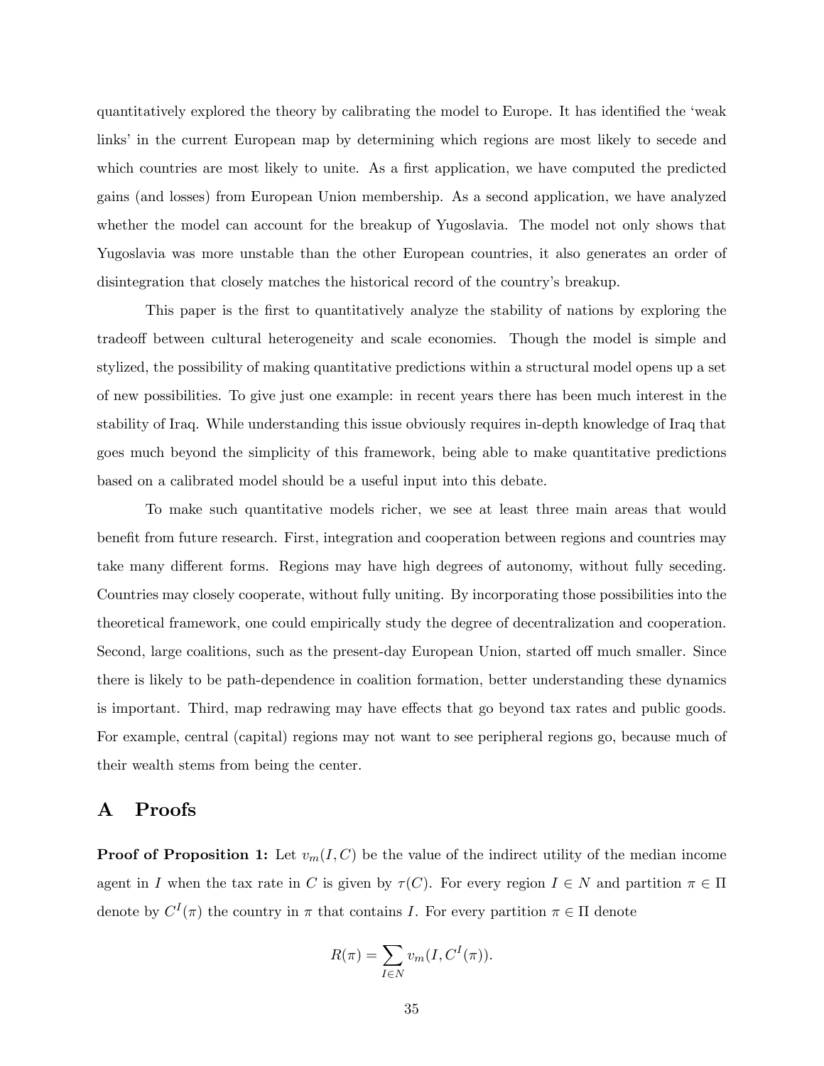quantitatively explored the theory by calibrating the model to Europe. It has identified the 'weak links' in the current European map by determining which regions are most likely to secede and which countries are most likely to unite. As a first application, we have computed the predicted gains (and losses) from European Union membership. As a second application, we have analyzed whether the model can account for the breakup of Yugoslavia. The model not only shows that Yugoslavia was more unstable than the other European countries, it also generates an order of disintegration that closely matches the historical record of the country's breakup.

This paper is the first to quantitatively analyze the stability of nations by exploring the tradeoff between cultural heterogeneity and scale economies. Though the model is simple and stylized, the possibility of making quantitative predictions within a structural model opens up a set of new possibilities. To give just one example: in recent years there has been much interest in the stability of Iraq. While understanding this issue obviously requires in-depth knowledge of Iraq that goes much beyond the simplicity of this framework, being able to make quantitative predictions based on a calibrated model should be a useful input into this debate.

To make such quantitative models richer, we see at least three main areas that would benefit from future research. First, integration and cooperation between regions and countries may take many different forms. Regions may have high degrees of autonomy, without fully seceding. Countries may closely cooperate, without fully uniting. By incorporating those possibilities into the theoretical framework, one could empirically study the degree of decentralization and cooperation. Second, large coalitions, such as the present-day European Union, started off much smaller. Since there is likely to be path-dependence in coalition formation, better understanding these dynamics is important. Third, map redrawing may have effects that go beyond tax rates and public goods. For example, central (capital) regions may not want to see peripheral regions go, because much of their wealth stems from being the center.

# A Proofs

**Proof of Proposition 1:** Let $v_m(I, C)$ be the value of the indirect utility of the median income agent in $I$ when the tax rate in $C$ is given by $\tau(C)$. For every region $I \in N$ and partition $\pi \in \Pi$ denote by $C^I(\pi)$ the country in $\pi$ that contains $I$. For every partition $\pi \in \Pi$ denote

$$R(\pi) = \sum_{I \in N} v_m(I, C^I(\pi)).$$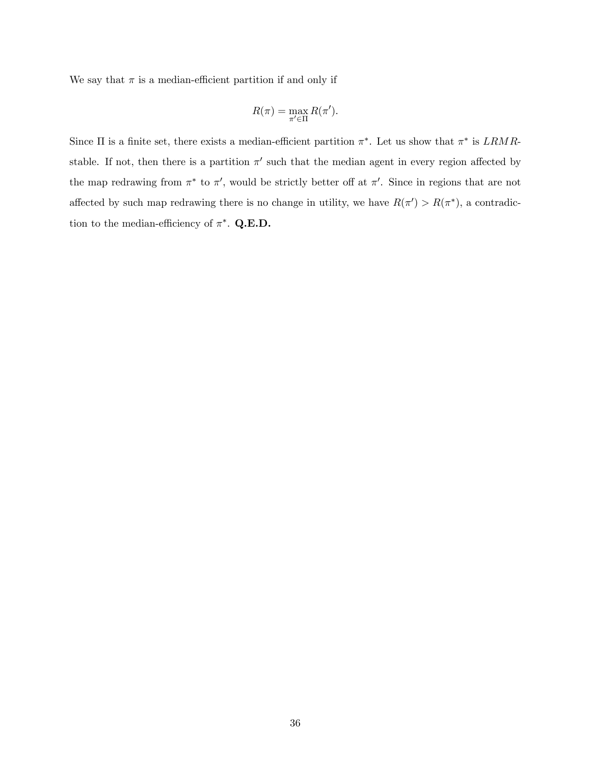We say that $\pi$ is a median-efficient partition if and only if

$$R(\pi) = \max_{\pi' \in \Pi} R(\pi').$$

Since $\Pi$ is a finite set, there exists a median-efficient partition $\pi^*$. Let us show that $\pi^*$ is $LRMR$-stable. If not, then there is a partition $\pi'$ such that the median agent in every region affected by the map redrawing from $\pi^*$ to $\pi'$, would be strictly better off at $\pi'$. Since in regions that are not affected by such map redrawing there is no change in utility, we have $R(\pi') > R(\pi^*)$, a contradiction to the median-efficiency of $\pi^*$. **Q.E.D.**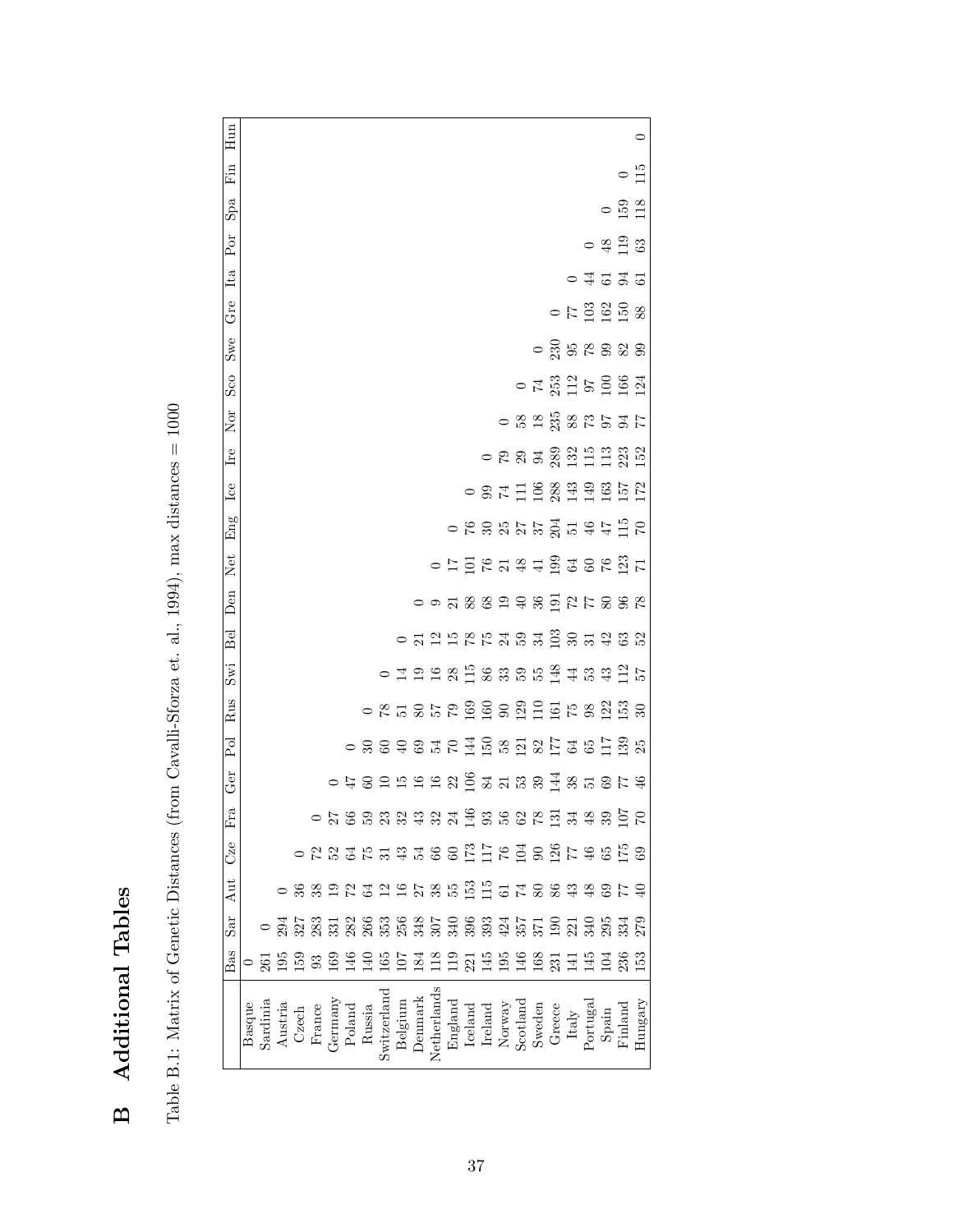# B Additional Tables

Table B.1: Matrix of Genetic Distances (from Cavalli-Sforza et. al., 1994), max distances = 1000

| | Bas | Sar | Aut | Cze | Fra | Ger | Pol | Rus | Swi | Bel | Den | Net | Eng | Ice | Ire | Nor | Sco | Swe | Gre | Ita | Por | Spa | Fin | Hun |
|---|---|---|---|---|---|---|---|---|---|---|---|---|---|---|---|---|---|---|---|---|---|---|---|---|
| Basque | 0 | | | | | | | | | | | | | | | | | | | | | | | |
| Sardinia | 261 | 0 | | | | | | | | | | | | | | | | | | | | | | |
| Austria | 195 | 294 | 0 | | | | | | | | | | | | | | | | | | | | | |
| Czech | 159 | 327 | 36 | 0 | | | | | | | | | | | | | | | | | | | | |
| France | 93 | 283 | 38 | 72 | 0 | | | | | | | | | | | | | | | | | | | |
| Germany | 169 | 331 | 19 | 52 | 27 | 0 | | | | | | | | | | | | | | | | | | |
| Poland | 146 | 282 | 72 | 64 | 66 | 47 | 0 | | | | | | | | | | | | | | | | | |
| Russia | 140 | 266 | 64 | 75 | 59 | 60 | 30 | 0 | | | | | | | | | | | | | | | | |
| Switzerland | 165 | 353 | 12 | 31 | 23 | 10 | 60 | 78 | 0 | | | | | | | | | | | | | | | |
| Belgium | 107 | 256 | 16 | 43 | 32 | 15 | 40 | 51 | 14 | 0 | | | | | | | | | | | | | | |
| Denmark | 184 | 348 | 27 | 54 | 43 | 16 | 69 | 80 | 19 | 21 | 0 | | | | | | | | | | | | | |
| Netherlands | 118 | 307 | 38 | 66 | 32 | 16 | 54 | 57 | 16 | 12 | 9 | 0 | | | | | | | | | | | | |
| England | 119 | 340 | 55 | 60 | 24 | 22 | 70 | 79 | 28 | 15 | 21 | 17 | 0 | | | | | | | | | | | |
| Iceland | 221 | 396 | 153 | 173 | 146 | 106 | 144 | 169 | 115 | 78 | 88 | 101 | 76 | 0 | | | | | | | | | | |
| Ireland | 145 | 393 | 115 | 117 | 93 | 84 | 150 | 160 | 86 | 75 | 68 | 76 | 30 | 99 | 0 | | | | | | | | | |
| Norway | 195 | 424 | 61 | 76 | 56 | 21 | 58 | 90 | 33 | 24 | 19 | 21 | 25 | 74 | 79 | 0 | | | | | | | | |
| Scotland | 146 | 357 | 74 | 104 | 62 | 53 | 121 | 129 | 59 | 59 | 40 | 48 | 27 | 111 | 29 | 58 | 0 | | | | | | | |
| Sweden | 168 | 371 | 80 | 90 | 78 | 39 | 82 | 110 | 55 | 34 | 36 | 41 | 37 | 106 | 94 | 18 | 74 | 0 | | | | | | |
| Greece | 231 | 190 | 86 | 126 | 131 | 144 | 177 | 161 | 148 | 103 | 191 | 199 | 204 | 288 | 289 | 235 | 253 | 230 | 0 | | | | | |
| Italy | 141 | 221 | 43 | 77 | 34 | 38 | 64 | 75 | 44 | 30 | 72 | 64 | 51 | 143 | 132 | 88 | 112 | 95 | 77 | 0 | | | | |
| Portugal | 145 | 340 | 48 | 46 | 48 | 51 | 65 | 98 | 53 | 31 | 77 | 60 | 46 | 149 | 115 | 73 | 97 | 78 | 103 | 44 | 0 | | | |
| Spain | 104 | 295 | 69 | 65 | 39 | 69 | 117 | 122 | 43 | 42 | 80 | 76 | 47 | 163 | 113 | 97 | 100 | 99 | 162 | 61 | 48 | 0 | | |
| Finland | 236 | 334 | 77 | 175 | 107 | 77 | 139 | 153 | 112 | 63 | 96 | 123 | 115 | 157 | 223 | 94 | 166 | 82 | 150 | 94 | 119 | 159 | 0 | |
| Hungary | 153 | 279 | 40 | 69 | 70 | 46 | 25 | 30 | 57 | 52 | 78 | 71 | 70 | 172 | 152 | 77 | 124 | 99 | 88 | 61 | 63 | 118 | 115 | 0 |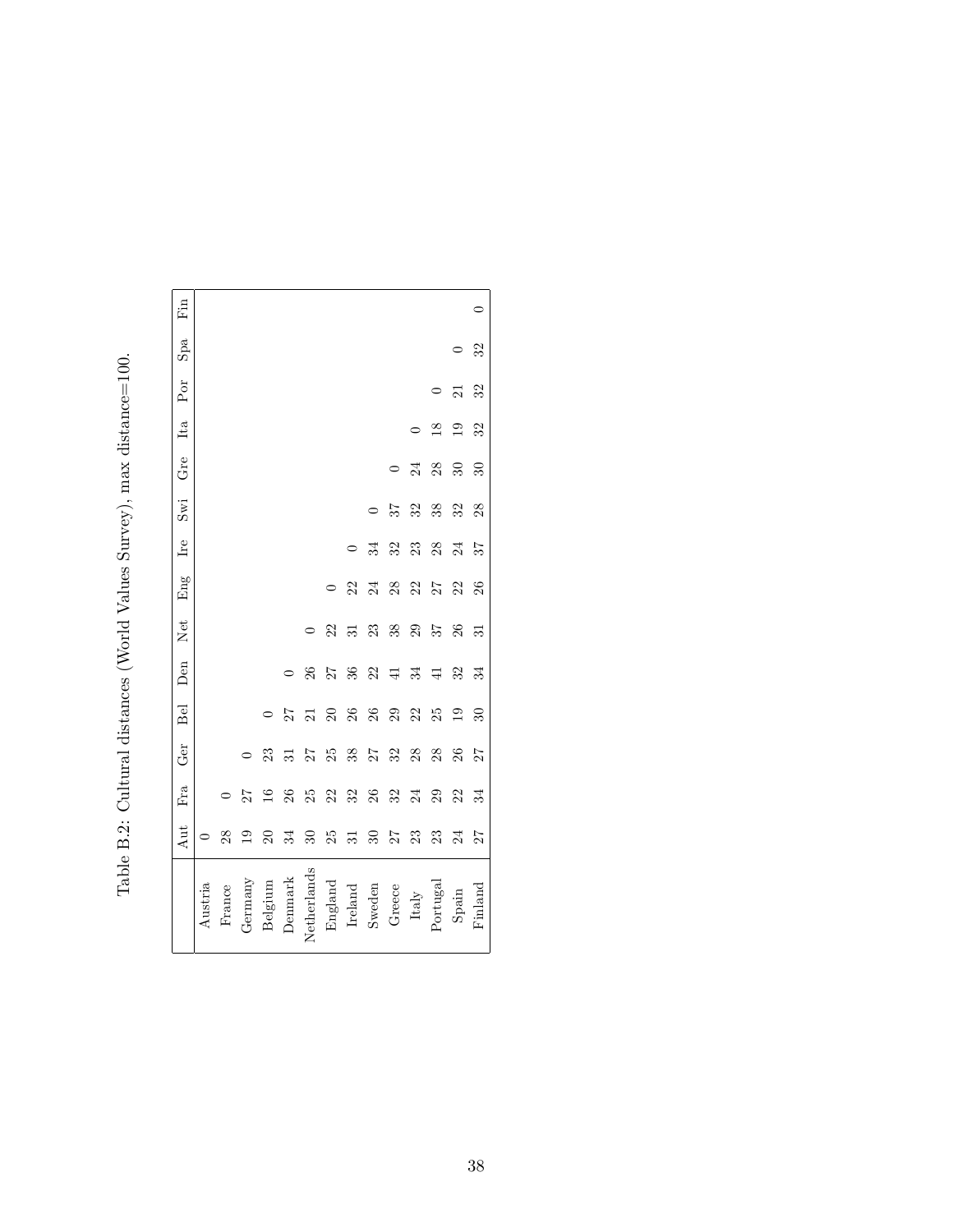Table B.2: Cultural distances (World Values Survey), max distance=100.

| | Aut | Fra | Ger | Bel | Den | Net | Eng | Ire | Swi | Gre | Ita | Por | Spa | Fin |
|---|---|---|---|---|---|---|---|---|---|---|---|---|---|---|
| Austria | 0 | | | | | | | | | | | | | |
| France | 28 | 0 | | | | | | | | | | | | |
| Germany | 19 | 27 | 0 | | | | | | | | | | | |
| Belgium | 20 | 16 | 23 | 0 | | | | | | | | | | |
| Denmark | 34 | 26 | 31 | 27 | 0 | | | | | | | | | |
| Netherlands | 30 | 25 | 27 | 21 | 26 | 0 | | | | | | | | |
| England | 25 | 22 | 25 | 20 | 27 | 22 | 0 | | | | | | | |
| Ireland | 31 | 32 | 38 | 26 | 36 | 31 | 22 | 0 | | | | | | |
| Sweden | 30 | 26 | 27 | 26 | 22 | 23 | 24 | 34 | 0 | | | | | |
| Greece | 27 | 32 | 32 | 29 | 41 | 38 | 28 | 32 | 37 | 0 | | | | |
| Italy | 23 | 24 | 28 | 22 | 34 | 29 | 22 | 23 | 32 | 24 | 0 | | | |
| Portugal | 23 | 29 | 28 | 25 | 41 | 37 | 27 | 28 | 38 | 28 | 18 | 0 | | |
| Spain | 24 | 22 | 26 | 19 | 32 | 26 | 22 | 24 | 32 | 30 | 19 | 21 | 0 | |
| Finland | 27 | 34 | 27 | 30 | 34 | 31 | 26 | 37 | 28 | 30 | 32 | 32 | 32 | 0 |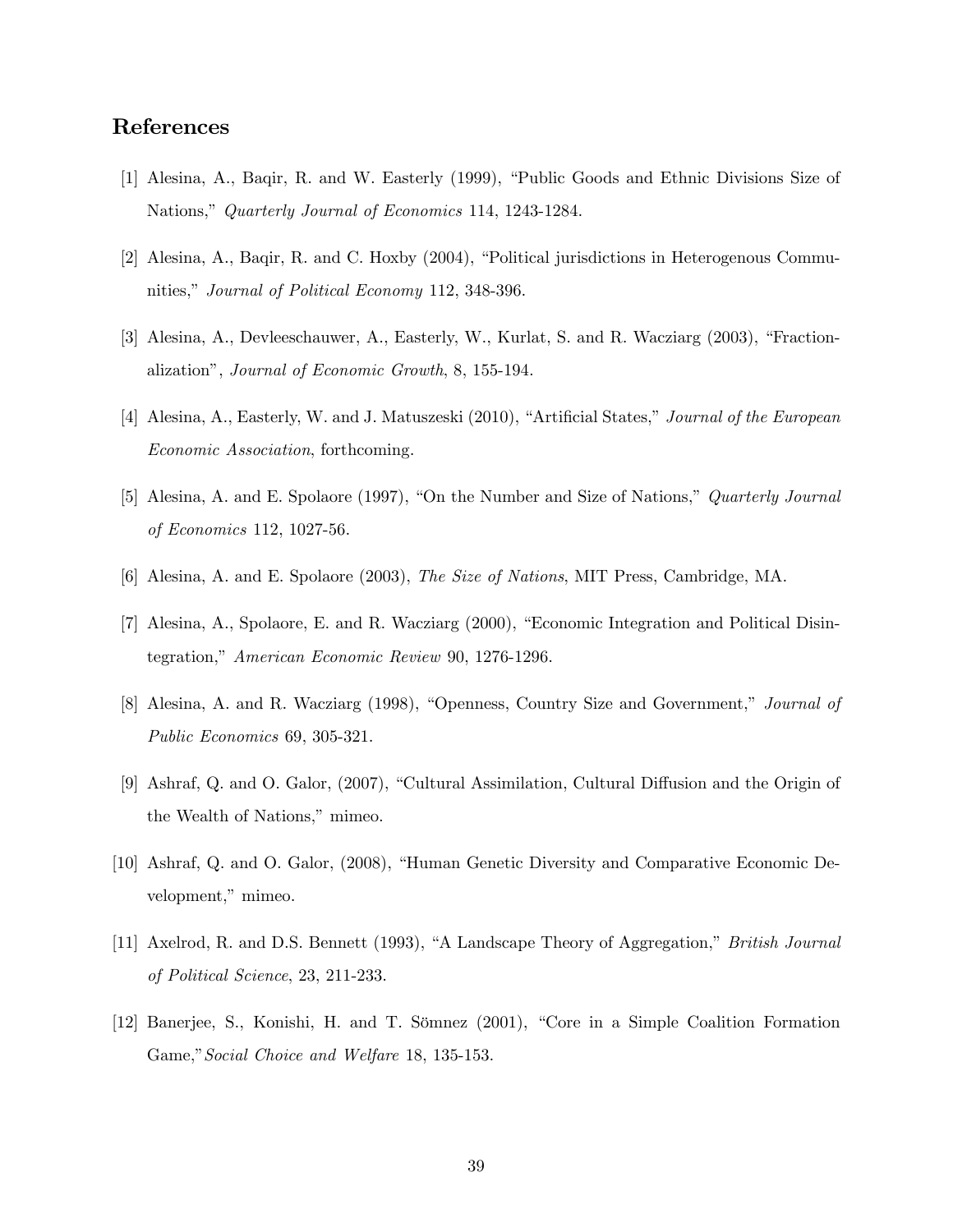## References

[1] Alesina, A., Baqir, R. and W. Easterly (1999), "Public Goods and Ethnic Divisions Size of Nations," *Quarterly Journal of Economics* 114, 1243-1284.

[2] Alesina, A., Baqir, R. and C. Hoxby (2004), "Political jurisdictions in Heterogenous Communities," *Journal of Political Economy* 112, 348-396.

[3] Alesina, A., Devleeschauwer, A., Easterly, W., Kurlat, S. and R. Wacziarg (2003), "Fractionalization", *Journal of Economic Growth*, 8, 155-194.

[4] Alesina, A., Easterly, W. and J. Matuszeski (2010), "Artificial States," *Journal of the European Economic Association*, forthcoming.

[5] Alesina, A. and E. Spolaore (1997), "On the Number and Size of Nations," *Quarterly Journal of Economics* 112, 1027-56.

[6] Alesina, A. and E. Spolaore (2003), *The Size of Nations*, MIT Press, Cambridge, MA.

[7] Alesina, A., Spolaore, E. and R. Wacziarg (2000), "Economic Integration and Political Disintegration," *American Economic Review* 90, 1276-1296.

[8] Alesina, A. and R. Wacziarg (1998), "Openness, Country Size and Government," *Journal of Public Economics* 69, 305-321.

[9] Ashraf, Q. and O. Galor, (2007), "Cultural Assimilation, Cultural Diffusion and the Origin of the Wealth of Nations," mimeo.

[10] Ashraf, Q. and O. Galor, (2008), "Human Genetic Diversity and Comparative Economic Development," mimeo.

[11] Axelrod, R. and D.S. Bennett (1993), "A Landscape Theory of Aggregation," *British Journal of Political Science*, 23, 211-233.

[12] Banerjee, S., Konishi, H. and T. Sömnez (2001), "Core in a Simple Coalition Formation Game," *Social Choice and Welfare* 18, 135-153.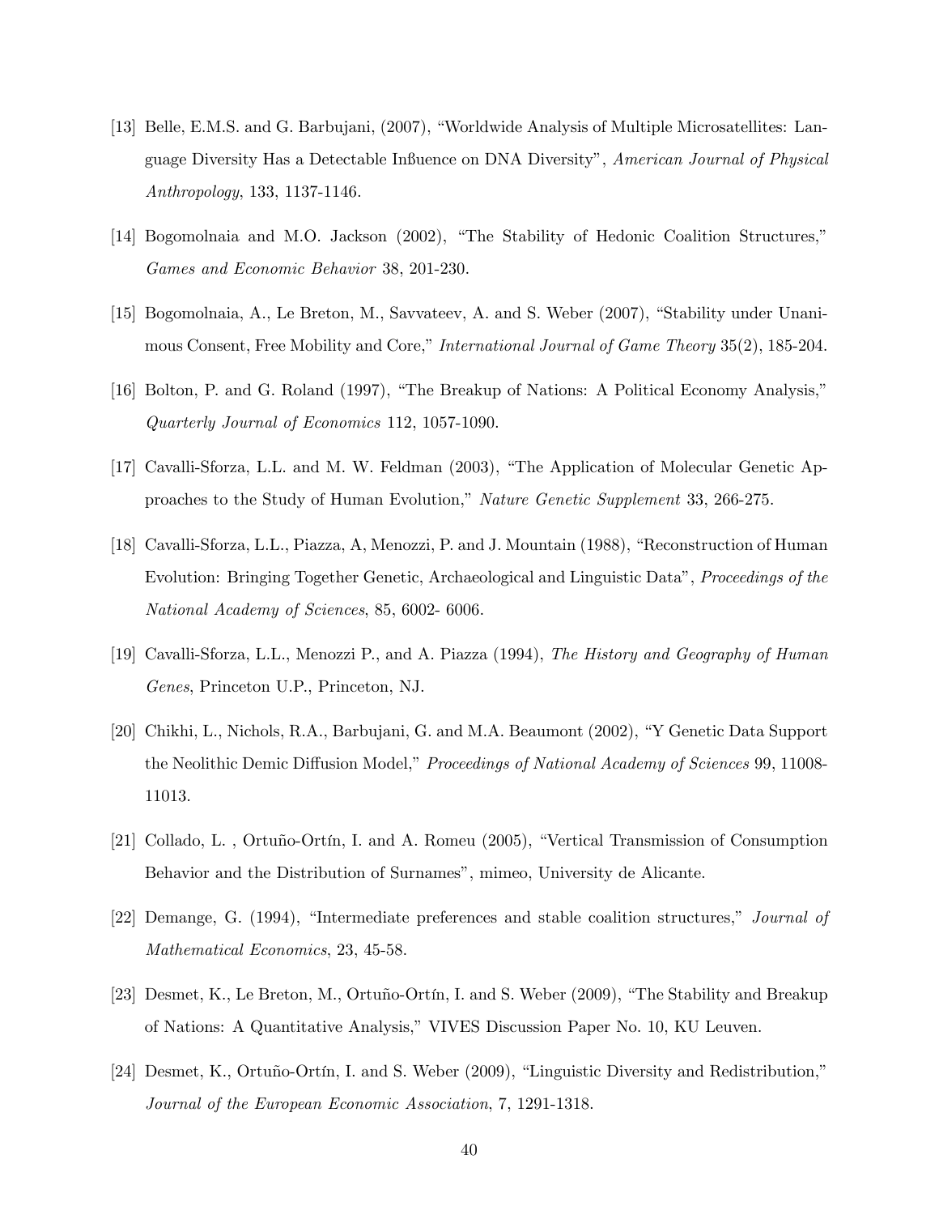[13] Belle, E.M.S. and G. Barbujani, (2007), "Worldwide Analysis of Multiple Microsatellites: Language Diversity Has a Detectable Influence on DNA Diversity", *American Journal of Physical Anthropology*, 133, 1137-1146.

[14] Bogomolnaia and M.O. Jackson (2002), "The Stability of Hedonic Coalition Structures," *Games and Economic Behavior* 38, 201-230.

[15] Bogomolnaia, A., Le Breton, M., Savvateev, A. and S. Weber (2007), "Stability under Unanimous Consent, Free Mobility and Core," *International Journal of Game Theory* 35(2), 185-204.

[16] Bolton, P. and G. Roland (1997), "The Breakup of Nations: A Political Economy Analysis," *Quarterly Journal of Economics* 112, 1057-1090.

[17] Cavalli-Sforza, L.L. and M. W. Feldman (2003), "The Application of Molecular Genetic Approaches to the Study of Human Evolution," *Nature Genetic Supplement* 33, 266-275.

[18] Cavalli-Sforza, L.L., Piazza, A, Menozzi, P. and J. Mountain (1988), "Reconstruction of Human Evolution: Bringing Together Genetic, Archaeological and Linguistic Data", *Proceedings of the National Academy of Sciences*, 85, 6002- 6006.

[19] Cavalli-Sforza, L.L., Menozzi P., and A. Piazza (1994), *The History and Geography of Human Genes*, Princeton U.P., Princeton, NJ.

[20] Chikhi, L., Nichols, R.A., Barbujani, G. and M.A. Beaumont (2002), "Y Genetic Data Support the Neolithic Demic Diffusion Model," *Proceedings of National Academy of Sciences* 99, 11008-11013.

[21] Collado, L. , Ortuño-Ortín, I. and A. Romeu (2005), "Vertical Transmission of Consumption Behavior and the Distribution of Surnames", mimeo, University de Alicante.

[22] Demange, G. (1994), "Intermediate preferences and stable coalition structures," *Journal of Mathematical Economics*, 23, 45-58.

[23] Desmet, K., Le Breton, M., Ortuño-Ortín, I. and S. Weber (2009), "The Stability and Breakup of Nations: A Quantitative Analysis," VIVES Discussion Paper No. 10, KU Leuven.

[24] Desmet, K., Ortuño-Ortín, I. and S. Weber (2009), "Linguistic Diversity and Redistribution," *Journal of the European Economic Association*, 7, 1291-1318.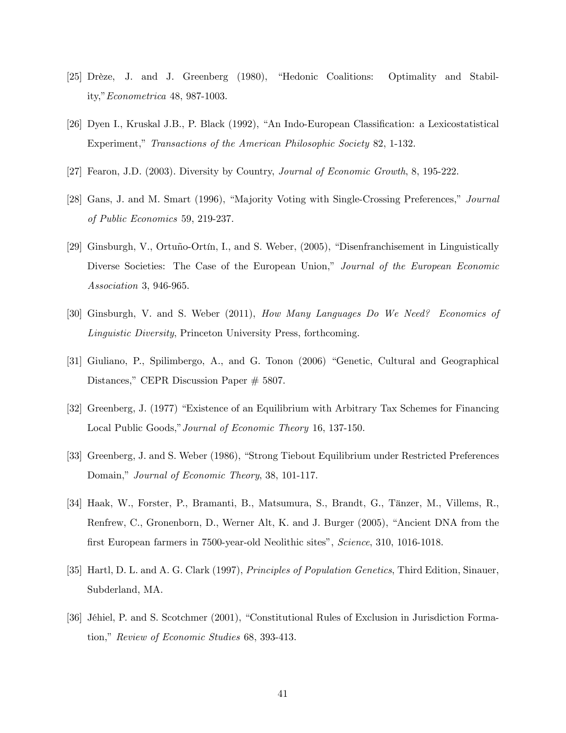[25] Drèze, J. and J. Greenberg (1980), "Hedonic Coalitions: Optimality and Stability," *Econometrica* 48, 987-1003.

[26] Dyen I., Kruskal J.B., P. Black (1992), "An Indo-European Classification: a Lexicostatistical Experiment," *Transactions of the American Philosophic Society* 82, 1-132.

[27] Fearon, J.D. (2003). Diversity by Country, *Journal of Economic Growth*, 8, 195-222.

[28] Gans, J. and M. Smart (1996), "Majority Voting with Single-Crossing Preferences," *Journal of Public Economics* 59, 219-237.

[29] Ginsburgh, V., Ortuño-Ortín, I., and S. Weber, (2005), "Disenfranchisement in Linguistically Diverse Societies: The Case of the European Union," *Journal of the European Economic Association* 3, 946-965.

[30] Ginsburgh, V. and S. Weber (2011), *How Many Languages Do We Need? Economics of Linguistic Diversity*, Princeton University Press, forthcoming.

[31] Giuliano, P., Spilimbergo, A., and G. Tonon (2006) "Genetic, Cultural and Geographical Distances," CEPR Discussion Paper # 5807.

[32] Greenberg, J. (1977) "Existence of an Equilibrium with Arbitrary Tax Schemes for Financing Local Public Goods," *Journal of Economic Theory* 16, 137-150.

[33] Greenberg, J. and S. Weber (1986), "Strong Tiebout Equilibrium under Restricted Preferences Domain," *Journal of Economic Theory*, 38, 101-117.

[34] Haak, W., Forster, P., Bramanti, B., Matsumura, S., Brandt, G., Tänzer, M., Villems, R., Renfrew, C., Gronenborn, D., Werner Alt, K. and J. Burger (2005), "Ancient DNA from the first European farmers in 7500-year-old Neolithic sites", *Science*, 310, 1016-1018.

[35] Hartl, D. L. and A. G. Clark (1997), *Principles of Population Genetics*, Third Edition, Sinauer, Subderland, MA.

[36] Jéhiel, P. and S. Scotchmer (2001), "Constitutional Rules of Exclusion in Jurisdiction Formation," *Review of Economic Studies* 68, 393-413.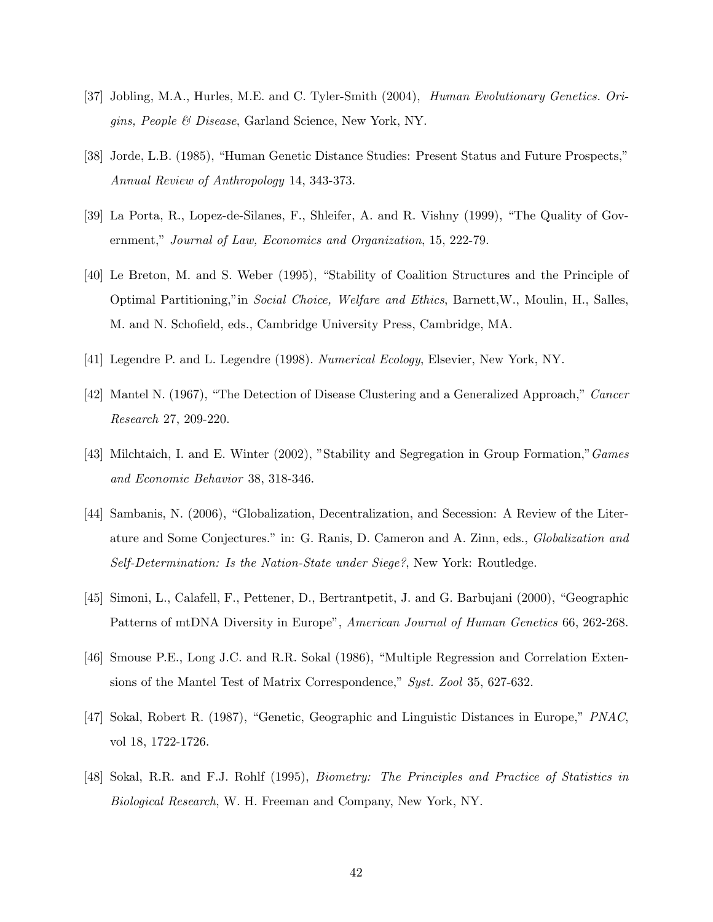[37] Jobling, M.A., Hurles, M.E. and C. Tyler-Smith (2004), *Human Evolutionary Genetics. Origins, People & Disease*, Garland Science, New York, NY.

[38] Jorde, L.B. (1985), "Human Genetic Distance Studies: Present Status and Future Prospects," *Annual Review of Anthropology* 14, 343-373.

[39] La Porta, R., Lopez-de-Silanes, F., Shleifer, A. and R. Vishny (1999), "The Quality of Government," *Journal of Law, Economics and Organization*, 15, 222-79.

[40] Le Breton, M. and S. Weber (1995), "Stability of Coalition Structures and the Principle of Optimal Partitioning,"in *Social Choice, Welfare and Ethics*, Barnett,W., Moulin, H., Salles, M. and N. Schofield, eds., Cambridge University Press, Cambridge, MA.

[41] Legendre P. and L. Legendre (1998). *Numerical Ecology*, Elsevier, New York, NY.

[42] Mantel N. (1967), "The Detection of Disease Clustering and a Generalized Approach," *Cancer Research* 27, 209-220.

[43] Milchtaich, I. and E. Winter (2002), "Stability and Segregation in Group Formation,"*Games and Economic Behavior* 38, 318-346.

[44] Sambanis, N. (2006), "Globalization, Decentralization, and Secession: A Review of the Literature and Some Conjectures." in: G. Ranis, D. Cameron and A. Zinn, eds., *Globalization and Self-Determination: Is the Nation-State under Siege?*, New York: Routledge.

[45] Simoni, L., Calafell, F., Pettener, D., Bertrantpetit, J. and G. Barbujani (2000), "Geographic Patterns of mtDNA Diversity in Europe", *American Journal of Human Genetics* 66, 262-268.

[46] Smouse P.E., Long J.C. and R.R. Sokal (1986), "Multiple Regression and Correlation Extensions of the Mantel Test of Matrix Correspondence," *Syst. Zool* 35, 627-632.

[47] Sokal, Robert R. (1987), "Genetic, Geographic and Linguistic Distances in Europe," *PNAC*, vol 18, 1722-1726.

[48] Sokal, R.R. and F.J. Rohlf (1995), *Biometry: The Principles and Practice of Statistics in Biological Research*, W. H. Freeman and Company, New York, NY.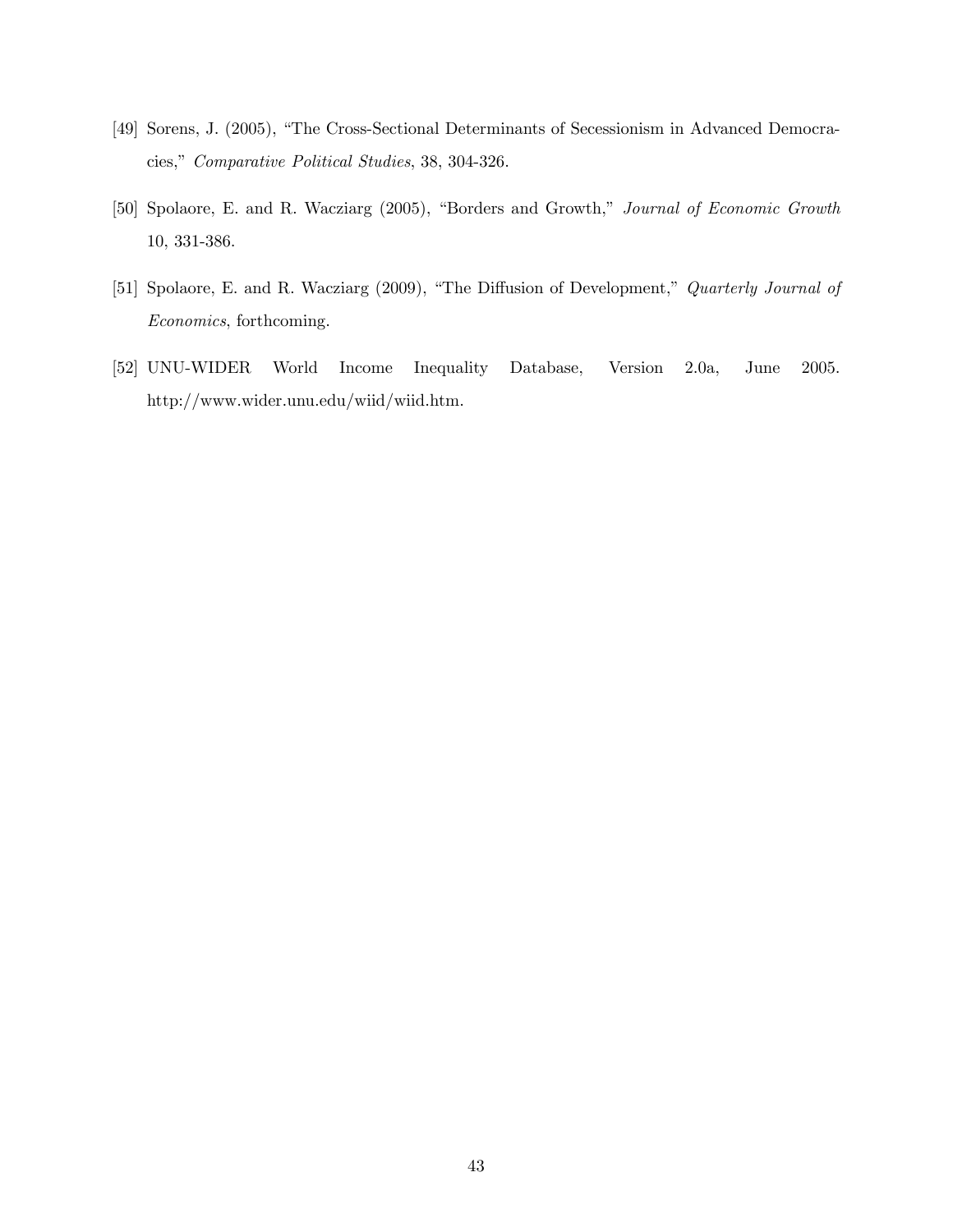[49] Sorens, J. (2005), "The Cross-Sectional Determinants of Secessionism in Advanced Democracies," *Comparative Political Studies*, 38, 304-326.

[50] Spolaore, E. and R. Wacziarg (2005), "Borders and Growth," *Journal of Economic Growth* 10, 331-386.

[51] Spolaore, E. and R. Wacziarg (2009), "The Diffusion of Development," *Quarterly Journal of Economics*, forthcoming.

[52] UNU-WIDER World Income Inequality Database, Version 2.0a, June 2005. http://www.wider.unu.edu/wiid/wiid.htm.